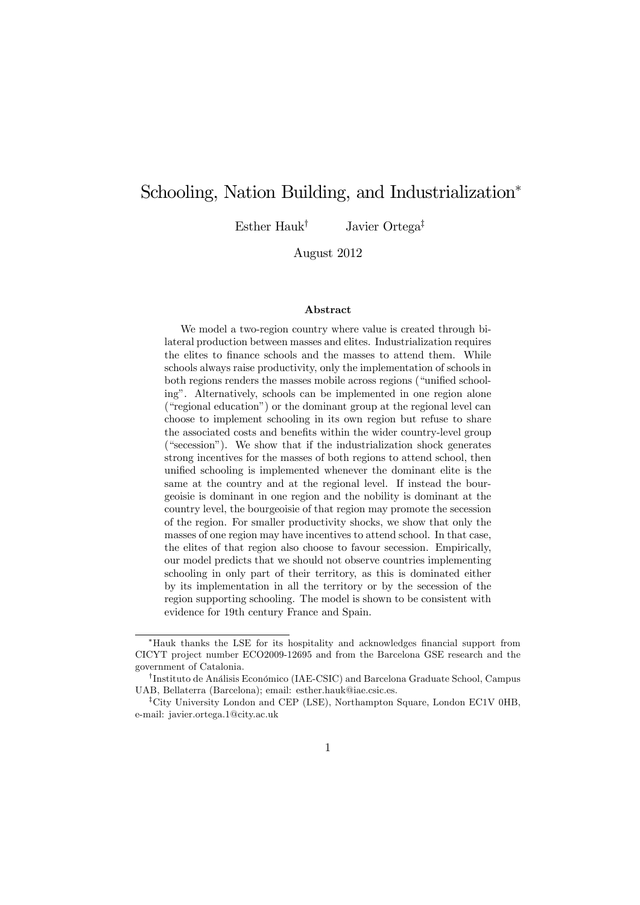# Schooling, Nation Building, and Industrialization*

Esther Hauk[†] Javier Ortega[‡]

August 2012

### Abstract

We model a two-region country where value is created through bilateral production between masses and elites. Industrialization requires the elites to finance schools and the masses to attend them. While schools always raise productivity, only the implementation of schools in both regions renders the masses mobile across regions ("unified schooling". Alternatively, schools can be implemented in one region alone ("regional education") or the dominant group at the regional level can choose to implement schooling in its own region but refuse to share the associated costs and benefits within the wider country-level group ("secession"). We show that if the industrialization shock generates strong incentives for the masses of both regions to attend school, then unified schooling is implemented whenever the dominant elite is the same at the country and at the regional level. If instead the bourgeoisie is dominant in one region and the nobility is dominant at the country level, the bourgeoisie of that region may promote the secession of the region. For smaller productivity shocks, we show that only the masses of one region may have incentives to attend school. In that case, the elites of that region also choose to favour secession. Empirically, our model predicts that we should not observe countries implementing schooling in only part of their territory, as this is dominated either by its implementation in all the territory or by the secession of the region supporting schooling. The model is shown to be consistent with evidence for 19th century France and Spain.

---

*Hauk thanks the LSE for its hospitality and acknowledges financial support from CICYT project number ECO2009-12695 and from the Barcelona GSE research and the government of Catalonia.

[†]Instituto de Análisis Económico (IAE-CSIC) and Barcelona Graduate School, Campus UAB, Bellaterra (Barcelona); email: esther.hauk@iae.csic.es.

[‡]City University London and CEP (LSE), Northampton Square, London EC1V 0HB, e-mail: javier.ortega.1@city.ac.uk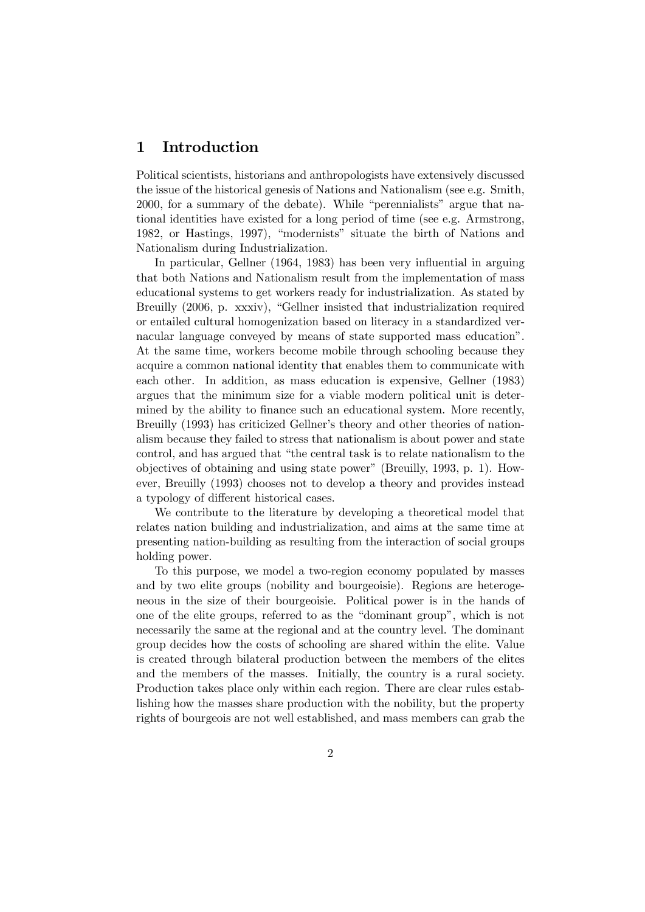# 1 Introduction

Political scientists, historians and anthropologists have extensively discussed the issue of the historical genesis of Nations and Nationalism (see e.g. Smith, 2000, for a summary of the debate). While "perennialists" argue that national identities have existed for a long period of time (see e.g. Armstrong, 1982, or Hastings, 1997), "modernists" situate the birth of Nations and Nationalism during Industrialization.

In particular, Gellner (1964, 1983) has been very influential in arguing that both Nations and Nationalism result from the implementation of mass educational systems to get workers ready for industrialization. As stated by Breuilly (2006, p. xxxiv), "Gellner insisted that industrialization required or entailed cultural homogenization based on literacy in a standardized vernacular language conveyed by means of state supported mass education". At the same time, workers become mobile through schooling because they acquire a common national identity that enables them to communicate with each other. In addition, as mass education is expensive, Gellner (1983) argues that the minimum size for a viable modern political unit is determined by the ability to finance such an educational system. More recently, Breuilly (1993) has criticized Gellner's theory and other theories of nationalism because they failed to stress that nationalism is about power and state control, and has argued that "the central task is to relate nationalism to the objectives of obtaining and using state power" (Breuilly, 1993, p. 1). However, Breuilly (1993) chooses not to develop a theory and provides instead a typology of different historical cases.

We contribute to the literature by developing a theoretical model that relates nation building and industrialization, and aims at the same time at presenting nation-building as resulting from the interaction of social groups holding power.

To this purpose, we model a two-region economy populated by masses and by two elite groups (nobility and bourgeoisie). Regions are heterogeneous in the size of their bourgeoisie. Political power is in the hands of one of the elite groups, referred to as the "dominant group", which is not necessarily the same at the regional and at the country level. The dominant group decides how the costs of schooling are shared within the elite. Value is created through bilateral production between the members of the elites and the members of the masses. Initially, the country is a rural society. Production takes place only within each region. There are clear rules establishing how the masses share production with the nobility, but the property rights of bourgeois are not well established, and mass members can grab the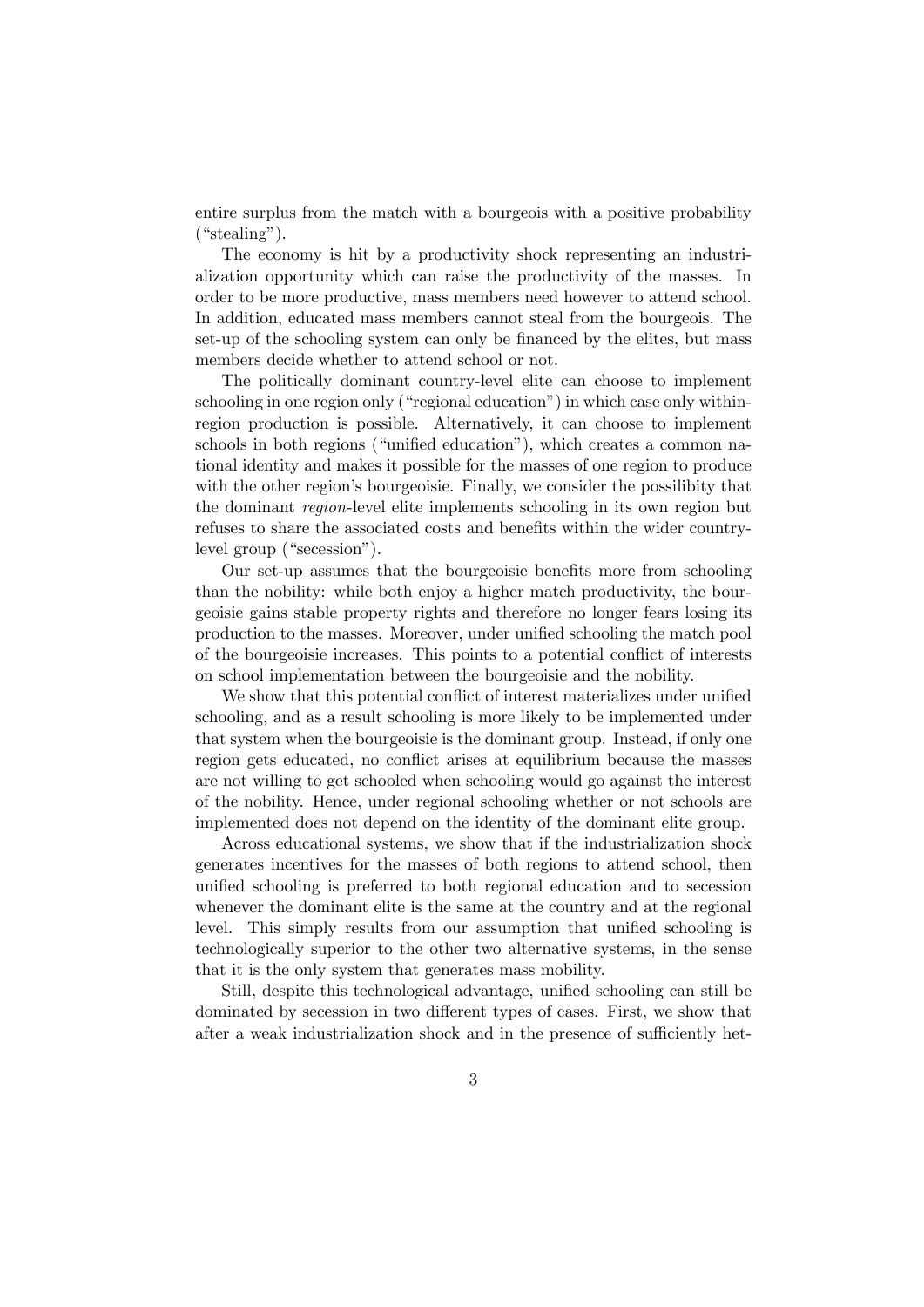entire surplus from the match with a bourgeois with a positive probability ("stealing").

The economy is hit by a productivity shock representing an industrialization opportunity which can raise the productivity of the masses. In order to be more productive, mass members need however to attend school. In addition, educated mass members cannot steal from the bourgeois. The set-up of the schooling system can only be financed by the elites, but mass members decide whether to attend school or not.

The politically dominant country-level elite can choose to implement schooling in one region only ("regional education") in which case only within-region production is possible. Alternatively, it can choose to implement schools in both regions ("unified education"), which creates a common national identity and makes it possible for the masses of one region to produce with the other region's bourgeoisie. Finally, we consider the possilibity that the dominant *region*-level elite implements schooling in its own region but refuses to share the associated costs and benefits within the wider country-level group ("secession").

Our set-up assumes that the bourgeoisie benefits more from schooling than the nobility: while both enjoy a higher match productivity, the bourgeoisie gains stable property rights and therefore no longer fears losing its production to the masses. Moreover, under unified schooling the match pool of the bourgeoisie increases. This points to a potential conflict of interests on school implementation between the bourgeoisie and the nobility.

We show that this potential conflict of interest materializes under unified schooling, and as a result schooling is more likely to be implemented under that system when the bourgeoisie is the dominant group. Instead, if only one region gets educated, no conflict arises at equilibrium because the masses are not willing to get schooled when schooling would go against the interest of the nobility. Hence, under regional schooling whether or not schools are implemented does not depend on the identity of the dominant elite group.

Across educational systems, we show that if the industrialization shock generates incentives for the masses of both regions to attend school, then unified schooling is preferred to both regional education and to secession whenever the dominant elite is the same at the country and at the regional level. This simply results from our assumption that unified schooling is technologically superior to the other two alternative systems, in the sense that it is the only system that generates mass mobility.

Still, despite this technological advantage, unified schooling can still be dominated by secession in two different types of cases. First, we show that after a weak industrialization shock and in the presence of sufficiently het-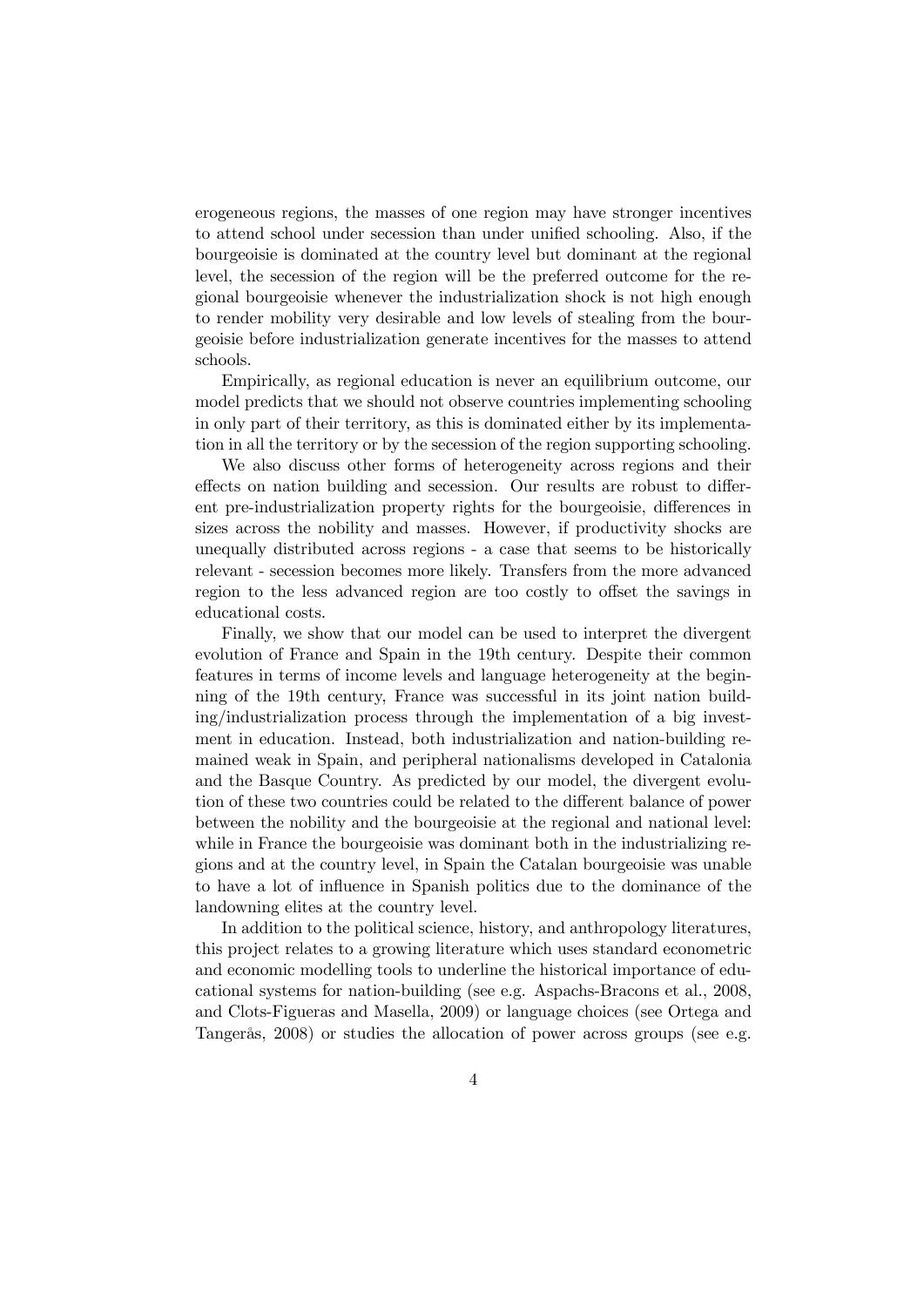erogeneous regions, the masses of one region may have stronger incentives to attend school under secession than under unified schooling. Also, if the bourgeoisie is dominated at the country level but dominant at the regional level, the secession of the region will be the preferred outcome for the regional bourgeoisie whenever the industrialization shock is not high enough to render mobility very desirable and low levels of stealing from the bourgeoisie before industrialization generate incentives for the masses to attend schools.

Empirically, as regional education is never an equilibrium outcome, our model predicts that we should not observe countries implementing schooling in only part of their territory, as this is dominated either by its implementation in all the territory or by the secession of the region supporting schooling.

We also discuss other forms of heterogeneity across regions and their effects on nation building and secession. Our results are robust to different pre-industrialization property rights for the bourgeoisie, differences in sizes across the nobility and masses. However, if productivity shocks are unequally distributed across regions - a case that seems to be historically relevant - secession becomes more likely. Transfers from the more advanced region to the less advanced region are too costly to offset the savings in educational costs.

Finally, we show that our model can be used to interpret the divergent evolution of France and Spain in the 19th century. Despite their common features in terms of income levels and language heterogeneity at the beginning of the 19th century, France was successful in its joint nation building/industrialization process through the implementation of a big investment in education. Instead, both industrialization and nation-building remained weak in Spain, and peripheral nationalisms developed in Catalonia and the Basque Country. As predicted by our model, the divergent evolution of these two countries could be related to the different balance of power between the nobility and the bourgeoisie at the regional and national level: while in France the bourgeoisie was dominant both in the industrializing regions and at the country level, in Spain the Catalan bourgeoisie was unable to have a lot of influence in Spanish politics due to the dominance of the landowning elites at the country level.

In addition to the political science, history, and anthropology literatures, this project relates to a growing literature which uses standard econometric and economic modelling tools to underline the historical importance of educational systems for nation-building (see e.g. Aspachs-Bracons et al., 2008, and Clots-Figueras and Masella, 2009) or language choices (see Ortega and Tangerås, 2008) or studies the allocation of power across groups (see e.g.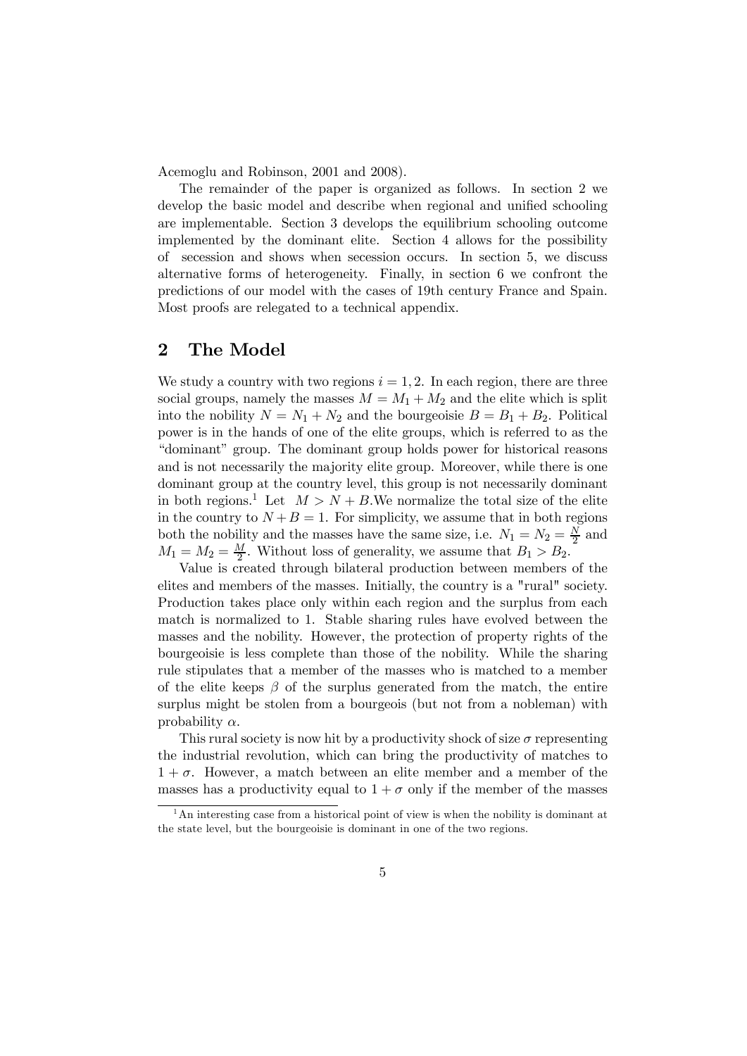Acemoglu and Robinson, 2001 and 2008).

The remainder of the paper is organized as follows. In section 2 we develop the basic model and describe when regional and unified schooling are implementable. Section 3 develops the equilibrium schooling outcome implemented by the dominant elite. Section 4 allows for the possibility of secession and shows when secession occurs. In section 5, we discuss alternative forms of heterogeneity. Finally, in section 6 we confront the predictions of our model with the cases of 19th century France and Spain. Most proofs are relegated to a technical appendix.

## 2 The Model

We study a country with two regions $i = 1, 2$. In each region, there are three social groups, namely the masses $M = M_1 + M_2$ and the elite which is split into the nobility $N = N_1 + N_2$ and the bourgeoisie $B = B_1 + B_2$. Political power is in the hands of one of the elite groups, which is referred to as the "dominant" group. The dominant group holds power for historical reasons and is not necessarily the majority elite group. Moreover, while there is one dominant group at the country level, this group is not necessarily dominant in both regions.[1] Let $M > N + B$.We normalize the total size of the elite in the country to $N + B = 1$. For simplicity, we assume that in both regions both the nobility and the masses have the same size, i.e. $N_1 = N_2 = \frac{N}{2}$ and $M_1 = M_2 = \frac{M}{2}$. Without loss of generality, we assume that $B_1 > B_2$.

Value is created through bilateral production between members of the elites and members of the masses. Initially, the country is a "rural" society. Production takes place only within each region and the surplus from each match is normalized to 1. Stable sharing rules have evolved between the masses and the nobility. However, the protection of property rights of the bourgeoisie is less complete than those of the nobility. While the sharing rule stipulates that a member of the masses who is matched to a member of the elite keeps $\beta$ of the surplus generated from the match, the entire surplus might be stolen from a bourgeois (but not from a nobleman) with probability $\alpha$.

This rural society is now hit by a productivity shock of size $\sigma$ representing the industrial revolution, which can bring the productivity of matches to $1 + \sigma$. However, a match between an elite member and a member of the masses has a productivity equal to $1 + \sigma$ only if the member of the masses

[1] An interesting case from a historical point of view is when the nobility is dominant at the state level, but the bourgeoisie is dominant in one of the two regions.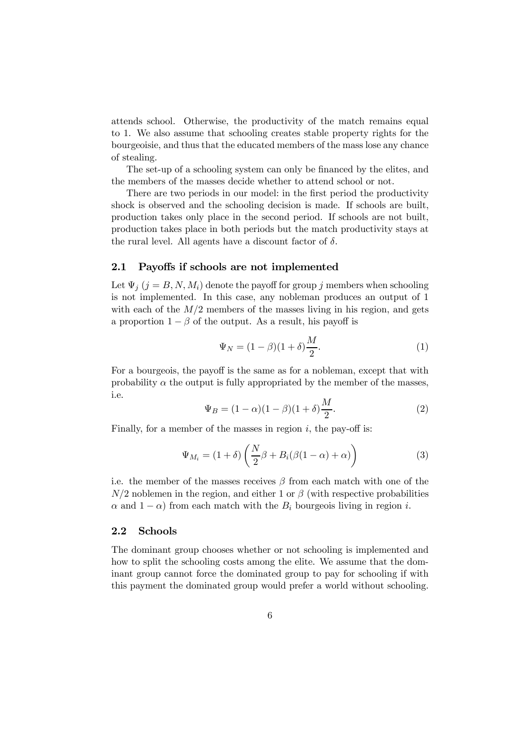attends school. Otherwise, the productivity of the match remains equal to 1. We also assume that schooling creates stable property rights for the bourgeoisie, and thus that the educated members of the mass lose any chance of stealing.

The set-up of a schooling system can only be financed by the elites, and the members of the masses decide whether to attend school or not.

There are two periods in our model: in the first period the productivity shock is observed and the schooling decision is made. If schools are built, production takes only place in the second period. If schools are not built, production takes place in both periods but the match productivity stays at the rural level. All agents have a discount factor of $\delta$.

### 2.1 Payoffs if schools are not implemented

Let $\Psi_j$ ($j = B, N, M_i$) denote the payoff for group $j$ members when schooling is not implemented. In this case, any nobleman produces an output of 1 with each of the $M/2$ members of the masses living in his region, and gets a proportion $1 - \beta$ of the output. As a result, his payoff is

$$\Psi_N = (1-\beta)(1+\delta)\frac{M}{2}. \tag{1}$$

For a bourgeois, the payoff is the same as for a nobleman, except that with probability $\alpha$ the output is fully appropriated by the member of the masses, i.e.

$$\Psi_B = (1-\alpha)(1-\beta)(1+\delta)\frac{M}{2}. \tag{2}$$

Finally, for a member of the masses in region $i$, the pay-off is:

$$\Psi_{M_i} = (1+\delta)\left(\frac{N}{2}\beta + B_i(\beta(1-\alpha)+\alpha)\right) \tag{3}$$

i.e. the member of the masses receives $\beta$ from each match with one of the $N/2$ noblemen in the region, and either 1 or $\beta$ (with respective probabilities $\alpha$ and $1-\alpha$) from each match with the $B_i$ bourgeois living in region $i$.

### 2.2 Schools

The dominant group chooses whether or not schooling is implemented and how to split the schooling costs among the elite. We assume that the dominant group cannot force the dominated group to pay for schooling if with this payment the dominated group would prefer a world without schooling.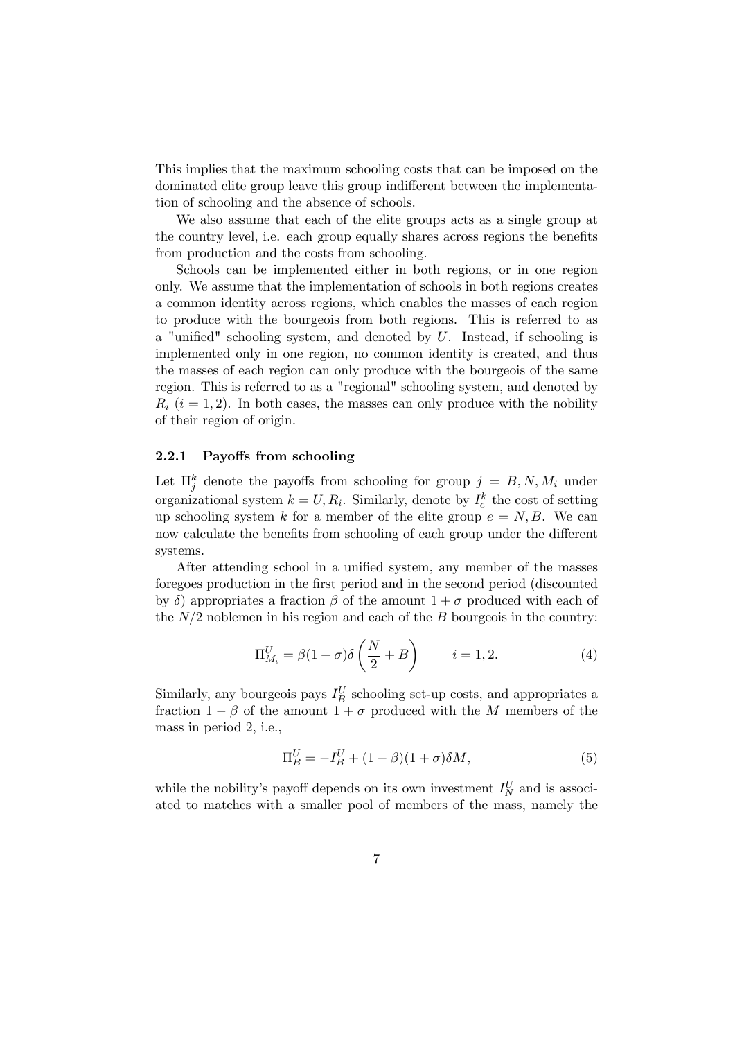This implies that the maximum schooling costs that can be imposed on the dominated elite group leave this group indifferent between the implementation of schooling and the absence of schools.

We also assume that each of the elite groups acts as a single group at the country level, i.e. each group equally shares across regions the benefits from production and the costs from schooling.

Schools can be implemented either in both regions, or in one region only. We assume that the implementation of schools in both regions creates a common identity across regions, which enables the masses of each region to produce with the bourgeois from both regions. This is referred to as a "unified" schooling system, and denoted by $U$. Instead, if schooling is implemented only in one region, no common identity is created, and thus the masses of each region can only produce with the bourgeois of the same region. This is referred to as a "regional" schooling system, and denoted by $R_i$ ($i = 1, 2$). In both cases, the masses can only produce with the nobility of their region of origin.

### 2.2.1 Payoffs from schooling

Let $\Pi_j^k$ denote the payoffs from schooling for group $j = B, N, M_i$ under organizational system $k = U, R_i$. Similarly, denote by $I_e^k$ the cost of setting up schooling system $k$ for a member of the elite group $e = N, B$. We can now calculate the benefits from schooling of each group under the different systems.

After attending school in a unified system, any member of the masses foregoes production in the first period and in the second period (discounted by $\delta$) appropriates a fraction $\beta$ of the amount $1 + \sigma$ produced with each of the $N/2$ noblemen in his region and each of the $B$ bourgeois in the country:

$$\Pi_{M_i}^U = \beta(1+\sigma)\delta\left(\frac{N}{2} + B\right) \qquad i = 1, 2. \tag{4}$$

Similarly, any bourgeois pays $I_B^U$ schooling set-up costs, and appropriates a fraction $1 - \beta$ of the amount $1 + \sigma$ produced with the $M$ members of the mass in period 2, i.e.,

$$\Pi_B^U = -I_B^U + (1-\beta)(1+\sigma)\delta M, \tag{5}$$

while the nobility's payoff depends on its own investment $I_N^U$ and is associated to matches with a smaller pool of members of the mass, namely the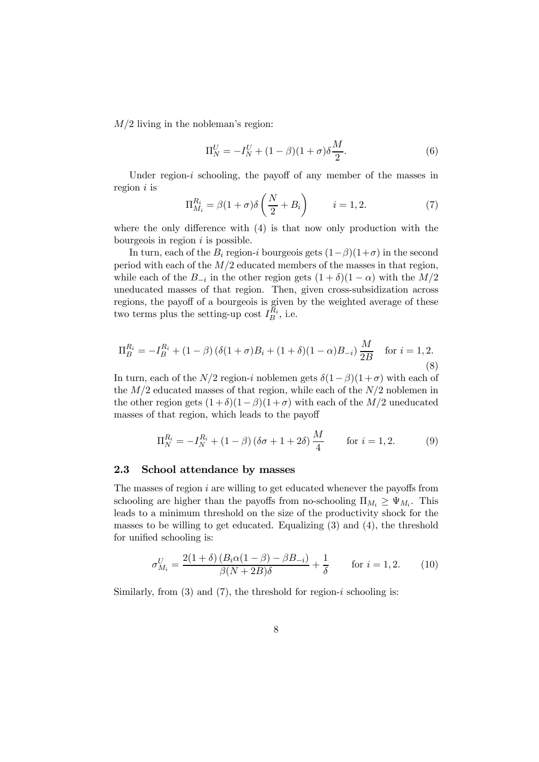$M/2$ living in the nobleman's region:

$$\Pi_N^U = -I_N^U + (1-\beta)(1+\sigma)\delta\frac{M}{2}. \tag{6}$$

Under region-$i$ schooling, the payoff of any member of the masses in region $i$ is

$$\Pi_{M_i}^{R_i} = \beta(1+\sigma)\delta\left(\frac{N}{2}+B_i\right) \qquad i=1,2. \tag{7}$$

where the only difference with (4) is that now only production with the bourgeois in region $i$ is possible.

In turn, each of the $B_i$ region-$i$ bourgeois gets $(1-\beta)(1+\sigma)$ in the second period with each of the $M/2$ educated members of the masses in that region, while each of the $B_{-i}$ in the other region gets $(1+\delta)(1-\alpha)$ with the $M/2$ uneducated masses of that region. Then, given cross-subsidization across regions, the payoff of a bourgeois is given by the weighted average of these two terms plus the setting-up cost $I_B^{R_i}$, i.e.

$$\Pi_B^{R_i} = -I_B^{R_i} + (1-\beta)\left(\delta(1+\sigma)B_i + (1+\delta)(1-\alpha)B_{-i}\right)\frac{M}{2B} \quad \text{for } i=1,2. \tag{8}$$

In turn, each of the $N/2$ region-$i$ noblemen gets $\delta(1-\beta)(1+\sigma)$ with each of the $M/2$ educated masses of that region, while each of the $N/2$ noblemen in the other region gets $(1+\delta)(1-\beta)(1+\sigma)$ with each of the $M/2$ uneducated masses of that region, which leads to the payoff

$$\Pi_N^{R_i} = -I_N^{R_i} + (1-\beta)\left(\delta\sigma + 1 + 2\delta\right)\frac{M}{4} \qquad \text{for } i=1,2. \tag{9}$$

### 2.3 School attendance by masses

The masses of region $i$ are willing to get educated whenever the payoffs from schooling are higher than the payoffs from no-schooling $\Pi_{M_i} \geq \Psi_{M_i}$. This leads to a minimum threshold on the size of the productivity shock for the masses to be willing to get educated. Equalizing (3) and (4), the threshold for unified schooling is:

$$\sigma_{M_i}^U = \frac{2(1+\delta)\left(B_i\alpha(1-\beta) - \beta B_{-i}\right)}{\beta(N+2B)\delta} + \frac{1}{\delta} \qquad \text{for } i=1,2. \tag{10}$$

Similarly, from (3) and (7), the threshold for region-$i$ schooling is: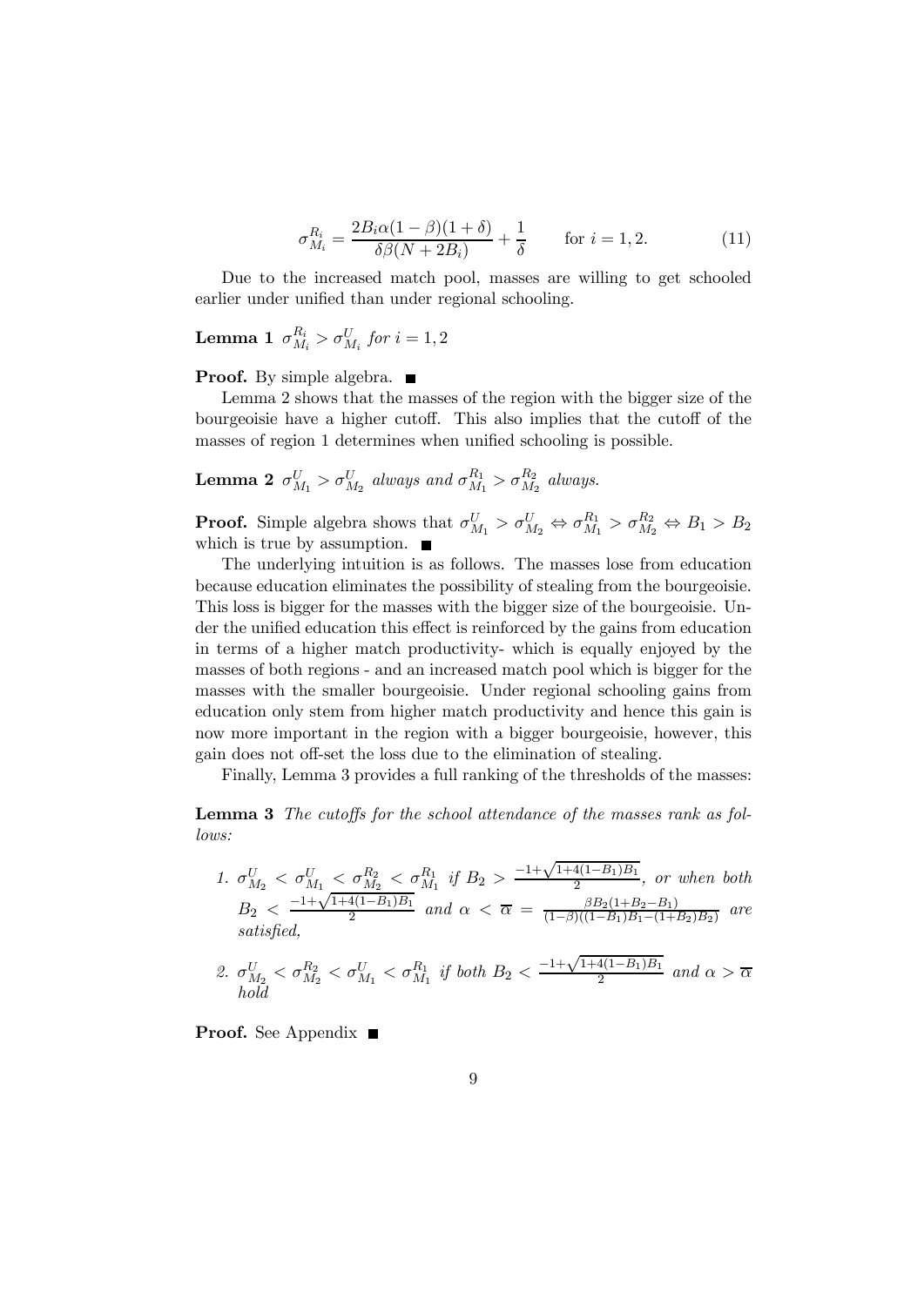$$\sigma_{M_i}^{R_i} = \frac{2B_i\alpha(1-\beta)(1+\delta)}{\delta\beta(N+2B_i)} + \frac{1}{\delta} \qquad \text{for } i = 1, 2. \tag{11}$$

Due to the increased match pool, masses are willing to get schooled earlier under unified than under regional schooling.

**Lemma 1** *$\sigma_{M_i}^{R_i} > \sigma_{M_i}^{U}$ for $i = 1, 2$*

**Proof.** By simple algebra. ■

Lemma 2 shows that the masses of the region with the bigger size of the bourgeoisie have a higher cutoff. This also implies that the cutoff of the masses of region 1 determines when unified schooling is possible.

**Lemma 2** *$\sigma_{M_1}^{U} > \sigma_{M_2}^{U}$ always and $\sigma_{M_1}^{R_1} > \sigma_{M_2}^{R_2}$ always.*

**Proof.** Simple algebra shows that $\sigma_{M_1}^{U} > \sigma_{M_2}^{U} \Leftrightarrow \sigma_{M_1}^{R_1} > \sigma_{M_2}^{R_2} \Leftrightarrow B_1 > B_2$ which is true by assumption. ■

The underlying intuition is as follows. The masses lose from education because education eliminates the possibility of stealing from the bourgeoisie. This loss is bigger for the masses with the bigger size of the bourgeoisie. Under the unified education this effect is reinforced by the gains from education in terms of a higher match productivity- which is equally enjoyed by the masses of both regions - and an increased match pool which is bigger for the masses with the smaller bourgeoisie. Under regional schooling gains from education only stem from higher match productivity and hence this gain is now more important in the region with a bigger bourgeoisie, however, this gain does not off-set the loss due to the elimination of stealing.

Finally, Lemma 3 provides a full ranking of the thresholds of the masses:

**Lemma 3** *The cutoffs for the school attendance of the masses rank as follows:*

1. *$\sigma_{M_2}^{U} < \sigma_{M_1}^{U} < \sigma_{M_2}^{R_2} < \sigma_{M_1}^{R_1}$ if $B_2 > \frac{-1+\sqrt{1+4(1-B_1)B_1}}{2}$, or when both $B_2 < \frac{-1+\sqrt{1+4(1-B_1)B_1}}{2}$ and $\alpha < \overline{\alpha} = \frac{\beta B_2(1+B_2-B_1)}{(1-\beta)((1-B_1)B_1-(1+B_2)B_2)}$ are satisfied,*

2. *$\sigma_{M_2}^{U} < \sigma_{M_2}^{R_2} < \sigma_{M_1}^{U} < \sigma_{M_1}^{R_1}$ if both $B_2 < \frac{-1+\sqrt{1+4(1-B_1)B_1}}{2}$ and $\alpha > \overline{\alpha}$ hold*

**Proof.** See Appendix ■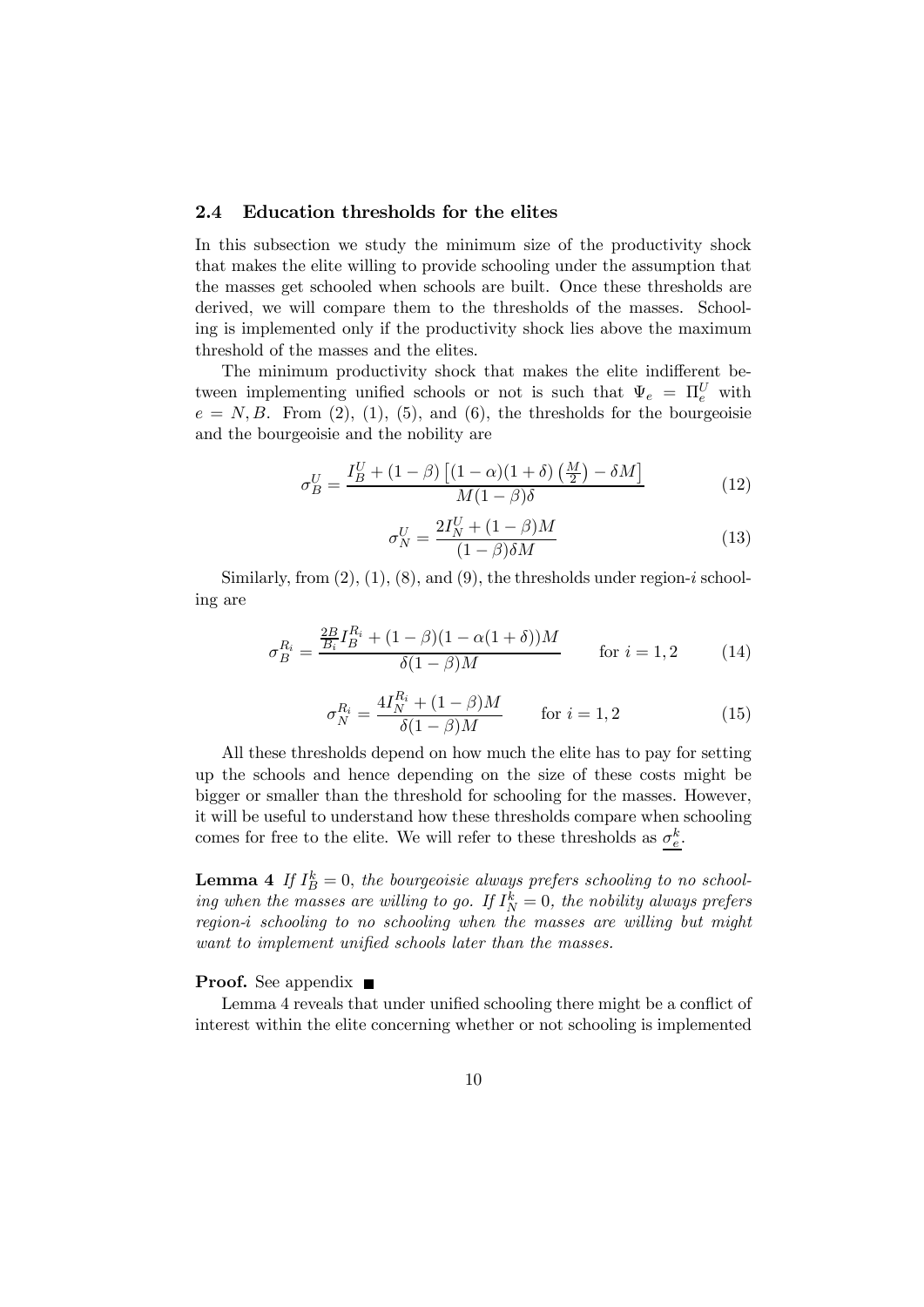### 2.4 Education thresholds for the elites

In this subsection we study the minimum size of the productivity shock that makes the elite willing to provide schooling under the assumption that the masses get schooled when schools are built. Once these thresholds are derived, we will compare them to the thresholds of the masses. Schooling is implemented only if the productivity shock lies above the maximum threshold of the masses and the elites.

The minimum productivity shock that makes the elite indifferent between implementing unified schools or not is such that $\Psi_e = \Pi_e^U$ with $e = N, B$. From (2), (1), (5), and (6), the thresholds for the bourgeoisie and the bourgeoisie and the nobility are

$$\sigma_B^U = \frac{I_B^U + (1-\beta)\left[(1-\alpha)(1+\delta)\left(\frac{M}{2}\right) - \delta M\right]}{M(1-\beta)\delta} \tag{12}$$

$$\sigma_N^U = \frac{2I_N^U + (1-\beta)M}{(1-\beta)\delta M} \tag{13}$$

Similarly, from (2), (1), (8), and (9), the thresholds under region-$i$ schooling are

$$\sigma_B^{R_i} = \frac{\frac{2B}{B_i} I_B^{R_i} + (1-\beta)(1-\alpha(1+\delta))M}{\delta(1-\beta)M} \qquad \text{for } i = 1,2 \tag{14}$$

$$\sigma_N^{R_i} = \frac{4I_N^{R_i} + (1-\beta)M}{\delta(1-\beta)M} \qquad \text{for } i = 1,2 \tag{15}$$

All these thresholds depend on how much the elite has to pay for setting up the schools and hence depending on the size of these costs might be bigger or smaller than the threshold for schooling for the masses. However, it will be useful to understand how these thresholds compare when schooling comes for free to the elite. We will refer to these thresholds as $\underline{\sigma_e^k}$.

**Lemma 4** *If $I_B^k = 0$, the bourgeoisie always prefers schooling to no schooling when the masses are willing to go. If $I_N^k = 0$, the nobility always prefers region-i schooling to no schooling when the masses are willing but might want to implement unified schools later than the masses.*

**Proof.** See appendix ■

Lemma 4 reveals that under unified schooling there might be a conflict of interest within the elite concerning whether or not schooling is implemented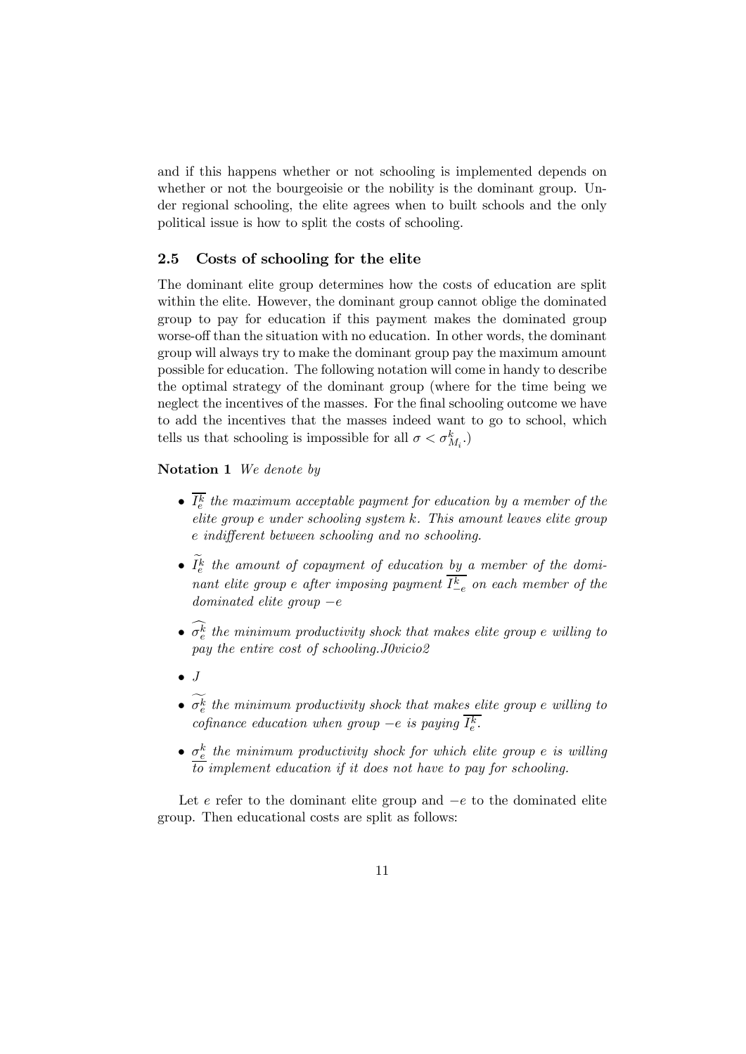and if this happens whether or not schooling is implemented depends on whether or not the bourgeoisie or the nobility is the dominant group. Under regional schooling, the elite agrees when to built schools and the only political issue is how to split the costs of schooling.

### 2.5 Costs of schooling for the elite

The dominant elite group determines how the costs of education are split within the elite. However, the dominant group cannot oblige the dominated group to pay for education if this payment makes the dominated group worse-off than the situation with no education. In other words, the dominant group will always try to make the dominant group pay the maximum amount possible for education. The following notation will come in handy to describe the optimal strategy of the dominant group (where for the time being we neglect the incentives of the masses. For the final schooling outcome we have to add the incentives that the masses indeed want to go to school, which tells us that schooling is impossible for all $\sigma < \sigma^k_{M_i}$.)

**Notation 1** *We denote by*

- $\overline{I^k_e}$ *the maximum acceptable payment for education by a member of the elite group e under schooling system k. This amount leaves elite group e indifferent between schooling and no schooling.*
- $\widetilde{I^k_e}$ *the amount of copayment of education by a member of the dominant elite group e after imposing payment* $\overline{I^k_{-e}}$ *on each member of the dominated elite group* $-e$
- $\widehat{\sigma^k_e}$ *the minimum productivity shock that makes elite group e willing to pay the entire cost of schooling.J0vicio2*
- $J$
- $\widetilde{\sigma^k_e}$ *the minimum productivity shock that makes elite group e willing to cofinance education when group* $-e$ *is paying* $\overline{I^k_e}$.
- $\underline{\sigma^k_e}$ *the minimum productivity shock for which elite group e is willing to implement education if it does not have to pay for schooling.*

Let $e$ refer to the dominant elite group and $-e$ to the dominated elite group. Then educational costs are split as follows: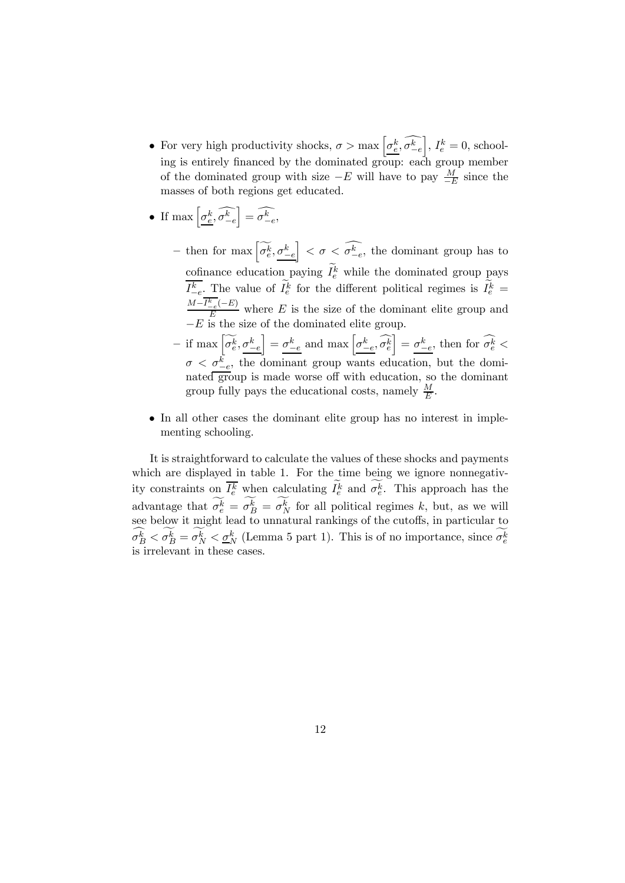- For very high productivity shocks, $\sigma > \max\left[\underline{\sigma_e^k}, \widehat{\sigma_{-e}^k}\right]$, $I_e^k = 0$, schooling is entirely financed by the dominated group: each group member of the dominated group with size $-E$ will have to pay $\frac{M}{-E}$ since the masses of both regions get educated.

- If $\max\left[\underline{\sigma_e^k}, \widehat{\sigma_{-e}^k}\right] = \widehat{\sigma_{-e}^k}$,

  - then for $\max\left[\widetilde{\sigma_e^k}, \underline{\sigma_{-e}^k}\right] < \sigma < \widehat{\sigma_{-e}^k}$, the dominant group has to cofinance education paying $\widetilde{I_e^k}$ while the dominated group pays $\overline{I_{-e}^k}$. The value of $\widetilde{I_e^k}$ for the different political regimes is $\widetilde{I_e^k} = \frac{M - \overline{I_{-e}^k}(-E)}{E}$ where $E$ is the size of the dominant elite group and $-E$ is the size of the dominated elite group.

  - if $\max\left[\widetilde{\sigma_e^k}, \underline{\sigma_{-e}^k}\right] = \underline{\sigma_{-e}^k}$ and $\max\left[\underline{\sigma_{-e}^k}, \widehat{\sigma_e^k}\right] = \underline{\sigma_{-e}^k}$, then for $\widehat{\sigma_e^k} < \sigma < \underline{\sigma_{-e}^k}$, the dominant group wants education, but the dominated group is made worse off with education, so the dominant group fully pays the educational costs, namely $\frac{M}{E}$.

- In all other cases the dominant elite group has no interest in implementing schooling.

It is straightforward to calculate the values of these shocks and payments which are displayed in table 1. For the time being we ignore nonnegativity constraints on $\overline{I_e^k}$ when calculating $\widetilde{I_e^k}$ and $\widetilde{\sigma_e^k}$. This approach has the advantage that $\widetilde{\sigma_e^k} = \widetilde{\sigma_B^k} = \widetilde{\sigma_N^k}$ for all political regimes $k$, but, as we will see below it might lead to unnatural rankings of the cutoffs, in particular to $\widehat{\sigma_B^k} < \widetilde{\sigma_B^k} = \widetilde{\sigma_N^k} < \underline{\sigma}_N^k$ (Lemma 5 part 1). This is of no importance, since $\widetilde{\sigma_e^k}$ is irrelevant in these cases.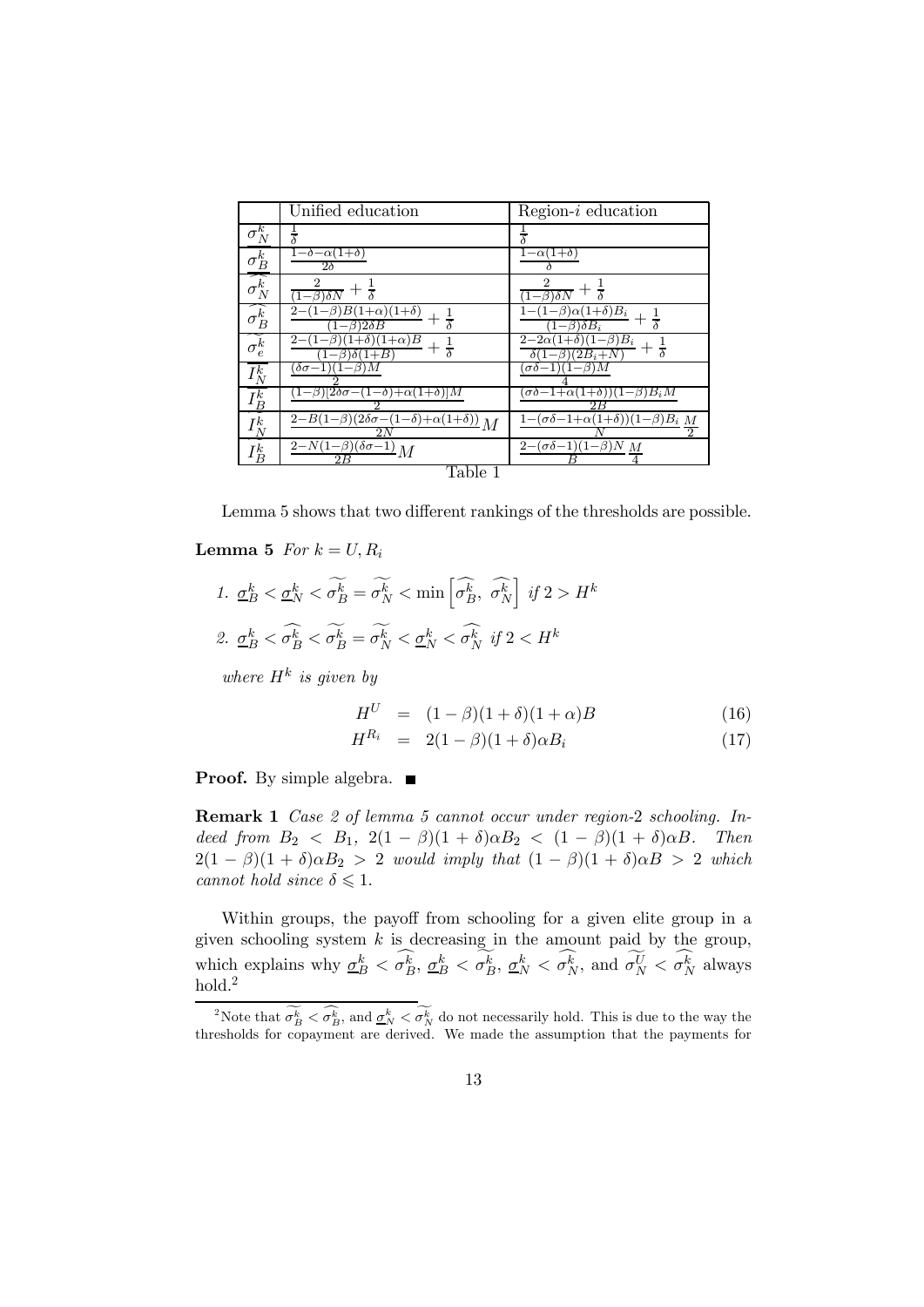|  | Unified education | Region-$i$ education |
|---|---|---|
| $\underline{\sigma}_N^k$ | $\frac{1}{\delta}$ | $\frac{1}{\delta}$ |
| $\underline{\sigma}_B^k$ | $\frac{1-\delta-\alpha(1+\delta)}{2\delta}$ | $\frac{1-\alpha(1+\delta)}{\delta}$ |
| $\widehat{\sigma_N^k}$ | $\frac{2}{(1-\beta)\delta N}+\frac{1}{\delta}$ | $\frac{2}{(1-\beta)\delta N}+\frac{1}{\delta}$ |
| $\widehat{\sigma_B^k}$ | $\frac{2-(1-\beta)B(1+\alpha)(1+\delta)}{(1-\beta)2\delta B}+\frac{1}{\delta}$ | $\frac{1-(1-\beta)\alpha(1+\delta)B_i}{(1-\beta)\delta B_i}+\frac{1}{\delta}$ |
| $\widetilde{\sigma_e^k}$ | $\frac{2-(1-\beta)(1+\delta)(1+\alpha)B}{(1-\beta)\delta(1+B)}+\frac{1}{\delta}$ | $\frac{2-2\alpha(1+\delta)(1-\beta)B_i}{\delta(1-\beta)(2B_i+N)}+\frac{1}{\delta}$ |
| $\overline{I_N^k}$ | $\frac{(\delta\sigma-1)(1-\beta)M}{2}$ | $\frac{(\sigma\delta-1)(1-\beta)M}{4}$ |
| $\overline{I_B^k}$ | $\frac{(1-\beta)[2\delta\sigma-(1-\delta)+\alpha(1+\delta)]M}{2}$ | $\frac{(\sigma\delta-1+\alpha(1+\delta))(1-\beta)B_iM}{2B}$ |
| $\underline{I_N^k}$ | $\frac{2-B(1-\beta)(2\delta\sigma-(1-\delta)+\alpha(1+\delta))}{2N}M$ | $\frac{1-(\sigma\delta-1+\alpha(1+\delta))(1-\beta)B_i}{N}\frac{M}{2}$ |
| $\underline{I_B^k}$ | $\frac{2-N(1-\beta)(\delta\sigma-1)}{2B}M$ | $\frac{2-(\sigma\delta-1)(1-\beta)N}{B}\frac{M}{4}$ |

Table 1

Lemma 5 shows that two different rankings of the thresholds are possible.

**Lemma 5** *For $k=U,R_i$*

1. $\underline{\sigma}_B^k < \underline{\sigma}_N^k < \widetilde{\sigma_B^k} = \widetilde{\sigma_N^k} < \min\left[\widehat{\sigma_B^k},\ \widehat{\sigma_N^k}\right]$ *if* $2 > H^k$
2. $\underline{\sigma}_B^k < \widehat{\sigma_B^k} < \widetilde{\sigma_B^k} = \widetilde{\sigma_N^k} < \underline{\sigma}_N^k < \widehat{\sigma_N^k}$ *if* $2 < H^k$

*where $H^k$ is given by*

$$H^U = (1-\beta)(1+\delta)(1+\alpha)B \tag{16}$$

$$H^{R_i} = 2(1-\beta)(1+\delta)\alpha B_i \tag{17}$$

**Proof.** By simple algebra. ■

**Remark 1** *Case 2 of lemma 5 cannot occur under region-2 schooling. Indeed from $B_2 < B_1$, $2(1-\beta)(1+\delta)\alpha B_2 < (1-\beta)(1+\delta)\alpha B$. Then $2(1-\beta)(1+\delta)\alpha B_2 > 2$ would imply that $(1-\beta)(1+\delta)\alpha B > 2$ which cannot hold since $\delta \leqslant 1$.*

Within groups, the payoff from schooling for a given elite group in a given schooling system $k$ is decreasing in the amount paid by the group, which explains why $\underline{\sigma}_B^k < \widehat{\sigma_B^k}$, $\underline{\sigma}_B^k < \widetilde{\sigma_B^k}$, $\underline{\sigma}_N^k < \widehat{\sigma_N^k}$, and $\widetilde{\sigma_N^U} < \widehat{\sigma_N^k}$ always hold.[2]

[2] Note that $\widetilde{\sigma_B^k} < \widehat{\sigma_B^k}$, and $\underline{\sigma}_N^k < \widetilde{\sigma_N^k}$ do not necessarily hold. This is due to the way the thresholds for copayment are derived. We made the assumption that the payments for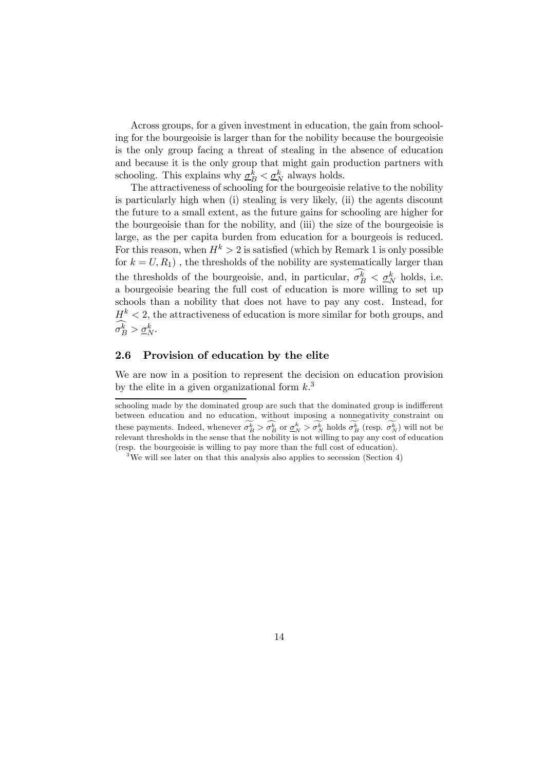Across groups, for a given investment in education, the gain from schooling for the bourgeoisie is larger than for the nobility because the bourgeoisie is the only group facing a threat of stealing in the absence of education and because it is the only group that might gain production partners with schooling. This explains why $\underline{\sigma}_B^k < \underline{\sigma}_N^k$ always holds.

The attractiveness of schooling for the bourgeoisie relative to the nobility is particularly high when (i) stealing is very likely, (ii) the agents discount the future to a small extent, as the future gains for schooling are higher for the bourgeoisie than for the nobility, and (iii) the size of the bourgeoisie is large, as the per capita burden from education for a bourgeois is reduced. For this reason, when $H^k > 2$ is satisfied (which by Remark 1 is only possible for $k = U, R_1$) , the thresholds of the nobility are systematically larger than the thresholds of the bourgeoisie, and, in particular, $\widehat{\sigma_B^k} < \underline{\sigma}_N^k$ holds, i.e. a bourgeoisie bearing the full cost of education is more willing to set up schools than a nobility that does not have to pay any cost. Instead, for $H^k < 2$, the attractiveness of education is more similar for both groups, and $\widehat{\sigma_B^k} > \underline{\sigma}_N^k$.

### 2.6 Provision of education by the elite

We are now in a position to represent the decision on education provision by the elite in a given organizational form $k$.[3]

---

schooling made by the dominated group are such that the dominated group is indifferent between education and no education, without imposing a nonnegativity constraint on these payments. Indeed, whenever $\widetilde{\sigma_B^k} > \widehat{\sigma_B^k}$ or $\underline{\sigma}_N^k > \widetilde{\sigma_N^k}$ holds $\widetilde{\sigma_B^k}$ (resp. $\widetilde{\sigma_N^k}$) will not be relevant thresholds in the sense that the nobility is not willing to pay any cost of education (resp. the bourgeoisie is willing to pay more than the full cost of education).

[3] We will see later on that this analysis also applies to secession (Section 4)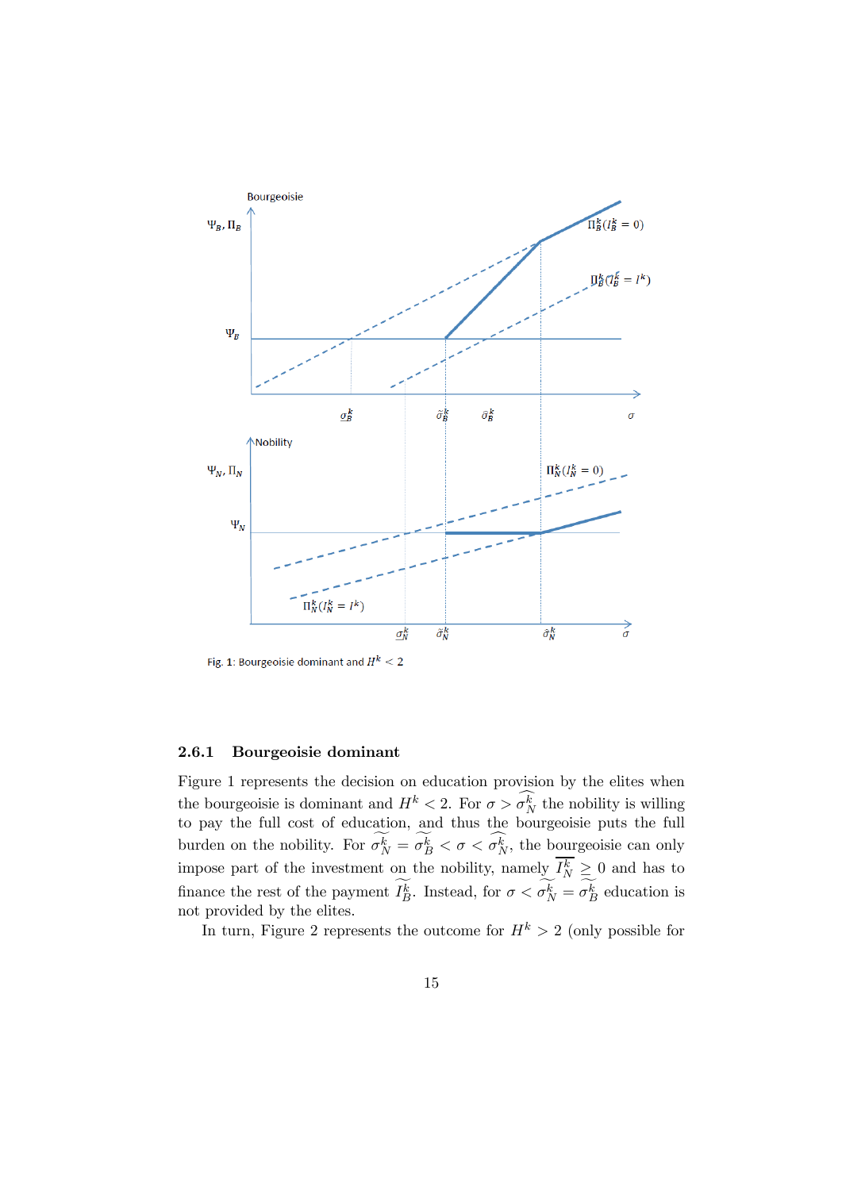Fig. 1: Bourgeoisie dominant and $H^k < 2$

### 2.6.1 Bourgeoisie dominant

Figure 1 represents the decision on education provision by the elites when the bourgeoisie is dominant and $H^k < 2$. For $\sigma > \widehat{\sigma_N^k}$ the nobility is willing to pay the full cost of education, and thus the bourgeoisie puts the full burden on the nobility. For $\widetilde{\sigma_N^k} = \widetilde{\sigma_B^k} < \sigma < \widehat{\sigma_N^k}$, the bourgeoisie can only impose part of the investment on the nobility, namely $\overline{I_N^k} \geq 0$ and has to finance the rest of the payment $\widetilde{I_B^k}$. Instead, for $\sigma < \widetilde{\sigma_N^k} = \widetilde{\sigma_B^k}$ education is not provided by the elites.

In turn, Figure 2 represents the outcome for $H^k > 2$ (only possible for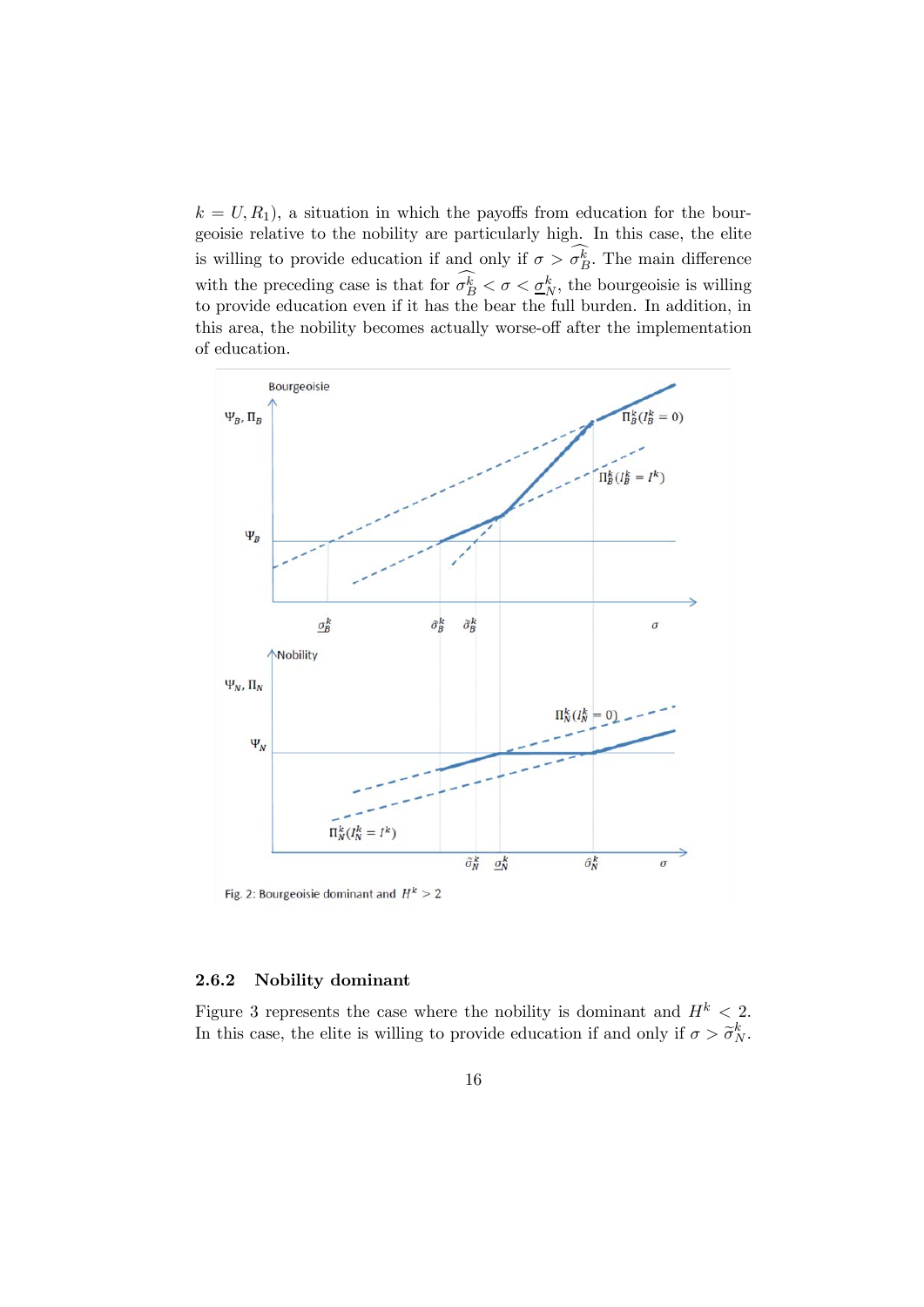$k = U, R_1$), a situation in which the payoffs from education for the bourgeoisie relative to the nobility are particularly high. In this case, the elite is willing to provide education if and only if $\sigma > \widehat{\sigma_B^k}$. The main difference with the preceding case is that for $\widehat{\sigma_B^k} < \sigma < \underline{\sigma}_N^k$, the bourgeoisie is willing to provide education even if it has the bear the full burden. In addition, in this area, the nobility becomes actually worse-off after the implementation of education.

Fig. 2: Bourgeoisie dominant and $H^k > 2$

### 2.6.2 Nobility dominant

Figure 3 represents the case where the nobility is dominant and $H^k < 2$. In this case, the elite is willing to provide education if and only if $\sigma > \widetilde{\sigma}_N^k$.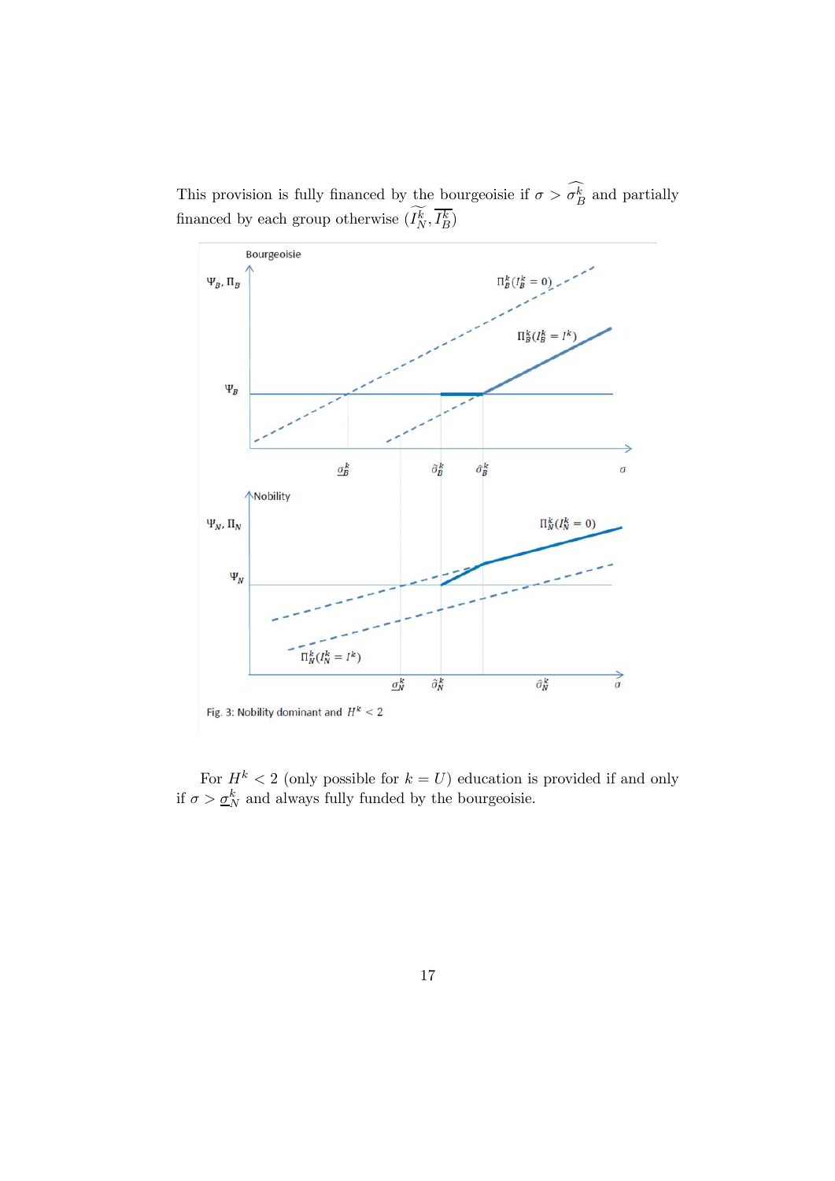This provision is fully financed by the bourgeoisie if $\sigma > \widehat{\sigma_B^k}$ and partially financed by each group otherwise $(\widetilde{I_N^k}, \overline{I_B^k})$

Fig. 3: Nobility dominant and $H^k < 2$

For $H^k < 2$ (only possible for $k = U$) education is provided if and only if $\sigma > \underline{\sigma}_N^k$ and always fully funded by the bourgeoisie.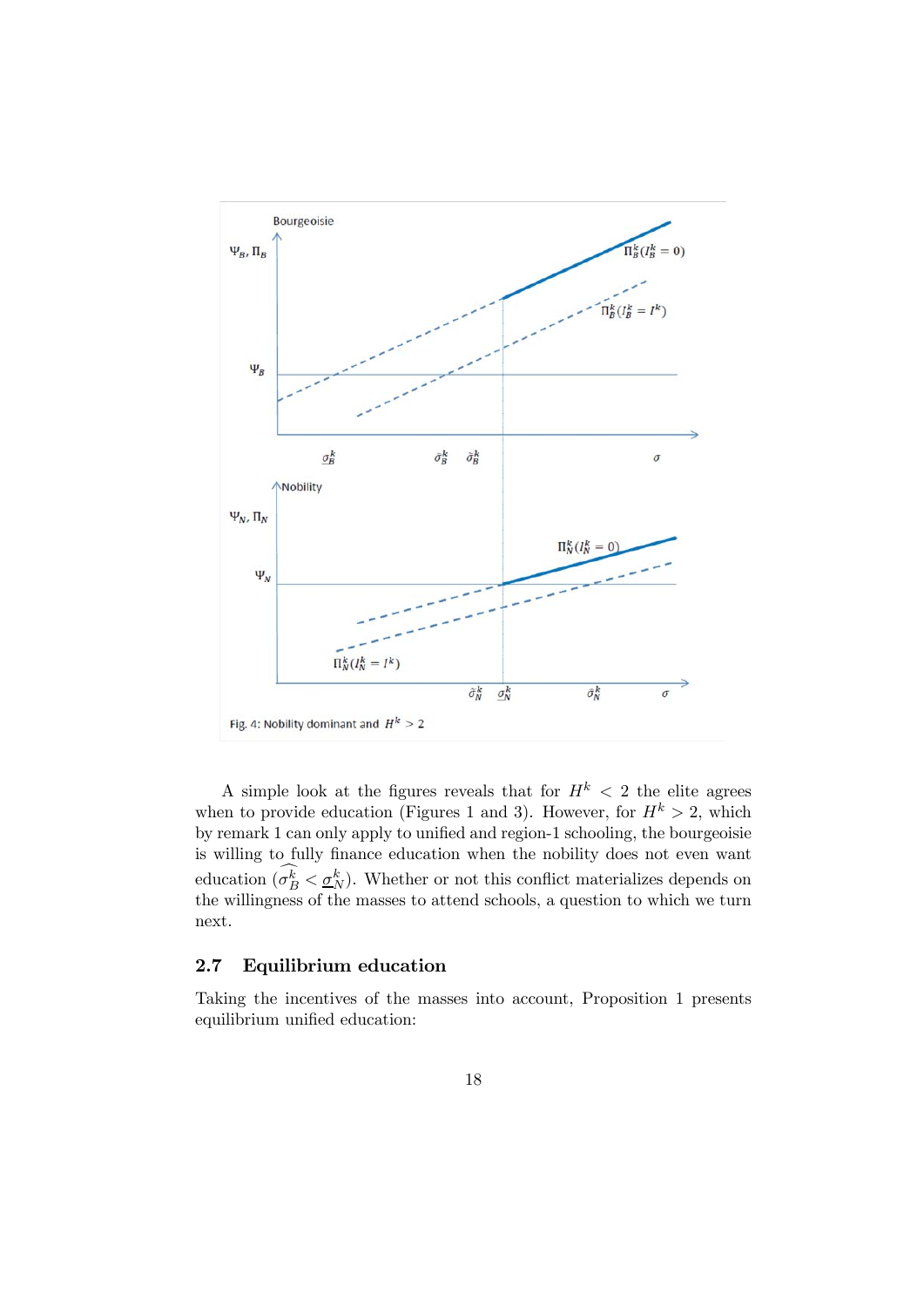Fig. 4: Nobility dominant and $H^k > 2$

A simple look at the figures reveals that for $H^k < 2$ the elite agrees when to provide education (Figures 1 and 3). However, for $H^k > 2$, which by remark 1 can only apply to unified and region-1 schooling, the bourgeoisie is willing to fully finance education when the nobility does not even want education ($\widehat{\sigma_B^k} < \underline{\sigma}_N^k$). Whether or not this conflict materializes depends on the willingness of the masses to attend schools, a question to which we turn next.

## 2.7 Equilibrium education

Taking the incentives of the masses into account, Proposition 1 presents equilibrium unified education: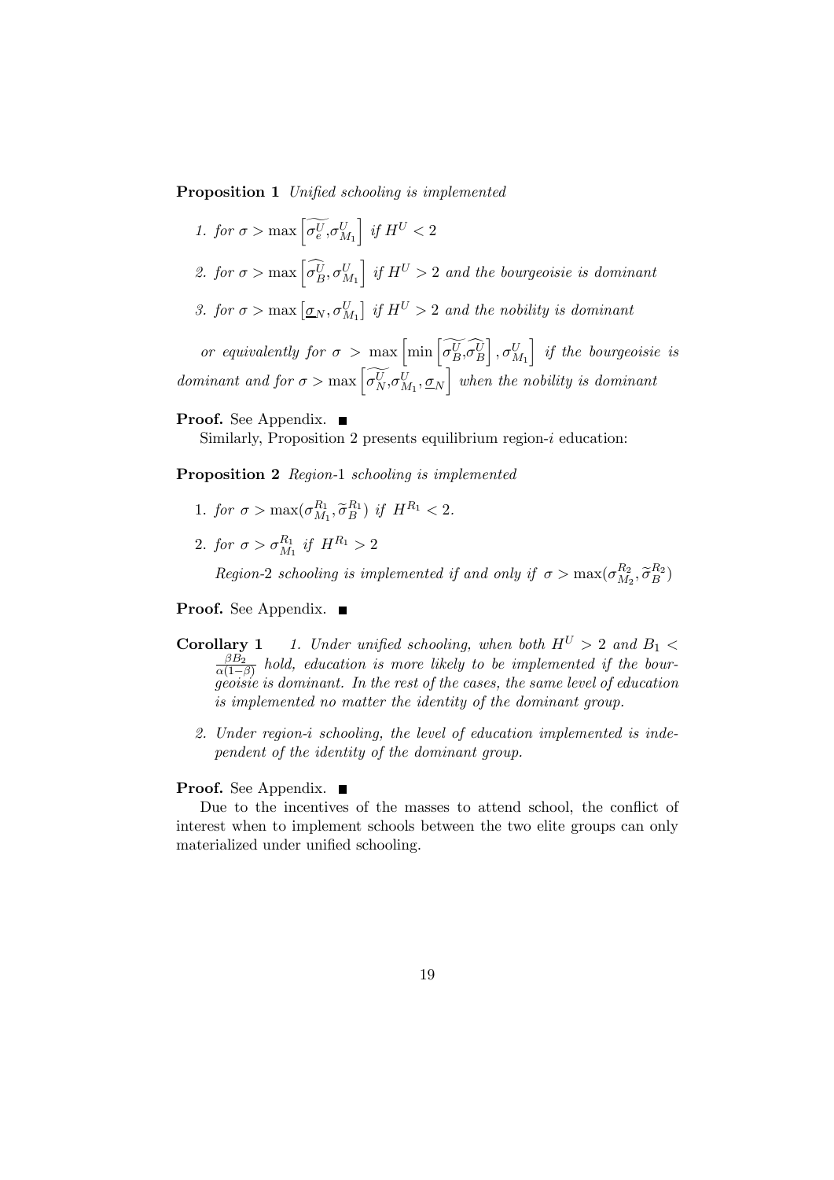**Proposition 1** *Unified schooling is implemented*

1. *for* $\sigma > \max\left[\widetilde{\sigma_e^U}, \sigma_{M_1}^U\right]$ *if* $H^U < 2$
2. *for* $\sigma > \max\left[\widehat{\sigma_B^U}, \sigma_{M_1}^U\right]$ *if* $H^U > 2$ *and the bourgeoisie is dominant*
3. *for* $\sigma > \max\left[\underline{\sigma}_N, \sigma_{M_1}^U\right]$ *if* $H^U > 2$ *and the nobility is dominant*

*or equivalently for* $\sigma > \max\left[\min\left[\widetilde{\sigma_B^U}, \widehat{\sigma_B^U}\right], \sigma_{M_1}^U\right]$ *if the bourgeoisie is dominant and for* $\sigma > \max\left[\widetilde{\sigma_N^U}, \sigma_{M_1}^U, \underline{\sigma}_N\right]$ *when the nobility is dominant*

**Proof.** See Appendix. ■

Similarly, Proposition 2 presents equilibrium region-$i$ education:

**Proposition 2** *Region-*1 *schooling is implemented*

1. *for* $\sigma > \max(\sigma_{M_1}^{R_1}, \widetilde{\sigma}_B^{R_1})$ *if* $H^{R_1} < 2$.
2. *for* $\sigma > \sigma_{M_1}^{R_1}$ *if* $H^{R_1} > 2$

   *Region-*2 *schooling is implemented if and only if* $\sigma > \max(\sigma_{M_2}^{R_2}, \widetilde{\sigma}_B^{R_2})$

**Proof.** See Appendix. ■

**Corollary 1** *1. Under unified schooling, when both* $H^U > 2$ *and* $B_1 < \frac{\beta B_2}{\alpha(1-\beta)}$ *hold, education is more likely to be implemented if the bourgeoisie is dominant. In the rest of the cases, the same level of education is implemented no matter the identity of the dominant group.*

*2. Under region-i schooling, the level of education implemented is independent of the identity of the dominant group.*

**Proof.** See Appendix. ■

Due to the incentives of the masses to attend school, the conflict of interest when to implement schools between the two elite groups can only materialized under unified schooling.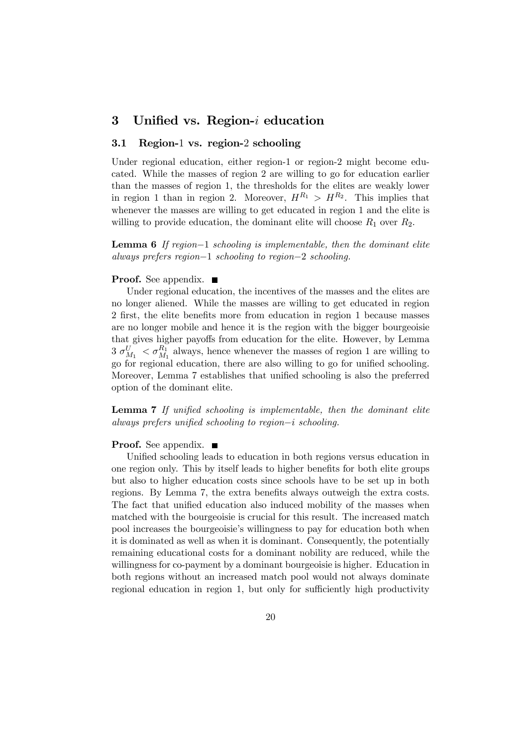# 3 Unified vs. Region-$i$ education

## 3.1 Region-1 vs. region-2 schooling

Under regional education, either region-1 or region-2 might become educated. While the masses of region 2 are willing to go for education earlier than the masses of region 1, the thresholds for the elites are weakly lower in region 1 than in region 2. Moreover, $H^{R_1} > H^{R_2}$. This implies that whenever the masses are willing to get educated in region 1 and the elite is willing to provide education, the dominant elite will choose $R_1$ over $R_2$.

**Lemma 6** *If region−1 schooling is implementable, then the dominant elite always prefers region−1 schooling to region−2 schooling.*

**Proof.** See appendix. ■

Under regional education, the incentives of the masses and the elites are no longer aliened. While the masses are willing to get educated in region 2 first, the elite benefits more from education in region 1 because masses are no longer mobile and hence it is the region with the bigger bourgeoisie that gives higher payoffs from education for the elite. However, by Lemma 3 $\sigma^U_{M_1} < \sigma^{R_1}_{M_1}$ always, hence whenever the masses of region 1 are willing to go for regional education, there are also willing to go for unified schooling. Moreover, Lemma 7 establishes that unified schooling is also the preferred option of the dominant elite.

**Lemma 7** *If unified schooling is implementable, then the dominant elite always prefers unified schooling to region−i schooling.*

**Proof.** See appendix. ■

Unified schooling leads to education in both regions versus education in one region only. This by itself leads to higher benefits for both elite groups but also to higher education costs since schools have to be set up in both regions. By Lemma 7, the extra benefits always outweigh the extra costs. The fact that unified education also induced mobility of the masses when matched with the bourgeoisie is crucial for this result. The increased match pool increases the bourgeoisie's willingness to pay for education both when it is dominated as well as when it is dominant. Consequently, the potentially remaining educational costs for a dominant nobility are reduced, while the willingness for co-payment by a dominant bourgeoisie is higher. Education in both regions without an increased match pool would not always dominate regional education in region 1, but only for sufficiently high productivity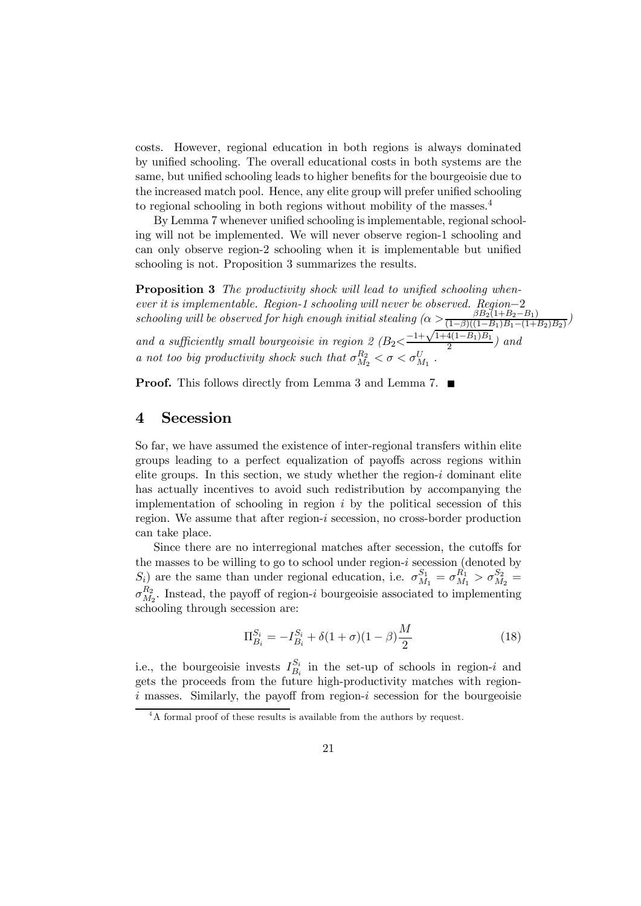costs. However, regional education in both regions is always dominated by unified schooling. The overall educational costs in both systems are the same, but unified schooling leads to higher benefits for the bourgeoisie due to the increased match pool. Hence, any elite group will prefer unified schooling to regional schooling in both regions without mobility of the masses.[4]

By Lemma 7 whenever unified schooling is implementable, regional schooling will not be implemented. We will never observe region-1 schooling and can only observe region-2 schooling when it is implementable but unified schooling is not. Proposition 3 summarizes the results.

**Proposition 3** *The productivity shock will lead to unified schooling whenever it is implementable. Region-1 schooling will never be observed. Region−2 schooling will be observed for high enough initial stealing ($\alpha > \frac{\beta B_2(1+B_2-B_1)}{(1-\beta)((1-B_1)B_1-(1+B_2)B_2)}$) and a sufficiently small bourgeoisie in region 2 ($B_2 < \frac{-1+\sqrt{1+4(1-B_1)B_1}}{2}$) and a not too big productivity shock such that $\sigma_{M_2}^{R_2} < \sigma < \sigma_{M_1}^{U}$.*

**Proof.** This follows directly from Lemma 3 and Lemma 7. ■

## 4 Secession

So far, we have assumed the existence of inter-regional transfers within elite groups leading to a perfect equalization of payoffs across regions within elite groups. In this section, we study whether the region-$i$ dominant elite has actually incentives to avoid such redistribution by accompanying the implementation of schooling in region $i$ by the political secession of this region. We assume that after region-$i$ secession, no cross-border production can take place.

Since there are no interregional matches after secession, the cutoffs for the masses to be willing to go to school under region-$i$ secession (denoted by $S_i$) are the same than under regional education, i.e. $\sigma_{M_1}^{S_1} = \sigma_{M_1}^{R_1} > \sigma_{M_2}^{S_2} = \sigma_{M_2}^{R_2}$. Instead, the payoff of region-$i$ bourgeoisie associated to implementing schooling through secession are:

$$\Pi_{B_i}^{S_i} = -I_{B_i}^{S_i} + \delta(1+\sigma)(1-\beta)\frac{M}{2} \tag{18}$$

i.e., the bourgeoisie invests $I_{B_i}^{S_i}$ in the set-up of schools in region-$i$ and gets the proceeds from the future high-productivity matches with region-$i$ masses. Similarly, the payoff from region-$i$ secession for the bourgeoisie

[4] A formal proof of these results is available from the authors by request.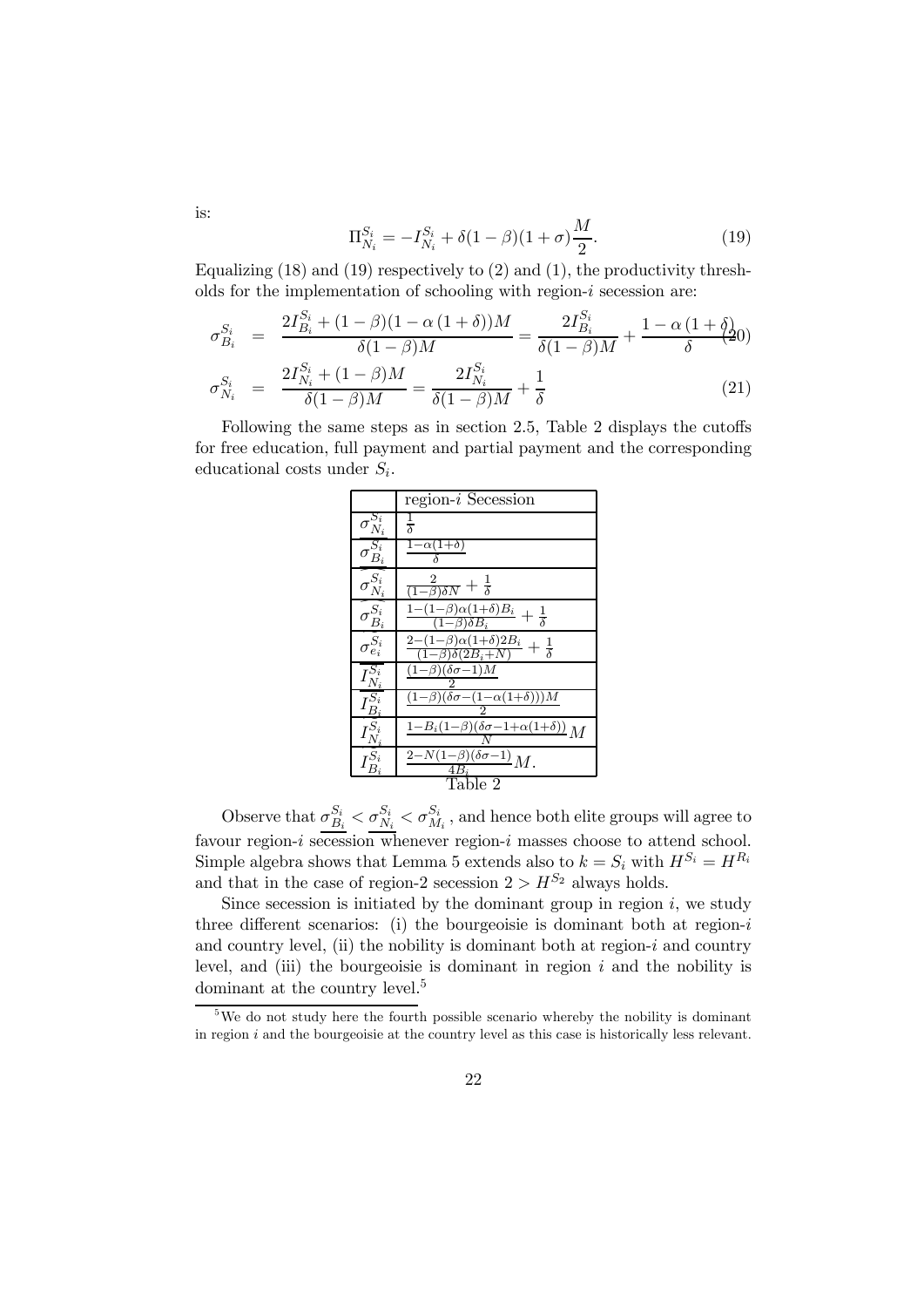is:

$$\Pi_{N_i}^{S_i} = -I_{N_i}^{S_i} + \delta(1-\beta)(1+\sigma)\frac{M}{2}. \tag{19}$$

Equalizing (18) and (19) respectively to (2) and (1), the productivity thresholds for the implementation of schooling with region-$i$ secession are:

$$\sigma_{B_i}^{S_i} = \frac{2I_{B_i}^{S_i} + (1-\beta)(1-\alpha(1+\delta))M}{\delta(1-\beta)M} = \frac{2I_{B_i}^{S_i}}{\delta(1-\beta)M} + \frac{1-\alpha(1+\delta)}{\delta} \tag{20}$$

$$\sigma_{N_i}^{S_i} = \frac{2I_{N_i}^{S_i} + (1-\beta)M}{\delta(1-\beta)M} = \frac{2I_{N_i}^{S_i}}{\delta(1-\beta)M} + \frac{1}{\delta} \tag{21}$$

Following the same steps as in section 2.5, Table 2 displays the cutoffs for free education, full payment and partial payment and the corresponding educational costs under $S_i$.

| | region-$i$ Secession |
|---|---|
| $\underline{\sigma_{N_i}^{S_i}}$ | $\frac{1}{\delta}$ |
| $\underline{\sigma_{B_i}^{S_i}}$ | $\frac{1-\alpha(1+\delta)}{\delta}$ |
| $\overline{\sigma_{N_i}^{S_i}}$ | $\frac{2}{(1-\beta)\delta N} + \frac{1}{\delta}$ |
| $\overline{\sigma_{B_i}^{S_i}}$ | $\frac{1-(1-\beta)\alpha(1+\delta)B_i}{(1-\beta)\delta B_i} + \frac{1}{\delta}$ |
| $\sigma_{e_i}^{S_i}$ | $\frac{2-(1-\beta)\alpha(1+\delta)2B_i}{(1-\beta)\delta(2B_i+N)} + \frac{1}{\delta}$ |
| $\overline{I_{N_i}^{S_i}}$ | $\frac{(1-\beta)(\delta\sigma-1)M}{2}$ |
| $\overline{I_{B_i}^{S_i}}$ | $\frac{(1-\beta)(\delta\sigma-(1-\alpha(1+\delta)))M}{2}$ |
| $\underline{I_{N_i}^{S_i}}$ | $\frac{1-B_i(1-\beta)(\delta\sigma-1+\alpha(1+\delta))}{N}M$ |
| $\underline{I_{B_i}^{S_i}}$ | $\frac{2-N(1-\beta)(\delta\sigma-1)}{4B_i}M.$ |

Table 2

Observe that $\underline{\sigma_{B_i}^{S_i}} < \underline{\sigma_{N_i}^{S_i}} < \sigma_{M_i}^{S_i}$, and hence both elite groups will agree to favour region-$i$ secession whenever region-$i$ masses choose to attend school. Simple algebra shows that Lemma 5 extends also to $k = S_i$ with $H^{S_i} = H^{R_i}$ and that in the case of region-2 secession $2 > H^{S_2}$ always holds.

Since secession is initiated by the dominant group in region $i$, we study three different scenarios: (i) the bourgeoisie is dominant both at region-$i$ and country level, (ii) the nobility is dominant both at region-$i$ and country level, and (iii) the bourgeoisie is dominant in region $i$ and the nobility is dominant at the country level.[5]

[5] We do not study here the fourth possible scenario whereby the nobility is dominant in region $i$ and the bourgeoisie at the country level as this case is historically less relevant.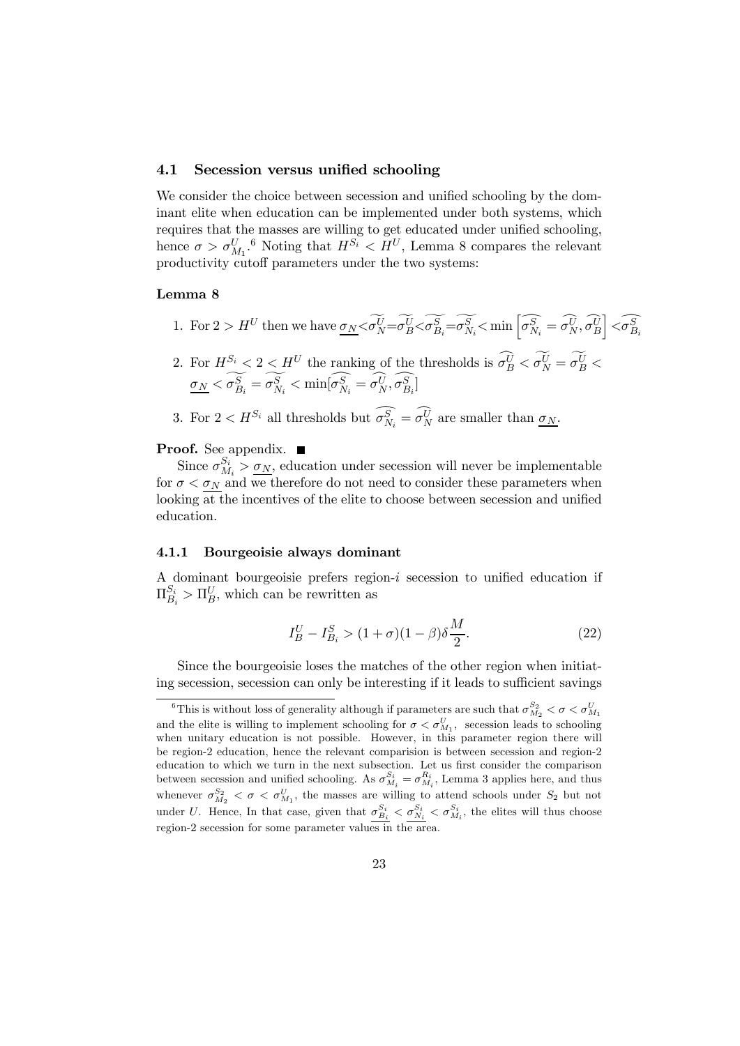### 4.1 Secession versus unified schooling

We consider the choice between secession and unified schooling by the dominant elite when education can be implemented under both systems, which requires that the masses are willing to get educated under unified schooling, hence $\sigma > \sigma^U_{M_1}$.[6] Noting that $H^{S_i} < H^U$, Lemma 8 compares the relevant productivity cutoff parameters under the two systems:

**Lemma 8**

1. For $2 > H^U$ then we have $\underline{\sigma_N} < \widetilde{\sigma^U_N} = \widetilde{\sigma^U_B} < \widetilde{\sigma^S_{B_i}} = \widetilde{\sigma^S_{N_i}} < \min\left[\widehat{\sigma^S_{N_i}} = \widehat{\sigma^U_N}, \widehat{\sigma^U_B}\right] < \widehat{\sigma^S_{B_i}}$

2. For $H^{S_i} < 2 < H^U$ the ranking of the thresholds is $\widehat{\sigma^U_B} < \widetilde{\sigma^U_N} = \widetilde{\sigma^U_B} < \underline{\sigma_N} < \widetilde{\sigma^S_{B_i}} = \widetilde{\sigma^S_{N_i}} < \min[\widehat{\sigma^S_{N_i}} = \widehat{\sigma^U_N}, \widehat{\sigma^S_{B_i}}]$

3. For $2 < H^{S_i}$ all thresholds but $\widehat{\sigma^S_{N_i}} = \widehat{\sigma^U_N}$ are smaller than $\underline{\sigma_N}$.

**Proof.** See appendix. ■

Since $\sigma^{S_i}_{M_i} > \underline{\sigma_N}$, education under secession will never be implementable for $\sigma < \underline{\sigma_N}$ and we therefore do not need to consider these parameters when looking at the incentives of the elite to choose between secession and unified education.

#### 4.1.1 Bourgeoisie always dominant

A dominant bourgeoisie prefers region-$i$ secession to unified education if $\Pi^{S_i}_{B_i} > \Pi^U_B$, which can be rewritten as

$$I^U_B - I^S_{B_i} > (1+\sigma)(1-\beta)\delta\frac{M}{2}. \tag{22}$$

Since the bourgeoisie loses the matches of the other region when initiating secession, secession can only be interesting if it leads to sufficient savings

[6] This is without loss of generality although if parameters are such that $\sigma^{S_2}_{M_2} < \sigma < \sigma^U_{M_1}$ and the elite is willing to implement schooling for $\sigma < \sigma^U_{M_1}$, secession leads to schooling when unitary education is not possible. However, in this parameter region there will be region-2 education, hence the relevant comparision is between secession and region-2 education to which we turn in the next subsection. Let us first consider the comparison between secession and unified schooling. As $\sigma^{S_i}_{M_i} = \sigma^{R_i}_{M_i}$, Lemma 3 applies here, and thus whenever $\sigma^{S_2}_{M_2} < \sigma < \sigma^U_{M_1}$, the masses are willing to attend schools under $S_2$ but not under $U$. Hence, In that case, given that $\underline{\sigma^{S_i}_{B_i}} < \underline{\sigma^{S_i}_{N_i}} < \sigma^{S_i}_{M_i}$, the elites will thus choose region-2 secession for some parameter values in the area.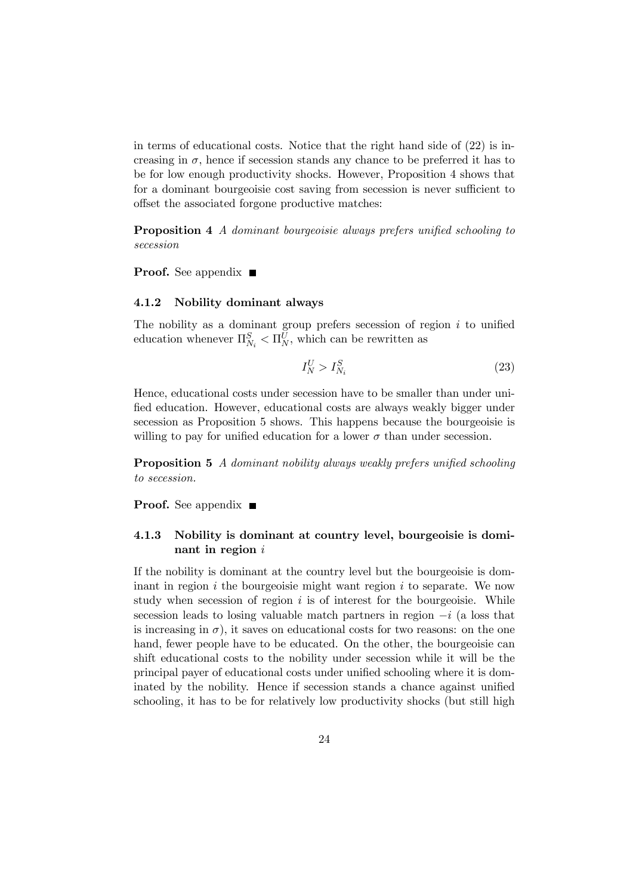in terms of educational costs. Notice that the right hand side of (22) is increasing in $\sigma$, hence if secession stands any chance to be preferred it has to be for low enough productivity shocks. However, Proposition 4 shows that for a dominant bourgeoisie cost saving from secession is never sufficient to offset the associated forgone productive matches:

**Proposition 4** *A dominant bourgeoisie always prefers unified schooling to secession*

**Proof.** See appendix ■

#### 4.1.2 Nobility dominant always

The nobility as a dominant group prefers secession of region $i$ to unified education whenever $\Pi^S_{N_i} < \Pi^U_N$, which can be rewritten as

$$I^U_N > I^S_{N_i} \tag{23}$$

Hence, educational costs under secession have to be smaller than under unified education. However, educational costs are always weakly bigger under secession as Proposition 5 shows. This happens because the bourgeoisie is willing to pay for unified education for a lower $\sigma$ than under secession.

**Proposition 5** *A dominant nobility always weakly prefers unified schooling to secession.*

**Proof.** See appendix ■

#### 4.1.3 Nobility is dominant at country level, bourgeoisie is dominant in region $i$

If the nobility is dominant at the country level but the bourgeoisie is dominant in region $i$ the bourgeoisie might want region $i$ to separate. We now study when secession of region $i$ is of interest for the bourgeoisie. While secession leads to losing valuable match partners in region $-i$ (a loss that is increasing in $\sigma$), it saves on educational costs for two reasons: on the one hand, fewer people have to be educated. On the other, the bourgeoisie can shift educational costs to the nobility under secession while it will be the principal payer of educational costs under unified schooling where it is dominated by the nobility. Hence if secession stands a chance against unified schooling, it has to be for relatively low productivity shocks (but still high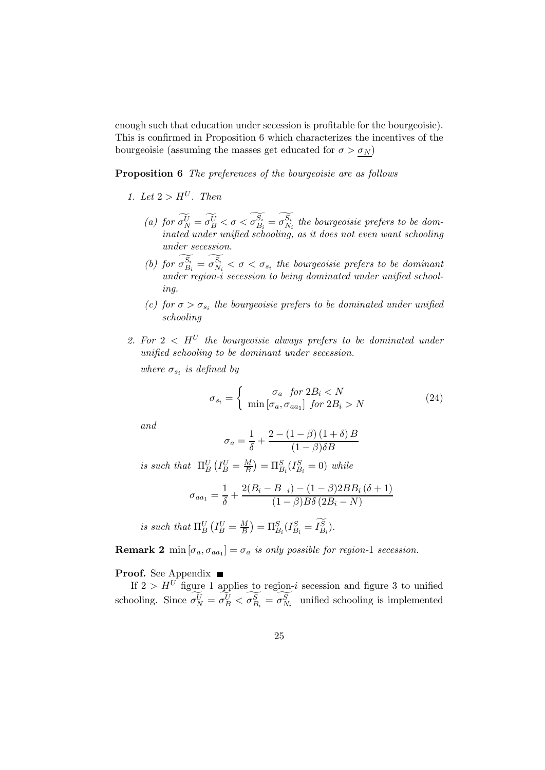enough such that education under secession is profitable for the bourgeoisie). This is confirmed in Proposition 6 which characterizes the incentives of the bourgeoisie (assuming the masses get educated for $\sigma > \underline{\sigma_N}$)

**Proposition 6** *The preferences of the bourgeoisie are as follows*

1. *Let $2 > H^U$. Then*
   (a) *for $\widetilde{\sigma_N^U} = \widetilde{\sigma_B^U} < \sigma < \widetilde{\sigma_{B_i}^{S_i}} = \widetilde{\sigma_{N_i}^{S_i}}$ the bourgeoisie prefers to be dominated under unified schooling, as it does not even want schooling under secession.*
   (b) *for $\widetilde{\sigma_{B_i}^{S_i}} = \widetilde{\sigma_{N_i}^{S_i}} < \sigma < \sigma_{s_i}$ the bourgeoisie prefers to be dominant under region-$i$ secession to being dominated under unified schooling.*
   (c) *for $\sigma > \sigma_{s_i}$ the bourgeoisie prefers to be dominated under unified schooling*
2. *For $2 < H^U$ the bourgeoisie always prefers to be dominated under unified schooling to be dominant under secession.*

*where $\sigma_{s_i}$ is defined by*

$$\sigma_{s_i} = \begin{cases} \sigma_a & \text{for } 2B_i < N \\ \min[\sigma_a, \sigma_{aa_1}] & \text{for } 2B_i > N \end{cases} \tag{24}$$

*and*

$$\sigma_a = \frac{1}{\delta} + \frac{2 - (1-\beta)(1+\delta)B}{(1-\beta)\delta B}$$

*is such that $\Pi_B^U\left(I_B^U = \frac{M}{B}\right) = \Pi_{B_i}^S(I_{B_i}^S = 0)$ while*

$$\sigma_{aa_1} = \frac{1}{\delta} + \frac{2(B_i - B_{-i}) - (1-\beta)2BB_i(\delta+1)}{(1-\beta)B\delta(2B_i - N)}$$

*is such that $\Pi_B^U\left(I_B^U = \frac{M}{B}\right) = \Pi_{B_i}^S(I_{B_i}^S = \widetilde{I_{B_i}^S})$.*

**Remark 2** *$\min[\sigma_a, \sigma_{aa_1}] = \sigma_a$ is only possible for region-1 secession.*

**Proof.** See Appendix ■

If $2 > H^U$ figure 1 applies to region-$i$ secession and figure 3 to unified schooling. Since $\widetilde{\sigma_N^U} = \widetilde{\sigma_B^U} < \widetilde{\sigma_{B_i}^S} = \widetilde{\sigma_{N_i}^S}$ unified schooling is implemented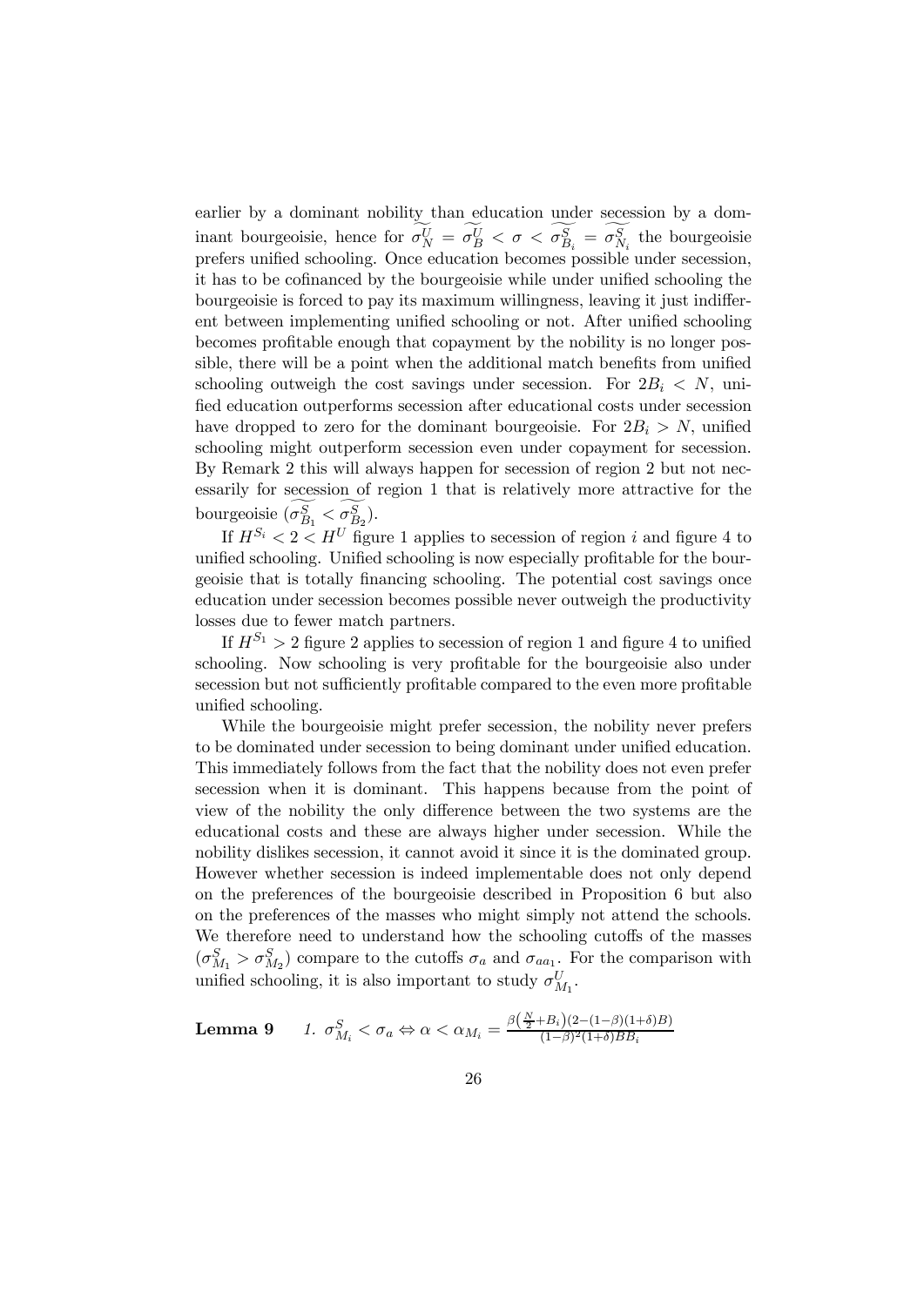earlier by a dominant nobility than education under secession by a dominant bourgeoisie, hence for $\widetilde{\sigma_N^U} = \widetilde{\sigma_B^U} < \sigma < \widetilde{\sigma_{B_i}^S} = \widetilde{\sigma_{N_i}^S}$ the bourgeoisie prefers unified schooling. Once education becomes possible under secession, it has to be cofinanced by the bourgeoisie while under unified schooling the bourgeoisie is forced to pay its maximum willingness, leaving it just indifferent between implementing unified schooling or not. After unified schooling becomes profitable enough that copayment by the nobility is no longer possible, there will be a point when the additional match benefits from unified schooling outweigh the cost savings under secession. For $2B_i < N$, unified education outperforms secession after educational costs under secession have dropped to zero for the dominant bourgeoisie. For $2B_i > N$, unified schooling might outperform secession even under copayment for secession. By Remark 2 this will always happen for secession of region 2 but not necessarily for secession of region 1 that is relatively more attractive for the bourgeoisie ($\widetilde{\sigma_{B_1}^S} < \widetilde{\sigma_{B_2}^S}$).

If $H^{S_i} < 2 < H^U$ figure 1 applies to secession of region $i$ and figure 4 to unified schooling. Unified schooling is now especially profitable for the bourgeoisie that is totally financing schooling. The potential cost savings once education under secession becomes possible never outweigh the productivity losses due to fewer match partners.

If $H^{S_1} > 2$ figure 2 applies to secession of region 1 and figure 4 to unified schooling. Now schooling is very profitable for the bourgeoisie also under secession but not sufficiently profitable compared to the even more profitable unified schooling.

While the bourgeoisie might prefer secession, the nobility never prefers to be dominated under secession to being dominant under unified education. This immediately follows from the fact that the nobility does not even prefer secession when it is dominant. This happens because from the point of view of the nobility the only difference between the two systems are the educational costs and these are always higher under secession. While the nobility dislikes secession, it cannot avoid it since it is the dominated group. However whether secession is indeed implementable does not only depend on the preferences of the bourgeoisie described in Proposition 6 but also on the preferences of the masses who might simply not attend the schools. We therefore need to understand how the schooling cutoffs of the masses ($\sigma_{M_1}^S > \sigma_{M_2}^S$) compare to the cutoffs $\sigma_a$ and $\sigma_{aa_1}$. For the comparison with unified schooling, it is also important to study $\sigma_{M_1}^U$.

**Lemma 9** *1.* $\sigma_{M_i}^S < \sigma_a \Leftrightarrow \alpha < \alpha_{M_i} = \frac{\beta\left(\frac{N}{2}+B_i\right)(2-(1-\beta)(1+\delta)B)}{(1-\beta)^2(1+\delta)BB_i}$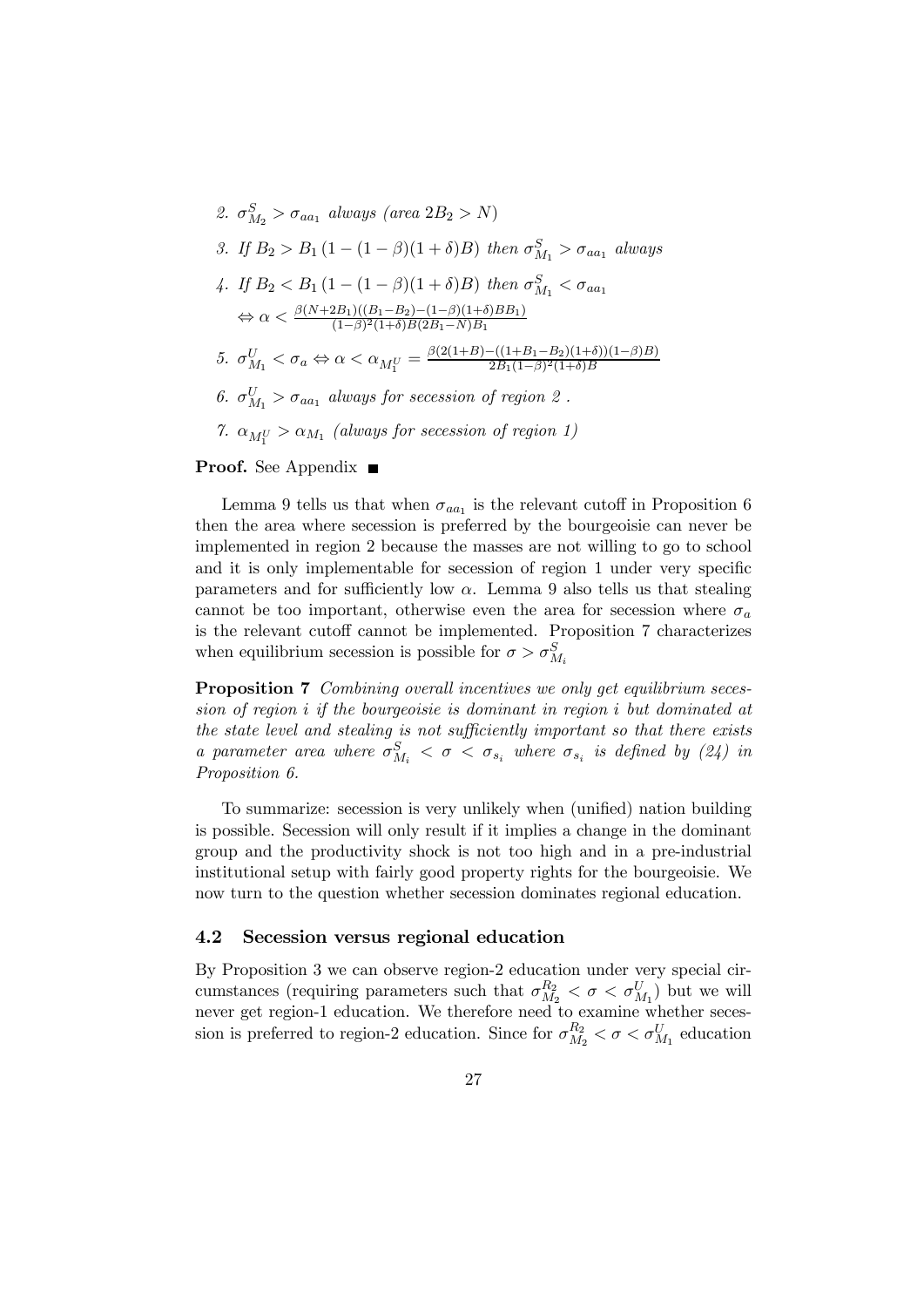2. $\sigma^S_{M_2} > \sigma_{aa_1}$ *always (area* $2B_2 > N$*)*

3. *If* $B_2 > B_1 (1 - (1-\beta)(1+\delta)B)$ *then* $\sigma^S_{M_1} > \sigma_{aa_1}$ *always*

4. *If* $B_2 < B_1 (1 - (1-\beta)(1+\delta)B)$ *then* $\sigma^S_{M_1} < \sigma_{aa_1}$ $\Leftrightarrow \alpha < \frac{\beta(N+2B_1)((B_1-B_2)-(1-\beta)(1+\delta)BB_1)}{(1-\beta)^2(1+\delta)B(2B_1-N)B_1}$

5. $\sigma^U_{M_1} < \sigma_a \Leftrightarrow \alpha < \alpha_{M_1^U} = \frac{\beta(2(1+B)-((1+B_1-B_2)(1+\delta))(1-\beta)B)}{2B_1(1-\beta)^2(1+\delta)B}$

6. $\sigma^U_{M_1} > \sigma_{aa_1}$ *always for secession of region 2 .*

7. $\alpha_{M_1^U} > \alpha_{M_1}$ *(always for secession of region 1)*

**Proof.** See Appendix ■

Lemma 9 tells us that when $\sigma_{aa_1}$ is the relevant cutoff in Proposition 6 then the area where secession is preferred by the bourgeoisie can never be implemented in region 2 because the masses are not willing to go to school and it is only implementable for secession of region 1 under very specific parameters and for sufficiently low $\alpha$. Lemma 9 also tells us that stealing cannot be too important, otherwise even the area for secession where $\sigma_a$ is the relevant cutoff cannot be implemented. Proposition 7 characterizes when equilibrium secession is possible for $\sigma > \sigma^S_{M_i}$

**Proposition 7** *Combining overall incentives we only get equilibrium secession of region i if the bourgeoisie is dominant in region i but dominated at the state level and stealing is not sufficiently important so that there exists a parameter area where* $\sigma^S_{M_i} < \sigma < \sigma_{s_i}$ *where* $\sigma_{s_i}$ *is defined by (24) in Proposition 6.*

To summarize: secession is very unlikely when (unified) nation building is possible. Secession will only result if it implies a change in the dominant group and the productivity shock is not too high and in a pre-industrial institutional setup with fairly good property rights for the bourgeoisie. We now turn to the question whether secession dominates regional education.

### 4.2 Secession versus regional education

By Proposition 3 we can observe region-2 education under very special circumstances (requiring parameters such that $\sigma^{R_2}_{M_2} < \sigma < \sigma^U_{M_1}$) but we will never get region-1 education. We therefore need to examine whether secession is preferred to region-2 education. Since for $\sigma^{R_2}_{M_2} < \sigma < \sigma^U_{M_1}$ education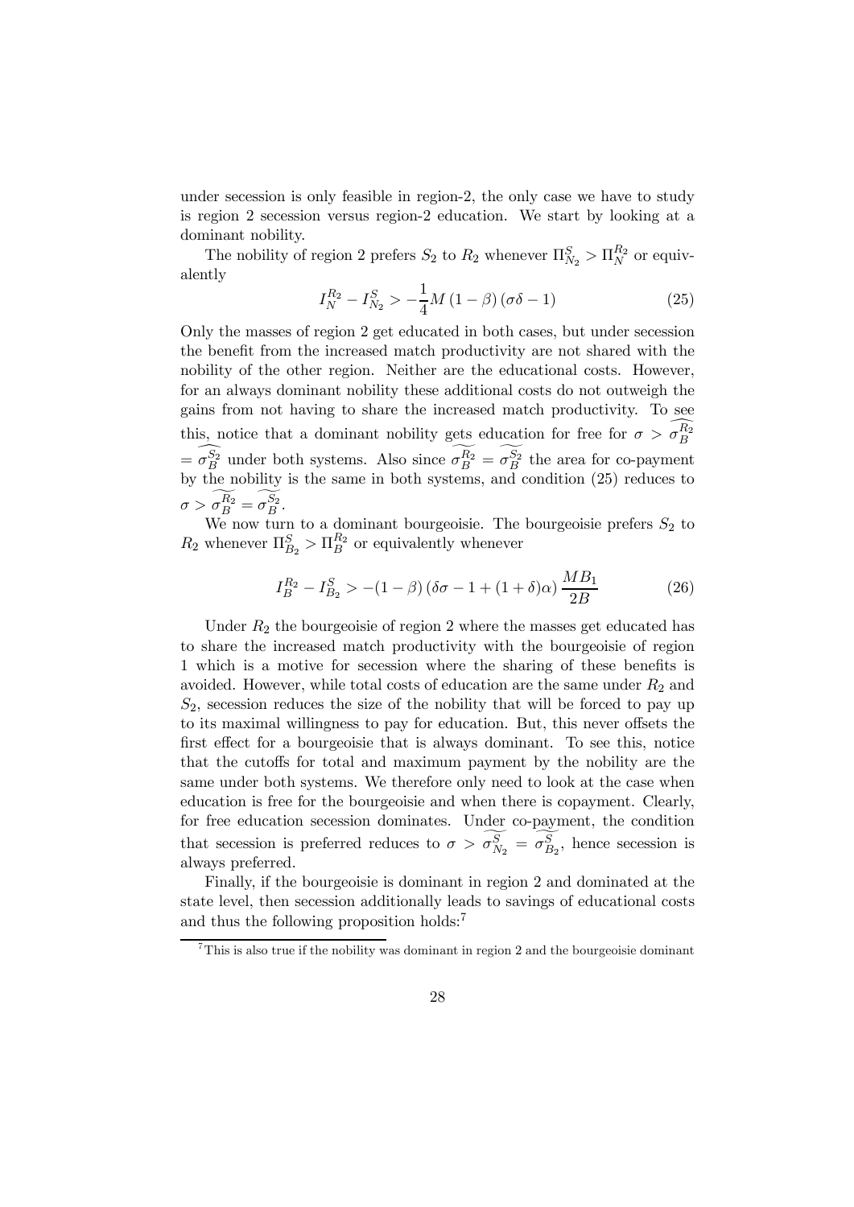under secession is only feasible in region-2, the only case we have to study is region 2 secession versus region-2 education. We start by looking at a dominant nobility.

The nobility of region 2 prefers $S_2$ to $R_2$ whenever $\Pi^S_{N_2} > \Pi^{R_2}_N$ or equivalently

$$I^{R_2}_N - I^S_{N_2} > -\frac{1}{4}M\left(1-\beta\right)\left(\sigma\delta - 1\right) \tag{25}$$

Only the masses of region 2 get educated in both cases, but under secession the benefit from the increased match productivity are not shared with the nobility of the other region. Neither are the educational costs. However, for an always dominant nobility these additional costs do not outweigh the gains from not having to share the increased match productivity. To see this, notice that a dominant nobility gets education for free for $\sigma > \widehat{\sigma^{R_2}_B} = \widehat{\sigma^{S_2}_B}$ under both systems. Also since $\widetilde{\sigma^{R_2}_B} = \widetilde{\sigma^{S_2}_B}$ the area for co-payment by the nobility is the same in both systems, and condition (25) reduces to $\sigma > \widetilde{\sigma^{R_2}_B} = \widetilde{\sigma^{S_2}_B}$.

We now turn to a dominant bourgeoisie. The bourgeoisie prefers $S_2$ to $R_2$ whenever $\Pi^S_{B_2} > \Pi^{R_2}_B$ or equivalently whenever

$$I^{R_2}_B - I^S_{B_2} > -(1-\beta)\left(\delta\sigma - 1 + (1+\delta)\alpha\right)\frac{MB_1}{2B} \tag{26}$$

Under $R_2$ the bourgeoisie of region 2 where the masses get educated has to share the increased match productivity with the bourgeoisie of region 1 which is a motive for secession where the sharing of these benefits is avoided. However, while total costs of education are the same under $R_2$ and $S_2$, secession reduces the size of the nobility that will be forced to pay up to its maximal willingness to pay for education. But, this never offsets the first effect for a bourgeoisie that is always dominant. To see this, notice that the cutoffs for total and maximum payment by the nobility are the same under both systems. We therefore only need to look at the case when education is free for the bourgeoisie and when there is copayment. Clearly, for free education secession dominates. Under co-payment, the condition that secession is preferred reduces to $\sigma > \widetilde{\sigma^S_{N_2}} = \widetilde{\sigma^S_{B_2}}$, hence secession is always preferred.

Finally, if the bourgeoisie is dominant in region 2 and dominated at the state level, then secession additionally leads to savings of educational costs and thus the following proposition holds:[7]

[7] This is also true if the nobility was dominant in region 2 and the bourgeoisie dominant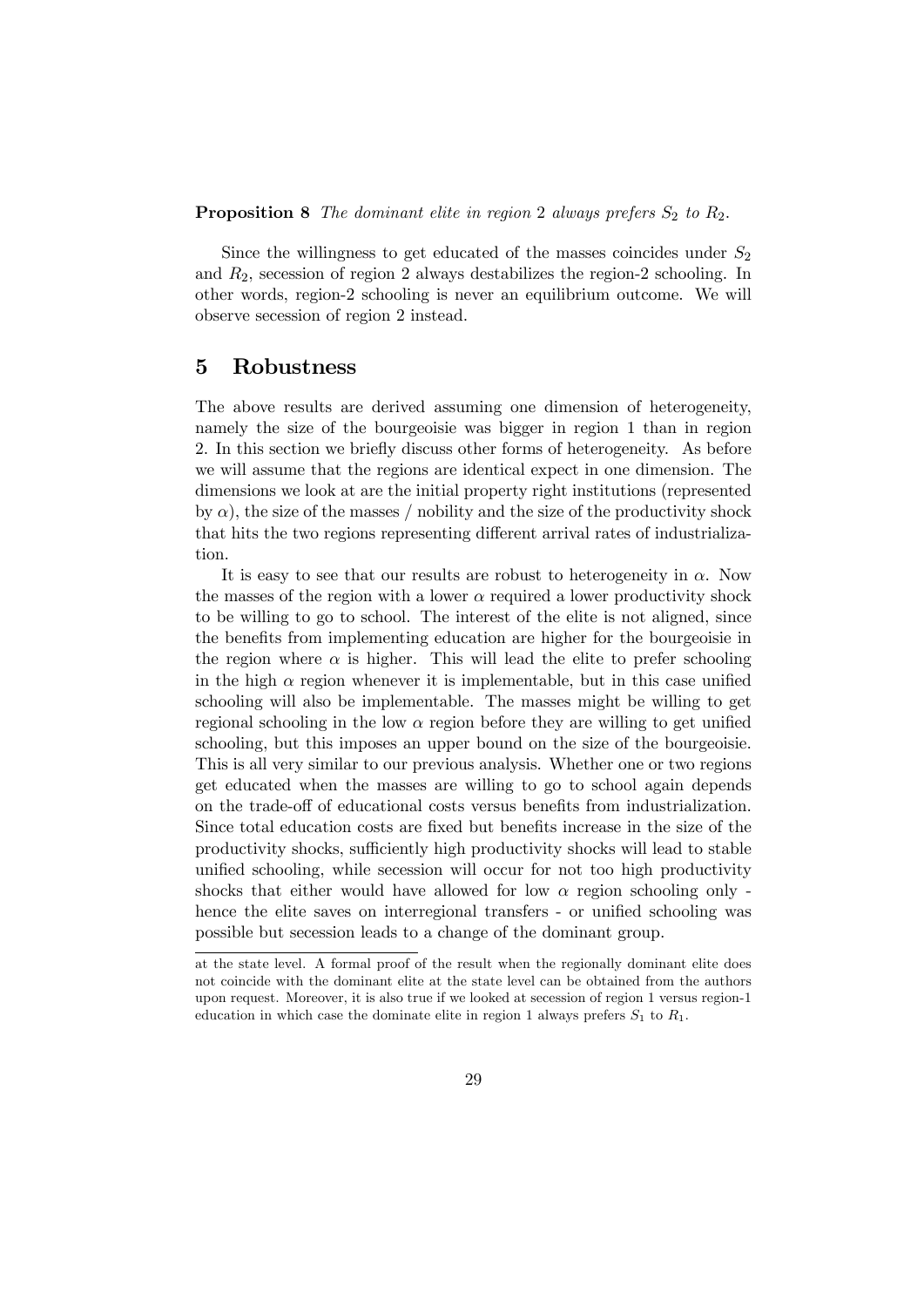**Proposition 8** *The dominant elite in region* 2 *always prefers* $S_2$ *to* $R_2$.

Since the willingness to get educated of the masses coincides under $S_2$ and $R_2$, secession of region 2 always destabilizes the region-2 schooling. In other words, region-2 schooling is never an equilibrium outcome. We will observe secession of region 2 instead.

## 5 Robustness

The above results are derived assuming one dimension of heterogeneity, namely the size of the bourgeoisie was bigger in region 1 than in region 2. In this section we briefly discuss other forms of heterogeneity. As before we will assume that the regions are identical expect in one dimension. The dimensions we look at are the initial property right institutions (represented by $\alpha$), the size of the masses / nobility and the size of the productivity shock that hits the two regions representing different arrival rates of industrialization.

It is easy to see that our results are robust to heterogeneity in $\alpha$. Now the masses of the region with a lower $\alpha$ required a lower productivity shock to be willing to go to school. The interest of the elite is not aligned, since the benefits from implementing education are higher for the bourgeoisie in the region where $\alpha$ is higher. This will lead the elite to prefer schooling in the high $\alpha$ region whenever it is implementable, but in this case unified schooling will also be implementable. The masses might be willing to get regional schooling in the low $\alpha$ region before they are willing to get unified schooling, but this imposes an upper bound on the size of the bourgeoisie. This is all very similar to our previous analysis. Whether one or two regions get educated when the masses are willing to go to school again depends on the trade-off of educational costs versus benefits from industrialization. Since total education costs are fixed but benefits increase in the size of the productivity shocks, sufficiently high productivity shocks will lead to stable unified schooling, while secession will occur for not too high productivity shocks that either would have allowed for low $\alpha$ region schooling only - hence the elite saves on interregional transfers - or unified schooling was possible but secession leads to a change of the dominant group.

---

at the state level. A formal proof of the result when the regionally dominant elite does not coincide with the dominant elite at the state level can be obtained from the authors upon request. Moreover, it is also true if we looked at secession of region 1 versus region-1 education in which case the dominate elite in region 1 always prefers $S_1$ to $R_1$.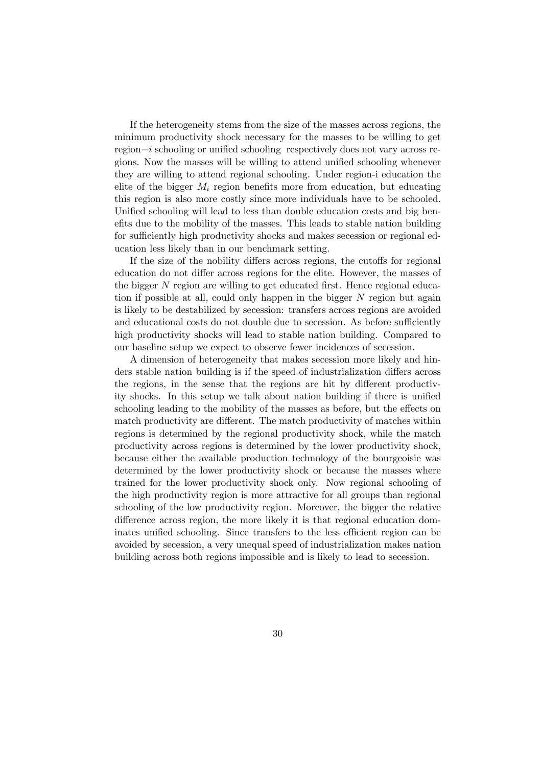If the heterogeneity stems from the size of the masses across regions, the minimum productivity shock necessary for the masses to be willing to get region$-i$ schooling or unified schooling respectively does not vary across regions. Now the masses will be willing to attend unified schooling whenever they are willing to attend regional schooling. Under region-i education the elite of the bigger $M_i$ region benefits more from education, but educating this region is also more costly since more individuals have to be schooled. Unified schooling will lead to less than double education costs and big benefits due to the mobility of the masses. This leads to stable nation building for sufficiently high productivity shocks and makes secession or regional education less likely than in our benchmark setting.

If the size of the nobility differs across regions, the cutoffs for regional education do not differ across regions for the elite. However, the masses of the bigger $N$ region are willing to get educated first. Hence regional education if possible at all, could only happen in the bigger $N$ region but again is likely to be destabilized by secession: transfers across regions are avoided and educational costs do not double due to secession. As before sufficiently high productivity shocks will lead to stable nation building. Compared to our baseline setup we expect to observe fewer incidences of secession.

A dimension of heterogeneity that makes secession more likely and hinders stable nation building is if the speed of industrialization differs across the regions, in the sense that the regions are hit by different productivity shocks. In this setup we talk about nation building if there is unified schooling leading to the mobility of the masses as before, but the effects on match productivity are different. The match productivity of matches within regions is determined by the regional productivity shock, while the match productivity across regions is determined by the lower productivity shock, because either the available production technology of the bourgeoisie was determined by the lower productivity shock or because the masses where trained for the lower productivity shock only. Now regional schooling of the high productivity region is more attractive for all groups than regional schooling of the low productivity region. Moreover, the bigger the relative difference across region, the more likely it is that regional education dominates unified schooling. Since transfers to the less efficient region can be avoided by secession, a very unequal speed of industrialization makes nation building across both regions impossible and is likely to lead to secession.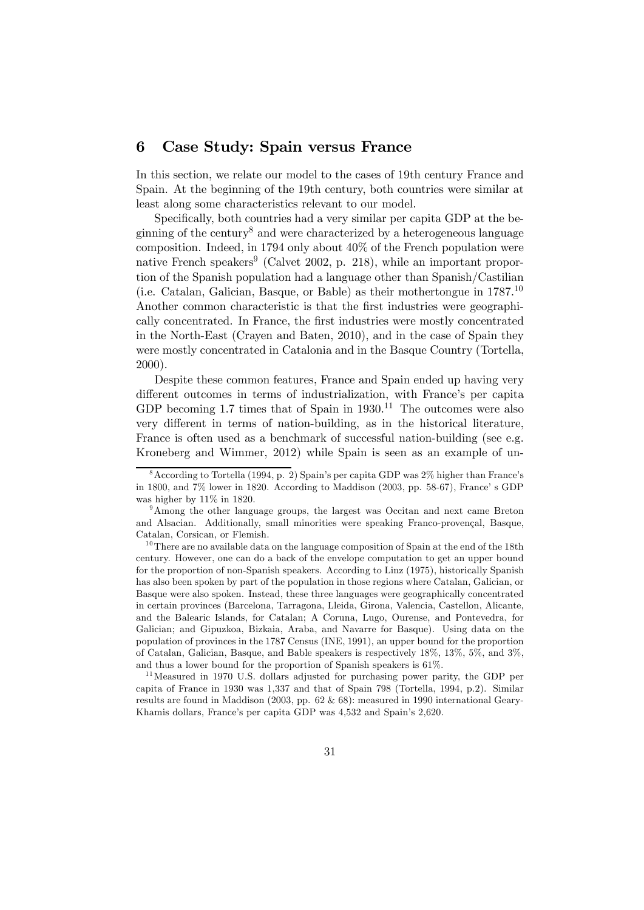## 6 Case Study: Spain versus France

In this section, we relate our model to the cases of 19th century France and Spain. At the beginning of the 19th century, both countries were similar at least along some characteristics relevant to our model.

Specifically, both countries had a very similar per capita GDP at the beginning of the century[8] and were characterized by a heterogeneous language composition. Indeed, in 1794 only about 40% of the French population were native French speakers[9] (Calvet 2002, p. 218), while an important proportion of the Spanish population had a language other than Spanish/Castilian (i.e. Catalan, Galician, Basque, or Bable) as their mothertongue in 1787.[10] Another common characteristic is that the first industries were geographically concentrated. In France, the first industries were mostly concentrated in the North-East (Crayen and Baten, 2010), and in the case of Spain they were mostly concentrated in Catalonia and in the Basque Country (Tortella, 2000).

Despite these common features, France and Spain ended up having very different outcomes in terms of industrialization, with France's per capita GDP becoming 1.7 times that of Spain in 1930.[11] The outcomes were also very different in terms of nation-building, as in the historical literature, France is often used as a benchmark of successful nation-building (see e.g. Kroneberg and Wimmer, 2012) while Spain is seen as an example of un-

[8] According to Tortella (1994, p. 2) Spain's per capita GDP was 2% higher than France's in 1800, and 7% lower in 1820. According to Maddison (2003, pp. 58-67), France' s GDP was higher by 11% in 1820.

[9] Among the other language groups, the largest was Occitan and next came Breton and Alsacian. Additionally, small minorities were speaking Franco-provençal, Basque, Catalan, Corsican, or Flemish.

[10] There are no available data on the language composition of Spain at the end of the 18th century. However, one can do a back of the envelope computation to get an upper bound for the proportion of non-Spanish speakers. According to Linz (1975), historically Spanish has also been spoken by part of the population in those regions where Catalan, Galician, or Basque were also spoken. Instead, these three languages were geographically concentrated in certain provinces (Barcelona, Tarragona, Lleida, Girona, Valencia, Castellon, Alicante, and the Balearic Islands, for Catalan; A Coruna, Lugo, Ourense, and Pontevedra, for Galician; and Gipuzkoa, Bizkaia, Araba, and Navarre for Basque). Using data on the population of provinces in the 1787 Census (INE, 1991), an upper bound for the proportion of Catalan, Galician, Basque, and Bable speakers is respectively 18%, 13%, 5%, and 3%, and thus a lower bound for the proportion of Spanish speakers is 61%.

[11] Measured in 1970 U.S. dollars adjusted for purchasing power parity, the GDP per capita of France in 1930 was 1,337 and that of Spain 798 (Tortella, 1994, p.2). Similar results are found in Maddison (2003, pp. 62 & 68): measured in 1990 international Geary-Khamis dollars, France's per capita GDP was 4,532 and Spain's 2,620.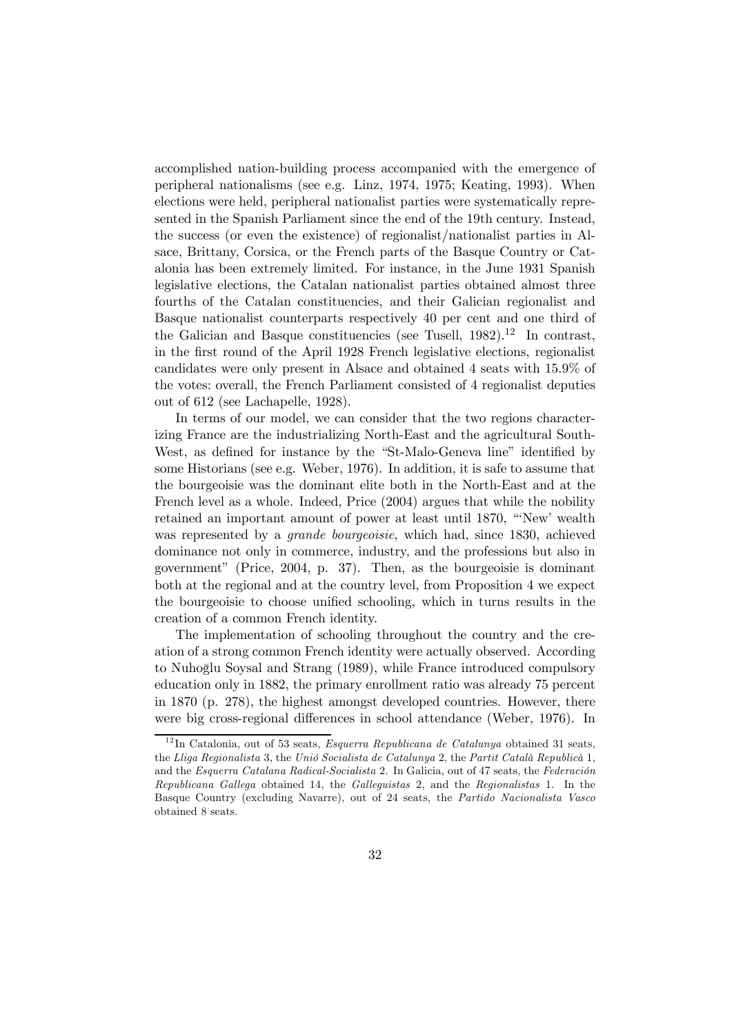accomplished nation-building process accompanied with the emergence of peripheral nationalisms (see e.g. Linz, 1974, 1975; Keating, 1993). When elections were held, peripheral nationalist parties were systematically represented in the Spanish Parliament since the end of the 19th century. Instead, the success (or even the existence) of regionalist/nationalist parties in Alsace, Brittany, Corsica, or the French parts of the Basque Country or Catalonia has been extremely limited. For instance, in the June 1931 Spanish legislative elections, the Catalan nationalist parties obtained almost three fourths of the Catalan constituencies, and their Galician regionalist and Basque nationalist counterparts respectively 40 per cent and one third of the Galician and Basque constituencies (see Tusell, 1982).[12] In contrast, in the first round of the April 1928 French legislative elections, regionalist candidates were only present in Alsace and obtained 4 seats with 15.9% of the votes: overall, the French Parliament consisted of 4 regionalist deputies out of 612 (see Lachapelle, 1928).

In terms of our model, we can consider that the two regions characterizing France are the industrializing North-East and the agricultural South-West, as defined for instance by the "St-Malo-Geneva line" identified by some Historians (see e.g. Weber, 1976). In addition, it is safe to assume that the bourgeoisie was the dominant elite both in the North-East and at the French level as a whole. Indeed, Price (2004) argues that while the nobility retained an important amount of power at least until 1870, "'New' wealth was represented by a *grande bourgeoisie*, which had, since 1830, achieved dominance not only in commerce, industry, and the professions but also in government" (Price, 2004, p. 37). Then, as the bourgeoisie is dominant both at the regional and at the country level, from Proposition 4 we expect the bourgeoisie to choose unified schooling, which in turns results in the creation of a common French identity.

The implementation of schooling throughout the country and the creation of a strong common French identity were actually observed. According to Nuhoğlu Soysal and Strang (1989), while France introduced compulsory education only in 1882, the primary enrollment ratio was already 75 percent in 1870 (p. 278), the highest amongst developed countries. However, there were big cross-regional differences in school attendance (Weber, 1976). In

[12] In Catalonia, out of 53 seats, *Esquerra Republicana de Catalunya* obtained 31 seats, the *Lliga Regionalista* 3, the *Unió Socialista de Catalunya* 2, the *Partit Català Republicà* 1, and the *Esquerra Catalana Radical-Socialista* 2. In Galicia, out of 47 seats, the *Federación Republicana Gallega* obtained 14, the *Galleguistas* 2, and the *Regionalistas* 1. In the Basque Country (excluding Navarre), out of 24 seats, the *Partido Nacionalista Vasco* obtained 8 seats.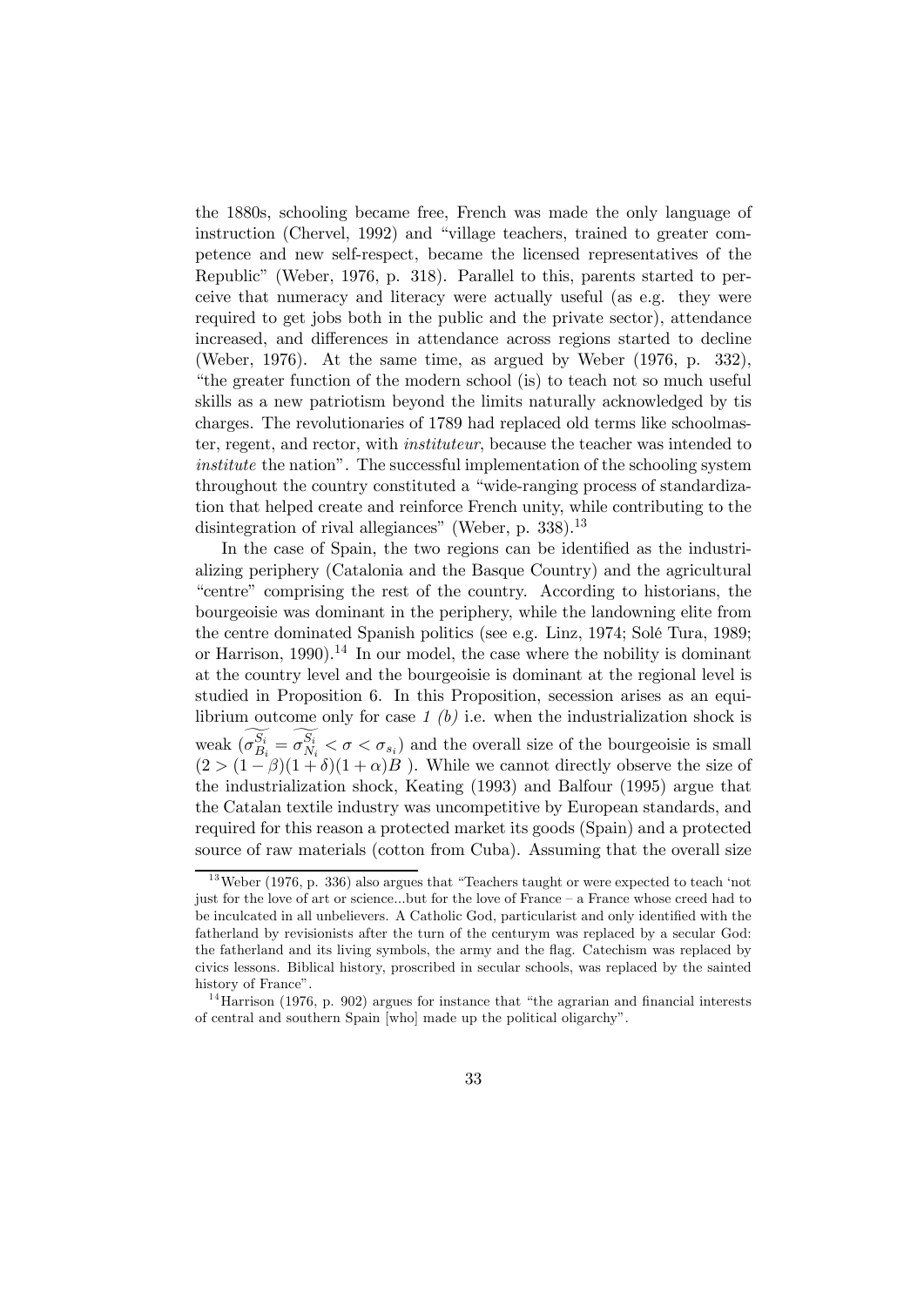the 1880s, schooling became free, French was made the only language of instruction (Chervel, 1992) and "village teachers, trained to greater competence and new self-respect, became the licensed representatives of the Republic" (Weber, 1976, p. 318). Parallel to this, parents started to perceive that numeracy and literacy were actually useful (as e.g. they were required to get jobs both in the public and the private sector), attendance increased, and differences in attendance across regions started to decline (Weber, 1976). At the same time, as argued by Weber (1976, p. 332), "the greater function of the modern school (is) to teach not so much useful skills as a new patriotism beyond the limits naturally acknowledged by tis charges. The revolutionaries of 1789 had replaced old terms like schoolmaster, regent, and rector, with *instituteur*, because the teacher was intended to *institute* the nation". The successful implementation of the schooling system throughout the country constituted a "wide-ranging process of standardization that helped create and reinforce French unity, while contributing to the disintegration of rival allegiances" (Weber, p. 338).[13]

In the case of Spain, the two regions can be identified as the industrializing periphery (Catalonia and the Basque Country) and the agricultural "centre" comprising the rest of the country. According to historians, the bourgeoisie was dominant in the periphery, while the landowning elite from the centre dominated Spanish politics (see e.g. Linz, 1974; Solé Tura, 1989; or Harrison, 1990).[14] In our model, the case where the nobility is dominant at the country level and the bourgeoisie is dominant at the regional level is studied in Proposition 6. In this Proposition, secession arises as an equilibrium outcome only for case *1 (b)* i.e. when the industrialization shock is weak ($\widetilde{\sigma_{B_i}^{S_i}} = \widetilde{\sigma_{N_i}^{S_i}} < \sigma < \sigma_{s_i}$) and the overall size of the bourgeoisie is small ($2 > (1-\beta)(1+\delta)(1+\alpha)B$ ). While we cannot directly observe the size of the industrialization shock, Keating (1993) and Balfour (1995) argue that the Catalan textile industry was uncompetitive by European standards, and required for this reason a protected market its goods (Spain) and a protected source of raw materials (cotton from Cuba). Assuming that the overall size

---

[13] Weber (1976, p. 336) also argues that "Teachers taught or were expected to teach 'not just for the love of art or science...but for the love of France – a France whose creed had to be inculcated in all unbelievers. A Catholic God, particularist and only identified with the fatherland by revisionists after the turn of the centurym was replaced by a secular God: the fatherland and its living symbols, the army and the flag. Catechism was replaced by civics lessons. Biblical history, proscribed in secular schools, was replaced by the sainted history of France".

[14] Harrison (1976, p. 902) argues for instance that "the agrarian and financial interests of central and southern Spain [who] made up the political oligarchy".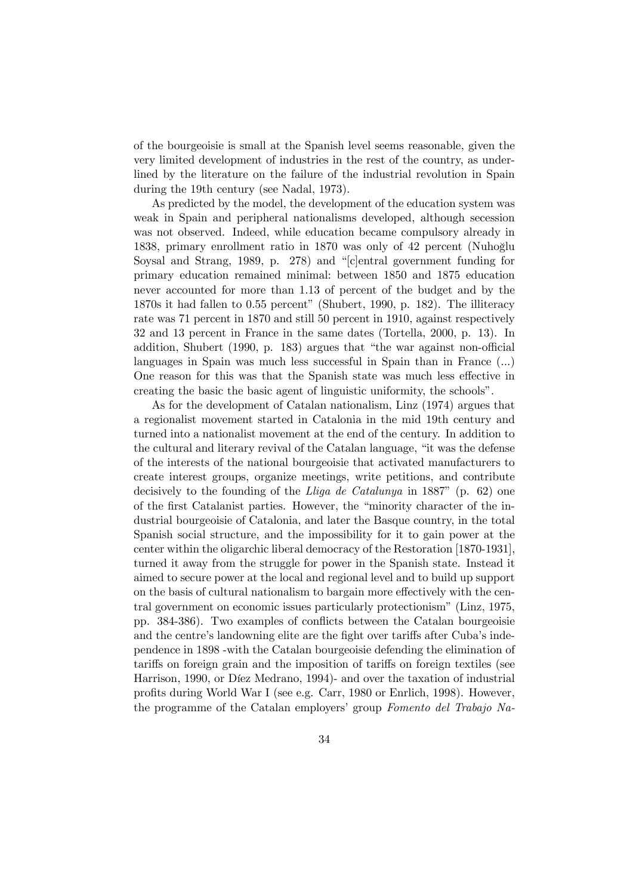of the bourgeoisie is small at the Spanish level seems reasonable, given the very limited development of industries in the rest of the country, as underlined by the literature on the failure of the industrial revolution in Spain during the 19th century (see Nadal, 1973).

As predicted by the model, the development of the education system was weak in Spain and peripheral nationalisms developed, although secession was not observed. Indeed, while education became compulsory already in 1838, primary enrollment ratio in 1870 was only of 42 percent (Nuhoğlu Soysal and Strang, 1989, p. 278) and "[c]entral government funding for primary education remained minimal: between 1850 and 1875 education never accounted for more than 1.13 of percent of the budget and by the 1870s it had fallen to 0.55 percent" (Shubert, 1990, p. 182). The illiteracy rate was 71 percent in 1870 and still 50 percent in 1910, against respectively 32 and 13 percent in France in the same dates (Tortella, 2000, p. 13). In addition, Shubert (1990, p. 183) argues that "the war against non-official languages in Spain was much less successful in Spain than in France (...) One reason for this was that the Spanish state was much less effective in creating the basic the basic agent of linguistic uniformity, the schools".

As for the development of Catalan nationalism, Linz (1974) argues that a regionalist movement started in Catalonia in the mid 19th century and turned into a nationalist movement at the end of the century. In addition to the cultural and literary revival of the Catalan language, "it was the defense of the interests of the national bourgeoisie that activated manufacturers to create interest groups, organize meetings, write petitions, and contribute decisively to the founding of the *Lliga de Catalunya* in 1887" (p. 62) one of the first Catalanist parties. However, the "minority character of the industrial bourgeoisie of Catalonia, and later the Basque country, in the total Spanish social structure, and the impossibility for it to gain power at the center within the oligarchic liberal democracy of the Restoration [1870-1931], turned it away from the struggle for power in the Spanish state. Instead it aimed to secure power at the local and regional level and to build up support on the basis of cultural nationalism to bargain more effectively with the central government on economic issues particularly protectionism" (Linz, 1975, pp. 384-386). Two examples of conflicts between the Catalan bourgeoisie and the centre's landowning elite are the fight over tariffs after Cuba's independence in 1898 -with the Catalan bourgeoisie defending the elimination of tariffs on foreign grain and the imposition of tariffs on foreign textiles (see Harrison, 1990, or Díez Medrano, 1994)- and over the taxation of industrial profits during World War I (see e.g. Carr, 1980 or Enrlich, 1998). However, the programme of the Catalan employers' group *Fomento del Trabajo Na-*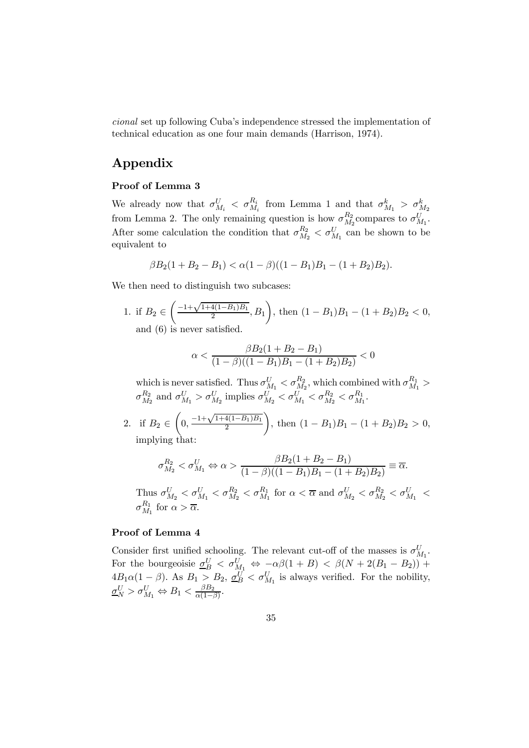*cional* set up following Cuba's independence stressed the implementation of technical education as one four main demands (Harrison, 1974).

# Appendix

### Proof of Lemma 3

We already now that $\sigma^U_{M_i} < \sigma^{R_i}_{M_i}$ from Lemma 1 and that $\sigma^k_{M_1} > \sigma^k_{M_2}$ from Lemma 2. The only remaining question is how $\sigma^{R_2}_{M_2}$compares to $\sigma^U_{M_1}$. After some calculation the condition that $\sigma^{R_2}_{M_2} < \sigma^U_{M_1}$ can be shown to be equivalent to

$$\beta B_2(1 + B_2 - B_1) < \alpha(1 - \beta)((1 - B_1)B_1 - (1 + B_2)B_2).$$

We then need to distinguish two subcases:

1. if $B_2 \in \left(\frac{-1+\sqrt{1+4(1-B_1)B_1}}{2}, B_1\right)$, then $(1 - B_1)B_1 - (1 + B_2)B_2 < 0$, and (6) is never satisfied.

   $$\alpha < \frac{\beta B_2(1 + B_2 - B_1)}{(1 - \beta)((1 - B_1)B_1 - (1 + B_2)B_2)} < 0$$

   which is never satisfied. Thus $\sigma^U_{M_1} < \sigma^{R_2}_{M_2}$, which combined with $\sigma^{R_1}_{M_1} > \sigma^{R_2}_{M_2}$ and $\sigma^U_{M_1} > \sigma^U_{M_2}$ implies $\sigma^U_{M_2} < \sigma^U_{M_1} < \sigma^{R_2}_{M_2} < \sigma^{R_1}_{M_1}$.

2. if $B_2 \in \left(0, \frac{-1+\sqrt{1+4(1-B_1)B_1}}{2}\right)$, then $(1 - B_1)B_1 - (1 + B_2)B_2 > 0$, implying that:

   $$\sigma^{R_2}_{M_2} < \sigma^U_{M_1} \Leftrightarrow \alpha > \frac{\beta B_2(1 + B_2 - B_1)}{(1 - \beta)((1 - B_1)B_1 - (1 + B_2)B_2)} \equiv \overline{\alpha}.$$

   Thus $\sigma^U_{M_2} < \sigma^U_{M_1} < \sigma^{R_2}_{M_2} < \sigma^{R_1}_{M_1}$ for $\alpha < \overline{\alpha}$ and $\sigma^U_{M_2} < \sigma^{R_2}_{M_2} < \sigma^U_{M_1} < \sigma^{R_1}_{M_1}$ for $\alpha > \overline{\alpha}$.

### Proof of Lemma 4

Consider first unified schooling. The relevant cut-off of the masses is $\sigma^U_{M_1}$. For the bourgeoisie $\underline{\sigma}^U_B < \sigma^U_{M_1} \Leftrightarrow -\alpha\beta(1 + B) < \beta(N + 2(B_1 - B_2)) + 4B_1\alpha(1 - \beta)$. As $B_1 > B_2$, $\underline{\sigma}^U_B < \sigma^U_{M_1}$ is always verified. For the nobility, $\underline{\sigma}^U_N > \sigma^U_{M_1} \Leftrightarrow B_1 < \frac{\beta B_2}{\alpha(1-\beta)}$.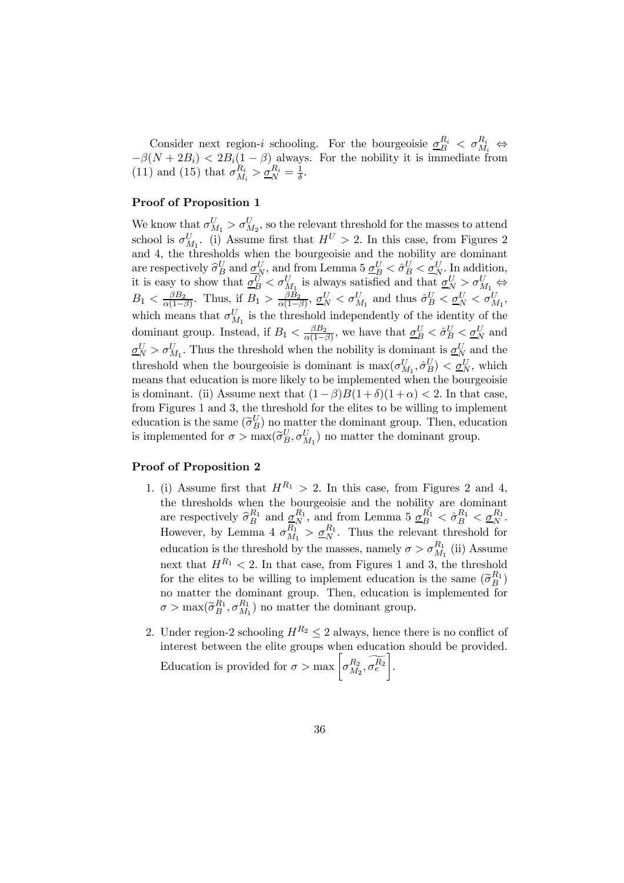Consider next region-$i$ schooling. For the bourgeoisie $\underline{\sigma}_B^{R_i} < \sigma_{M_i}^{R_i} \Leftrightarrow -\beta(N+2B_i) < 2B_i(1-\beta)$ always. For the nobility it is immediate from (11) and (15) that $\sigma_{M_i}^{R_i} > \underline{\sigma}_N^{R_i} = \frac{1}{\delta}$.

**Proof of Proposition 1**

We know that $\sigma_{M_1}^U > \sigma_{M_2}^U$, so the relevant threshold for the masses to attend school is $\sigma_{M_1}^U$. (i) Assume first that $H^U > 2$. In this case, from Figures 2 and 4, the thresholds when the bourgeoisie and the nobility are dominant are respectively $\widehat{\sigma}_B^U$ and $\underline{\sigma}_N^U$, and from Lemma 5 $\underline{\sigma}_B^U < \hat{\sigma}_B^U < \underline{\sigma}_N^U$. In addition, it is easy to show that $\underline{\sigma}_B^U < \sigma_{M_1}^U$ is always satisfied and that $\underline{\sigma}_N^U > \sigma_{M_1}^U \Leftrightarrow B_1 < \frac{\beta B_2}{\alpha(1-\beta)}$. Thus, if $B_1 > \frac{\beta B_2}{\alpha(1-\beta)}$, $\underline{\sigma}_N^U < \sigma_{M_1}^U$ and thus $\hat{\sigma}_B^U < \underline{\sigma}_N^U < \sigma_{M_1}^U$, which means that $\sigma_{M_1}^U$ is the threshold independently of the identity of the dominant group. Instead, if $B_1 < \frac{\beta B_2}{\alpha(1-\beta)}$, we have that $\underline{\sigma}_B^U < \hat{\sigma}_B^U < \underline{\sigma}_N^U$ and $\underline{\sigma}_N^U > \sigma_{M_1}^U$. Thus the threshold when the nobility is dominant is $\underline{\sigma}_N^U$ and the threshold when the bourgeoisie is dominant is $\max(\sigma_{M_1}^U, \hat{\sigma}_B^U) < \underline{\sigma}_N^U$, which means that education is more likely to be implemented when the bourgeoisie is dominant. (ii) Assume next that $(1-\beta)B(1+\delta)(1+\alpha) < 2$. In that case, from Figures 1 and 3, the threshold for the elites to be willing to implement education is the same ($\widetilde{\sigma}_B^U$) no matter the dominant group. Then, education is implemented for $\sigma > \max(\widetilde{\sigma}_B^U, \sigma_{M_1}^U)$ no matter the dominant group.

**Proof of Proposition 2**

1. (i) Assume first that $H^{R_1} > 2$. In this case, from Figures 2 and 4, the thresholds when the bourgeoisie and the nobility are dominant are respectively $\widehat{\sigma}_B^{R_1}$ and $\underline{\sigma}_N^{R_1}$, and from Lemma 5 $\underline{\sigma}_B^{R_1} < \hat{\sigma}_B^{R_1} < \underline{\sigma}_N^{R_1}$. However, by Lemma 4 $\sigma_{M_1}^{R_1} > \underline{\sigma}_N^{R_1}$. Thus the relevant threshold for education is the threshold by the masses, namely $\sigma > \sigma_{M_1}^{R_1}$ (ii) Assume next that $H^{R_1} < 2$. In that case, from Figures 1 and 3, the threshold for the elites to be willing to implement education is the same ($\widetilde{\sigma}_B^{R_1}$) no matter the dominant group. Then, education is implemented for $\sigma > \max(\widetilde{\sigma}_B^{R_1}, \sigma_{M_1}^{R_1})$ no matter the dominant group.

2. Under region-2 schooling $H^{R_2} \leq 2$ always, hence there is no conflict of interest between the elite groups when education should be provided. Education is provided for $\sigma > \max\left[\sigma_{M_2}^{R_2}, \widetilde{\sigma_e^{R_2}}\right]$.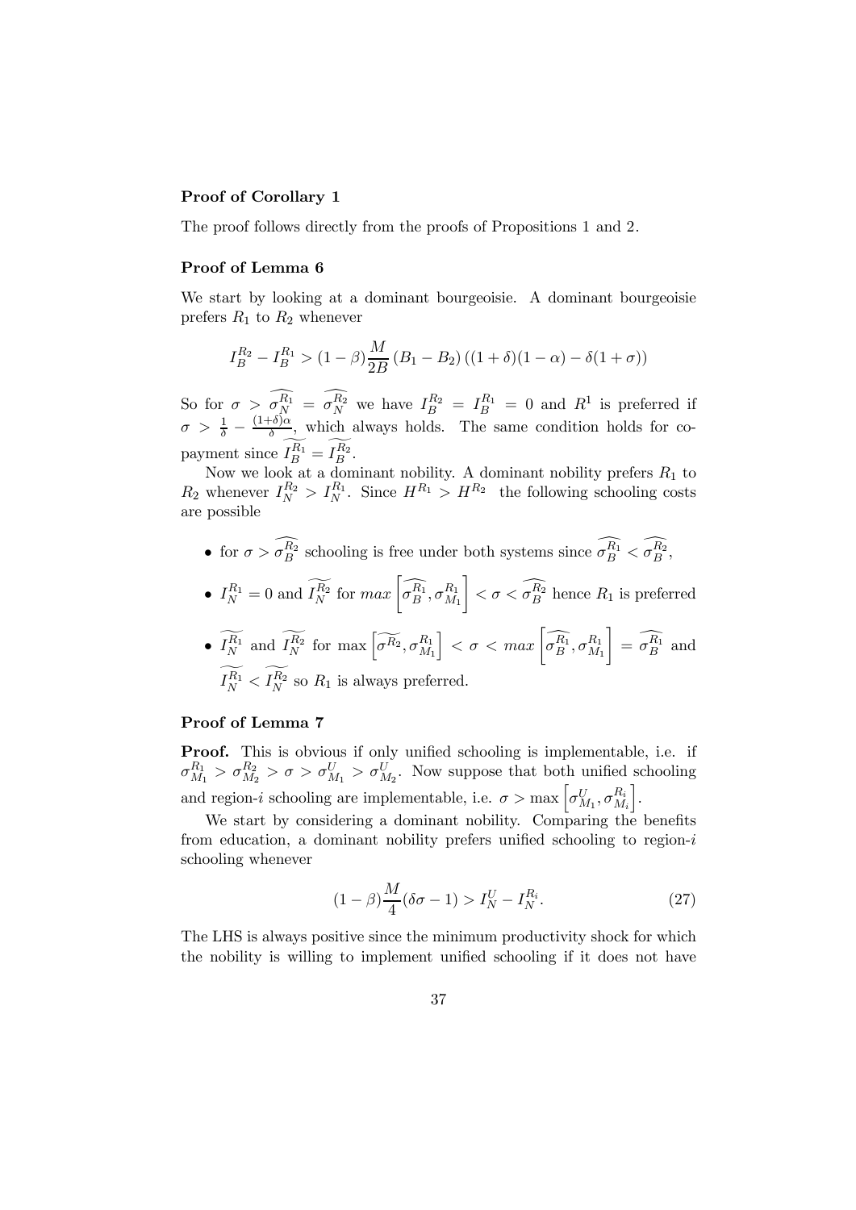### Proof of Corollary 1

The proof follows directly from the proofs of Propositions 1 and 2.

### Proof of Lemma 6

We start by looking at a dominant bourgeoisie. A dominant bourgeoisie prefers $R_1$ to $R_2$ whenever

$$I_B^{R_2} - I_B^{R_1} > (1-\beta)\frac{M}{2B}(B_1 - B_2)((1+\delta)(1-\alpha) - \delta(1+\sigma))$$

So for $\sigma > \widehat{\sigma_N^{R_1}} = \widehat{\sigma_N^{R_2}}$ we have $I_B^{R_2} = I_B^{R_1} = 0$ and $R^1$ is preferred if $\sigma > \frac{1}{\delta} - \frac{(1+\delta)\alpha}{\delta}$, which always holds. The same condition holds for co-payment since $\widetilde{I_B^{R_1}} = \widetilde{I_B^{R_2}}$.

Now we look at a dominant nobility. A dominant nobility prefers $R_1$ to $R_2$ whenever $I_N^{R_2} > I_N^{R_1}$. Since $H^{R_1} > H^{R_2}$ the following schooling costs are possible

- for $\sigma > \widehat{\sigma_B^{R_2}}$ schooling is free under both systems since $\widehat{\sigma_B^{R_1}} < \widehat{\sigma_B^{R_2}}$,
- $I_N^{R_1} = 0$ and $\widetilde{I_N^{R_2}}$ for $max\left[\widehat{\sigma_B^{R_1}}, \sigma_{M_1}^{R_1}\right] < \sigma < \widehat{\sigma_B^{R_2}}$ hence $R_1$ is preferred
- $\widetilde{I_N^{R_1}}$ and $\widetilde{I_N^{R_2}}$ for $\max\left[\widetilde{\sigma^{R_2}}, \sigma_{M_1}^{R_1}\right] < \sigma < max\left[\widehat{\sigma_B^{R_1}}, \sigma_{M_1}^{R_1}\right] = \widehat{\sigma_B^{R_1}}$ and $\widetilde{I_N^{R_1}} < \widetilde{I_N^{R_2}}$ so $R_1$ is always preferred.

### Proof of Lemma 7

**Proof.** This is obvious if only unified schooling is implementable, i.e. if $\sigma_{M_1}^{R_1} > \sigma_{M_2}^{R_2} > \sigma > \sigma_{M_1}^U > \sigma_{M_2}^U$. Now suppose that both unified schooling and region-$i$ schooling are implementable, i.e. $\sigma > \max\left[\sigma_{M_1}^U, \sigma_{M_i}^{R_i}\right]$.

We start by considering a dominant nobility. Comparing the benefits from education, a dominant nobility prefers unified schooling to region-$i$ schooling whenever

$$(1-\beta)\frac{M}{4}(\delta\sigma - 1) > I_N^U - I_N^{R_i}. \tag{27}$$

The LHS is always positive since the minimum productivity shock for which the nobility is willing to implement unified schooling if it does not have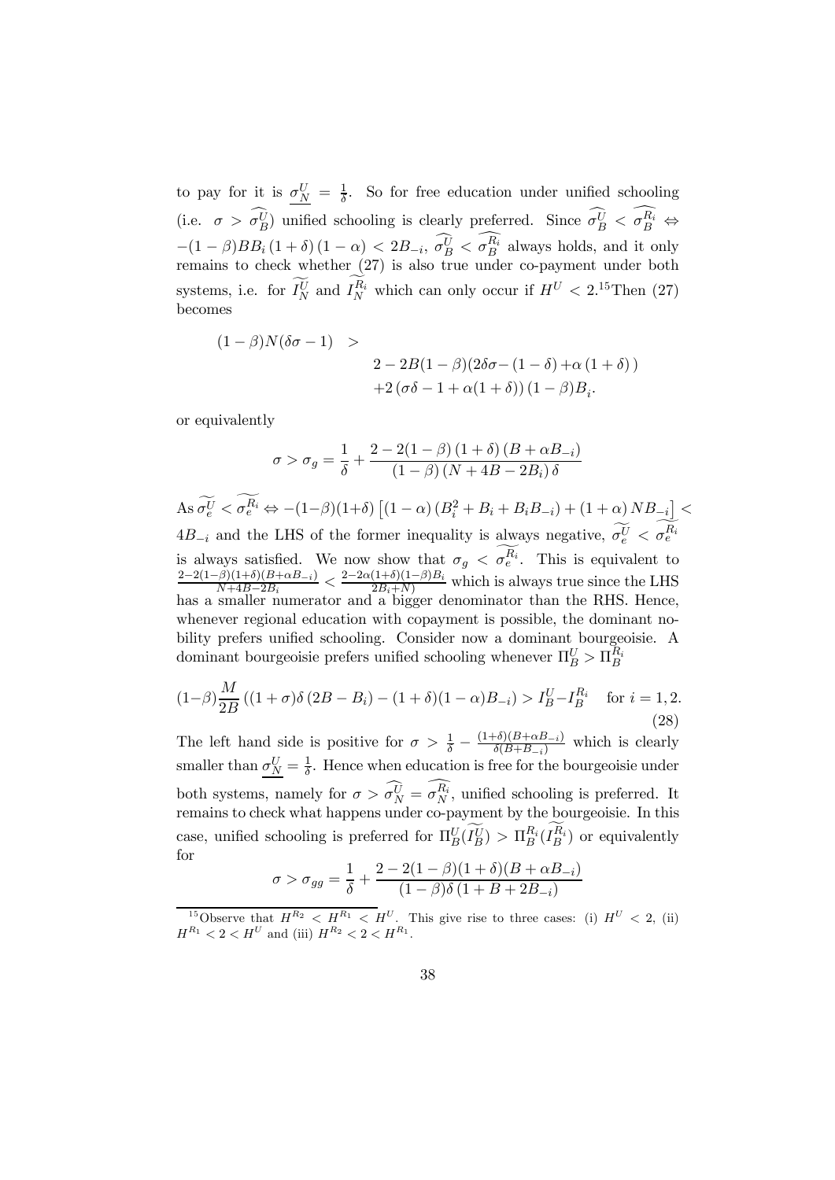to pay for it is $\underline{\sigma_N^U} = \frac{1}{\delta}$. So for free education under unified schooling (i.e. $\sigma > \widehat{\sigma_B^U}$) unified schooling is clearly preferred. Since $\widehat{\sigma_B^U} < \widehat{\sigma_B^{R_i}} \Leftrightarrow -(1-\beta)BB_i(1+\delta)(1-\alpha) < 2B_{-i}$, $\widehat{\sigma_B^U} < \widehat{\sigma_B^{R_i}}$ always holds, and it only remains to check whether (27) is also true under co-payment under both systems, i.e. for $\widetilde{I_N^U}$ and $\widetilde{I_N^{R_i}}$ which can only occur if $H^U < 2$.[15] Then (27) becomes

$$
\begin{aligned}
(1-\beta)N(\delta\sigma - 1) \quad > \quad & \\
& 2 - 2B(1-\beta)(2\delta\sigma - (1-\delta) + \alpha(1+\delta)) \\
& + 2(\sigma\delta - 1 + \alpha(1+\delta))(1-\beta)B_i.
\end{aligned}
$$

or equivalently

$$
\sigma > \sigma_g = \frac{1}{\delta} + \frac{2 - 2(1-\beta)(1+\delta)(B + \alpha B_{-i})}{(1-\beta)(N + 4B - 2B_i)\delta}
$$

As $\widetilde{\sigma_e^U} < \widetilde{\sigma_e^{R_i}} \Leftrightarrow -(1-\beta)(1+\delta)\left[(1-\alpha)(B_i^2 + B_i + B_i B_{-i}) + (1+\alpha)NB_{-i}\right] < 4B_{-i}$ and the LHS of the former inequality is always negative, $\widetilde{\sigma_e^U} < \widetilde{\sigma_e^{R_i}}$ is always satisfied. We now show that $\sigma_g < \widetilde{\sigma_e^{R_i}}$. This is equivalent to $\frac{2-2(1-\beta)(1+\delta)(B+\alpha B_{-i})}{N+4B-2B_i} < \frac{2-2\alpha(1+\delta)(1-\beta)B_i}{2B_i+N)}$ which is always true since the LHS has a smaller numerator and a bigger denominator than the RHS. Hence, whenever regional education with copayment is possible, the dominant nobility prefers unified schooling. Consider now a dominant bourgeoisie. A dominant bourgeoisie prefers unified schooling whenever $\Pi_B^U > \Pi_B^{R_i}$

$$
(1-\beta)\frac{M}{2B}\left((1+\sigma)\delta(2B - B_i) - (1+\delta)(1-\alpha)B_{-i}\right) > I_B^U - I_B^{R_i} \quad \text{for } i = 1, 2. \tag{28}
$$

The left hand side is positive for $\sigma > \frac{1}{\delta} - \frac{(1+\delta)(B+\alpha B_{-i})}{\delta(B+B_{-i})}$ which is clearly smaller than $\underline{\sigma_N^U} = \frac{1}{\delta}$. Hence when education is free for the bourgeoisie under both systems, namely for $\sigma > \widehat{\sigma_N^U} = \widehat{\sigma_N^{R_i}}$, unified schooling is preferred. It remains to check what happens under co-payment by the bourgeoisie. In this case, unified schooling is preferred for $\Pi_B^U(\widetilde{I_B^U}) > \Pi_B^{R_i}(\widetilde{I_B^{R_i}})$ or equivalently for

$$
\sigma > \sigma_{gg} = \frac{1}{\delta} + \frac{2 - 2(1-\beta)(1+\delta)(B + \alpha B_{-i})}{(1-\beta)\delta(1 + B + 2B_{-i})}
$$

[15] Observe that $H^{R_2} < H^{R_1} < H^U$. This give rise to three cases: (i) $H^U < 2$, (ii) $H^{R_1} < 2 < H^U$ and (iii) $H^{R_2} < 2 < H^{R_1}$.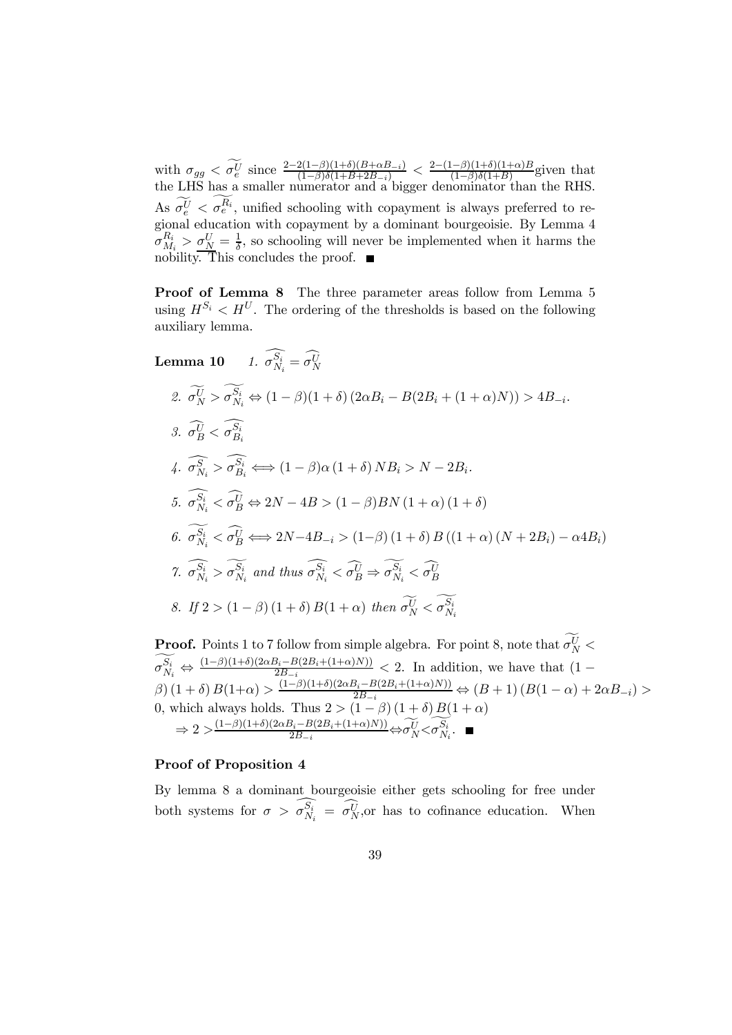with $\sigma_{gg} < \widetilde{\sigma_e^U}$ since $\frac{2-2(1-\beta)(1+\delta)(B+\alpha B_{-i})}{(1-\beta)\delta(1+B+2B_{-i})} < \frac{2-(1-\beta)(1+\delta)(1+\alpha)B}{(1-\beta)\delta(1+B)}$ given that the LHS has a smaller numerator and a bigger denominator than the RHS. As $\widetilde{\sigma_e^U} < \widetilde{\sigma_e^{R_i}}$, unified schooling with copayment is always preferred to regional education with copayment by a dominant bourgeoisie. By Lemma 4 $\sigma_{M_i}^{R_i} > \underline{\sigma_N^U} = \frac{1}{\delta}$, so schooling will never be implemented when it harms the nobility. This concludes the proof. ■

**Proof of Lemma 8** The three parameter areas follow from Lemma 5 using $H^{S_i} < H^U$. The ordering of the thresholds is based on the following auxiliary lemma.

**Lemma 10**

1. $\widehat{\sigma_{N_i}^{S_i}} = \widehat{\sigma_N^U}$
2. $\widetilde{\sigma_N^U} > \widetilde{\sigma_{N_i}^{S_i}} \Leftrightarrow (1-\beta)(1+\delta)\left(2\alpha B_i - B(2B_i + (1+\alpha)N)\right) > 4B_{-i}$.
3. $\widehat{\sigma_B^U} < \widehat{\sigma_{B_i}^{S_i}}$
4. $\widehat{\sigma_{N_i}^{S}} > \widehat{\sigma_{B_i}^{S_i}} \Longleftrightarrow (1-\beta)\alpha\,(1+\delta)\,NB_i > N - 2B_i$.
5. $\widehat{\sigma_{N_i}^{S_i}} < \widehat{\sigma_B^U} \Leftrightarrow 2N - 4B > (1-\beta)BN\,(1+\alpha)\,(1+\delta)$
6. $\widetilde{\sigma_{N_i}^{S_i}} < \widehat{\sigma_B^U} \Longleftrightarrow 2N - 4B_{-i} > (1-\beta)\,(1+\delta)\,B\left((1+\alpha)\,(N+2B_i) - \alpha 4B_i\right)$
7. $\widehat{\sigma_{N_i}^{S_i}} > \widetilde{\sigma_{N_i}^{S_i}}$ *and thus* $\widehat{\sigma_{N_i}^{S_i}} < \widehat{\sigma_B^U} \Rightarrow \widetilde{\sigma_{N_i}^{S_i}} < \widehat{\sigma_B^U}$
8. *If* $2 > (1-\beta)\,(1+\delta)\,B(1+\alpha)$ *then* $\widetilde{\sigma_N^U} < \widetilde{\sigma_{N_i}^{S_i}}$

**Proof.** Points 1 to 7 follow from simple algebra. For point 8, note that $\widetilde{\sigma_N^U} < \widetilde{\sigma_{N_i}^{S_i}} \Leftrightarrow \frac{(1-\beta)(1+\delta)(2\alpha B_i - B(2B_i+(1+\alpha)N))}{2B_{-i}} < 2$. In addition, we have that $(1-\beta)\,(1+\delta)\,B(1+\alpha) > \frac{(1-\beta)(1+\delta)(2\alpha B_i - B(2B_i+(1+\alpha)N))}{2B_{-i}} \Leftrightarrow (B+1)\left(B(1-\alpha)+2\alpha B_{-i}\right) > 0$, which always holds. Thus $2 > (1-\beta)\,(1+\delta)\,B(1+\alpha)$
$\Rightarrow 2 > \frac{(1-\beta)(1+\delta)(2\alpha B_i - B(2B_i+(1+\alpha)N))}{2B_{-i}} \Leftrightarrow \widetilde{\sigma_N^U} < \widetilde{\sigma_{N_i}^{S_i}}$. ■

**Proof of Proposition 4**

By lemma 8 a dominant bourgeoisie either gets schooling for free under both systems for $\sigma > \widehat{\sigma_{N_i}^{S_i}} = \widehat{\sigma_N^U}$, or has to cofinance education. When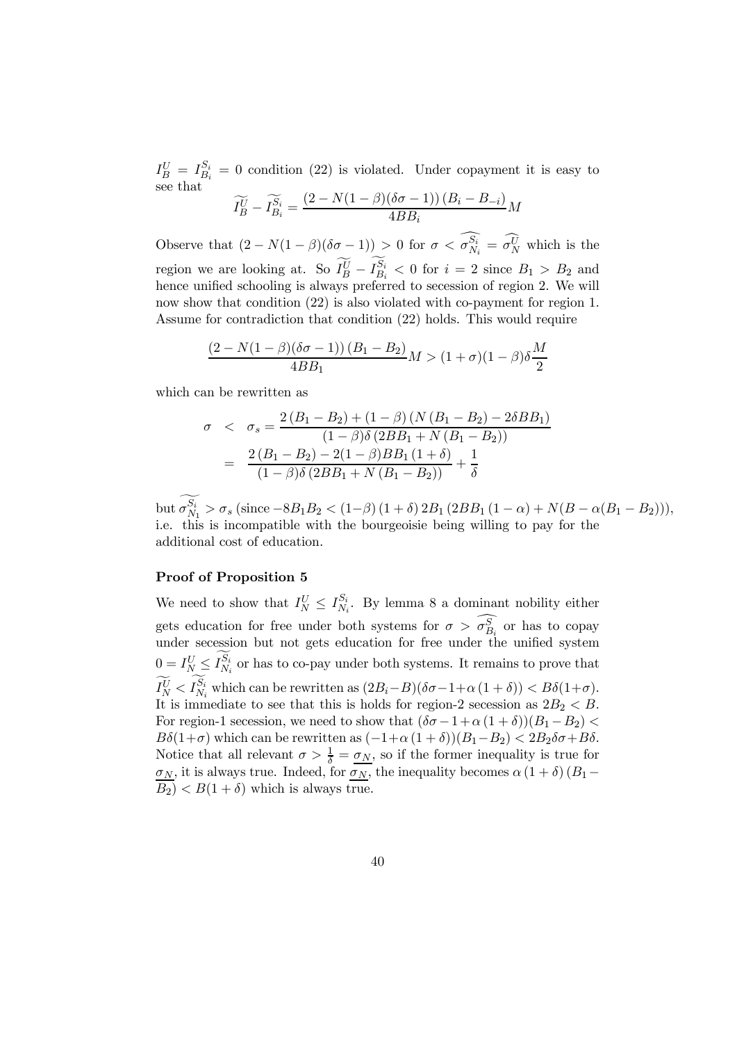$I_B^U = I_{B_i}^{S_i} = 0$ condition (22) is violated. Under copayment it is easy to see that

$$\widetilde{I_B^U} - \widetilde{I_{B_i}^{S_i}} = \frac{(2 - N(1-\beta)(\delta\sigma - 1))(B_i - B_{-i})}{4BB_i} M$$

Observe that $(2 - N(1-\beta)(\delta\sigma - 1)) > 0$ for $\sigma < \widehat{\sigma_{N_i}^{S_i}} = \widehat{\sigma_N^U}$ which is the region we are looking at. So $\widetilde{I_B^U} - \widetilde{I_{B_i}^{S_i}} < 0$ for $i = 2$ since $B_1 > B_2$ and hence unified schooling is always preferred to secession of region 2. We will now show that condition (22) is also violated with co-payment for region 1. Assume for contradiction that condition (22) holds. This would require

$$\frac{(2 - N(1-\beta)(\delta\sigma - 1))(B_1 - B_2)}{4BB_1} M > (1+\sigma)(1-\beta)\delta \frac{M}{2}$$

which can be rewritten as

$$\begin{aligned}
\sigma &< \sigma_s = \frac{2(B_1 - B_2) + (1-\beta)(N(B_1 - B_2) - 2\delta BB_1)}{(1-\beta)\delta(2BB_1 + N(B_1 - B_2))} \\
&= \frac{2(B_1 - B_2) - 2(1-\beta)BB_1(1+\delta)}{(1-\beta)\delta(2BB_1 + N(B_1 - B_2))} + \frac{1}{\delta}
\end{aligned}$$

but $\widetilde{\sigma_{N_1}^{S_i}} > \sigma_s$ (since $-8B_1B_2 < (1-\beta)(1+\delta) 2B_1 (2BB_1(1-\alpha) + N(B - \alpha(B_1 - B_2)))$), i.e. this is incompatible with the bourgeoisie being willing to pay for the additional cost of education.

**Proof of Proposition 5**

We need to show that $I_N^U \leq I_{N_i}^{S_i}$. By lemma 8 a dominant nobility either gets education for free under both systems for $\sigma > \widehat{\sigma_{B_i}^S}$ or has to copay under secession but not gets education for free under the unified system $0 = I_N^U \leq \widetilde{I_{N_i}^{S_i}}$ or has to co-pay under both systems. It remains to prove that $\widetilde{I_N^U} < \widetilde{I_{N_i}^{S_i}}$ which can be rewritten as $(2B_i - B)(\delta\sigma - 1 + \alpha(1+\delta)) < B\delta(1+\sigma)$. It is immediate to see that this is holds for region-2 secession as $2B_2 < B$. For region-1 secession, we need to show that $(\delta\sigma - 1 + \alpha(1+\delta))(B_1 - B_2) < B\delta(1+\sigma)$ which can be rewritten as $(-1 + \alpha(1+\delta))(B_1 - B_2) < 2B_2\delta\sigma + B\delta$. Notice that all relevant $\sigma > \frac{1}{\delta} = \underline{\sigma_N}$, so if the former inequality is true for $\underline{\sigma_N}$, it is always true. Indeed, for $\underline{\sigma_N}$, the inequality becomes $\alpha(1+\delta)(B_1 - B_2) < B(1+\delta)$ which is always true.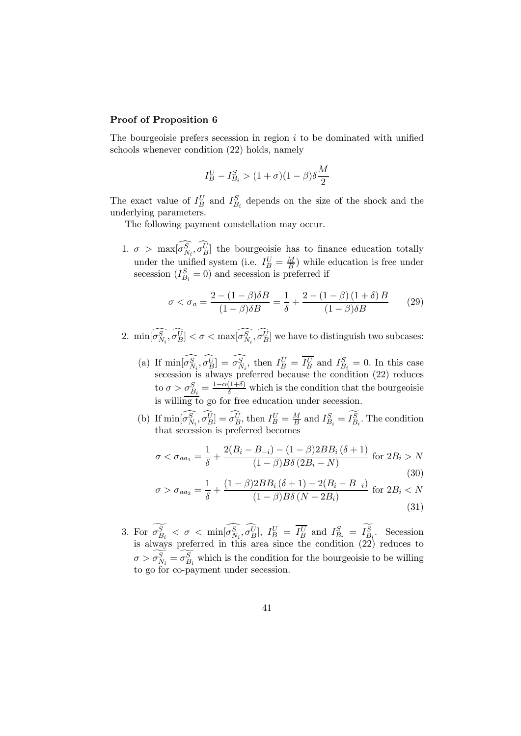**Proof of Proposition 6**

The bourgeoisie prefers secession in region $i$ to be dominated with unified schools whenever condition (22) holds, namely

$$I_B^U - I_{B_i}^S > (1+\sigma)(1-\beta)\delta\frac{M}{2}$$

The exact value of $I_B^U$ and $I_{B_i}^S$ depends on the size of the shock and the underlying parameters.

The following payment constellation may occur.

1. $\sigma > \max[\widehat{\sigma_{N_i}^S}, \widehat{\sigma_B^U}]$ the bourgeoisie has to finance education totally under the unified system (i.e. $I_B^U = \frac{M}{B}$) while education is free under secession ($I_{B_i}^S = 0$) and secession is preferred if

$$\sigma < \sigma_a = \frac{2-(1-\beta)\delta B}{(1-\beta)\delta B} = \frac{1}{\delta} + \frac{2-(1-\beta)(1+\delta)B}{(1-\beta)\delta B} \tag{29}$$

2. $\min[\widehat{\sigma_{N_i}^S}, \widehat{\sigma_B^U}] < \sigma < \max[\widehat{\sigma_{N_i}^S}, \widehat{\sigma_B^U}]$ we have to distinguish two subcases:

   (a) If $\min[\widehat{\sigma_{N_i}^S}, \widehat{\sigma_B^U}] = \widehat{\sigma_{N_i}^S}$, then $I_B^U = \overline{I_B^U}$ and $I_{B_i}^S = 0$. In this case secession is always preferred because the condition (22) reduces to $\sigma > \underline{\sigma_{B_i}^S} = \frac{1-\alpha(1+\delta)}{\delta}$ which is the condition that the bourgeoisie is willing to go for free education under secession.

   (b) If $\min[\widehat{\sigma_{N_i}^S}, \widehat{\sigma_B^U}] = \widehat{\sigma_B^U}$, then $I_B^U = \frac{M}{B}$ and $I_{B_i}^S = \widetilde{I_{B_i}^S}$. The condition that secession is preferred becomes

$$\sigma < \sigma_{aa_1} = \frac{1}{\delta} + \frac{2(B_i - B_{-i}) - (1-\beta)2BB_i(\delta+1)}{(1-\beta)B\delta(2B_i - N)} \text{ for } 2B_i > N \tag{30}$$

$$\sigma > \sigma_{aa_2} = \frac{1}{\delta} + \frac{(1-\beta)2BB_i(\delta+1) - 2(B_i - B_{-i})}{(1-\beta)B\delta(N - 2B_i)} \text{ for } 2B_i < N \tag{31}$$

3. For $\widetilde{\sigma_{B_i}^S} < \sigma < \min[\widehat{\sigma_{N_i}^S}, \widehat{\sigma_B^U}]$, $I_B^U = \overline{I_B^U}$ and $I_{B_i}^S = \widetilde{I_{B_i}^S}$. Secession is always preferred in this area since the condition (22) reduces to $\sigma > \widetilde{\sigma_{N_i}^S} = \widetilde{\sigma_{B_i}^S}$ which is the condition for the bourgeoisie to be willing to go for co-payment under secession.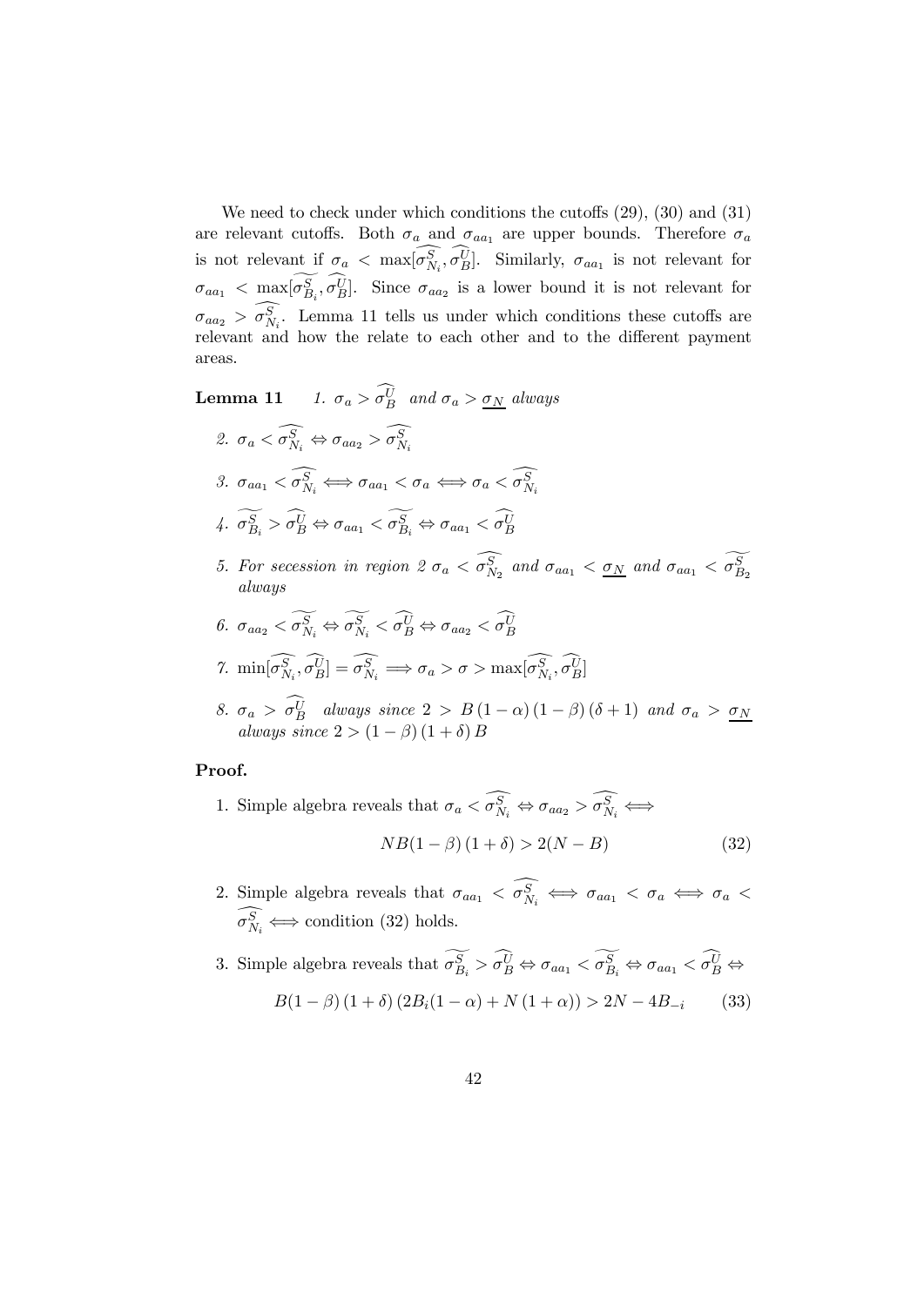We need to check under which conditions the cutoffs (29), (30) and (31) are relevant cutoffs. Both $\sigma_a$ and $\sigma_{aa_1}$ are upper bounds. Therefore $\sigma_a$ is not relevant if $\sigma_a < \max[\widehat{\sigma^S_{N_i}}, \widehat{\sigma^U_B}]$. Similarly, $\sigma_{aa_1}$ is not relevant for $\sigma_{aa_1} < \max[\widetilde{\sigma^S_{B_i}}, \widehat{\sigma^U_B}]$. Since $\sigma_{aa_2}$ is a lower bound it is not relevant for $\sigma_{aa_2} > \widehat{\sigma^S_{N_i}}$. Lemma 11 tells us under which conditions these cutoffs are relevant and how the relate to each other and to the different payment areas.

**Lemma 11** *1.* $\sigma_a > \widehat{\sigma^U_B}$ *and* $\sigma_a > \underline{\sigma_N}$ *always*

*2.* $\sigma_a < \widehat{\sigma^S_{N_i}} \Leftrightarrow \sigma_{aa_2} > \widehat{\sigma^S_{N_i}}$

*3.* $\sigma_{aa_1} < \widehat{\sigma^S_{N_i}} \Longleftrightarrow \sigma_{aa_1} < \sigma_a \Longleftrightarrow \sigma_a < \widehat{\sigma^S_{N_i}}$

*4.* $\widetilde{\sigma^S_{B_i}} > \widehat{\sigma^U_B} \Leftrightarrow \sigma_{aa_1} < \widetilde{\sigma^S_{B_i}} \Leftrightarrow \sigma_{aa_1} < \widehat{\sigma^U_B}$

*5. For secession in region 2* $\sigma_a < \widehat{\sigma^S_{N_2}}$ *and* $\sigma_{aa_1} < \underline{\sigma_N}$ *and* $\sigma_{aa_1} < \widetilde{\sigma^S_{B_2}}$ *always*

*6.* $\sigma_{aa_2} < \widetilde{\sigma^S_{N_i}} \Leftrightarrow \widetilde{\sigma^S_{N_i}} < \widehat{\sigma^U_B} \Leftrightarrow \sigma_{aa_2} < \widehat{\sigma^U_B}$

*7.* $\min[\widehat{\sigma^S_{N_i}}, \widehat{\sigma^U_B}] = \widehat{\sigma^S_{N_i}} \Longrightarrow \sigma_a > \sigma > \max[\widehat{\sigma^S_{N_i}}, \widehat{\sigma^U_B}]$

*8.* $\sigma_a > \widehat{\sigma^U_B}$ *always since* $2 > B(1-\alpha)(1-\beta)(\delta+1)$ *and* $\sigma_a > \underline{\sigma_N}$ *always since* $2 > (1-\beta)(1+\delta)B$

**Proof.**

1. Simple algebra reveals that $\sigma_a < \widehat{\sigma^S_{N_i}} \Leftrightarrow \sigma_{aa_2} > \widehat{\sigma^S_{N_i}} \Longleftrightarrow$

$$NB(1-\beta)(1+\delta) > 2(N-B) \tag{32}$$

2. Simple algebra reveals that $\sigma_{aa_1} < \widehat{\sigma^S_{N_i}} \Longleftrightarrow \sigma_{aa_1} < \sigma_a \Longleftrightarrow \sigma_a < \widehat{\sigma^S_{N_i}} \Longleftrightarrow$ condition (32) holds.

3. Simple algebra reveals that $\widetilde{\sigma^S_{B_i}} > \widehat{\sigma^U_B} \Leftrightarrow \sigma_{aa_1} < \widetilde{\sigma^S_{B_i}} \Leftrightarrow \sigma_{aa_1} < \widehat{\sigma^U_B} \Leftrightarrow$

$$B(1-\beta)(1+\delta)(2B_i(1-\alpha)+N(1+\alpha)) > 2N - 4B_{-i} \tag{33}$$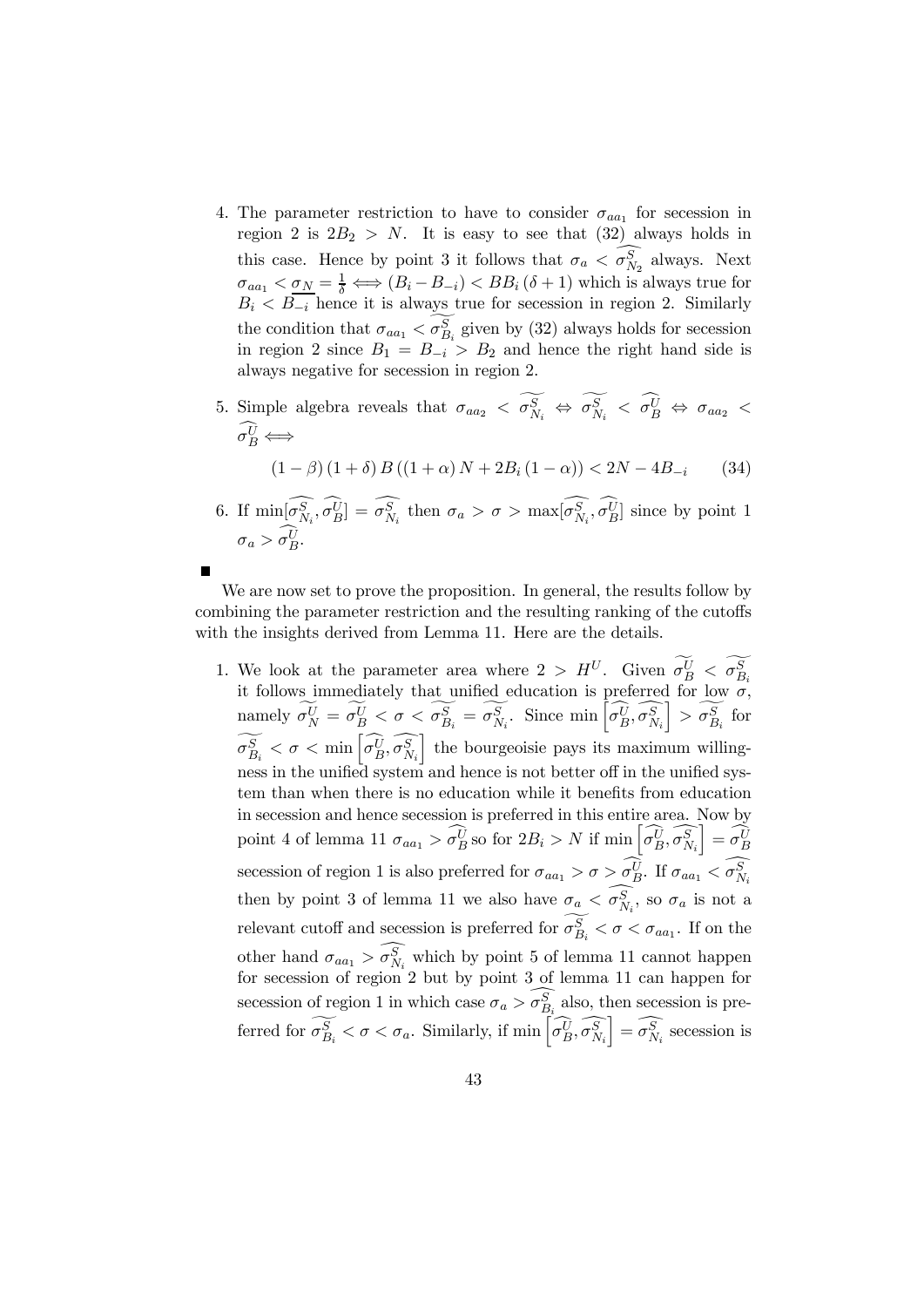4. The parameter restriction to have to consider $\sigma_{aa_1}$ for secession in region 2 is $2B_2 > N$. It is easy to see that (32) always holds in this case. Hence by point 3 it follows that $\sigma_a < \widehat{\sigma_{N_2}^S}$ always. Next $\sigma_{aa_1} < \underline{\sigma_N} = \frac{1}{\delta} \Longleftrightarrow (B_i - B_{-i}) < BB_i(\delta + 1)$ which is always true for $B_i < B_{-i}$ hence it is always true for secession in region 2. Similarly the condition that $\sigma_{aa_1} < \widetilde{\sigma_{B_i}^S}$ given by (32) always holds for secession in region 2 since $B_1 = B_{-i} > B_2$ and hence the right hand side is always negative for secession in region 2.

5. Simple algebra reveals that $\sigma_{aa_2} < \widetilde{\sigma_{N_i}^S} \Leftrightarrow \widetilde{\sigma_{N_i}^S} < \widehat{\sigma_B^U} \Leftrightarrow \sigma_{aa_2} < \widehat{\sigma_B^U} \Longleftrightarrow$

$$(1-\beta)(1+\delta)B((1+\alpha)N + 2B_i(1-\alpha)) < 2N - 4B_{-i} \tag{34}$$

6. If $\min[\widehat{\sigma_{N_i}^S}, \widehat{\sigma_B^U}] = \widehat{\sigma_{N_i}^S}$ then $\sigma_a > \sigma > \max[\widehat{\sigma_{N_i}^S}, \widehat{\sigma_B^U}]$ since by point 1 $\sigma_a > \widehat{\sigma_B^U}$.

■

We are now set to prove the proposition. In general, the results follow by combining the parameter restriction and the resulting ranking of the cutoffs with the insights derived from Lemma 11. Here are the details.

1. We look at the parameter area where $2 > H^U$. Given $\widetilde{\sigma_B^U} < \widetilde{\sigma_{B_i}^S}$ it follows immediately that unified education is preferred for low $\sigma$, namely $\widetilde{\sigma_N^U} = \widetilde{\sigma_B^U} < \sigma < \widetilde{\sigma_{B_i}^S} = \widetilde{\sigma_{N_i}^S}$. Since $\min\left[\widehat{\sigma_B^U}, \widehat{\sigma_{N_i}^S}\right] > \widetilde{\sigma_{B_i}^S}$ for $\widetilde{\sigma_{B_i}^S} < \sigma < \min\left[\widehat{\sigma_B^U}, \widehat{\sigma_{N_i}^S}\right]$ the bourgeoisie pays its maximum willingness in the unified system and hence is not better off in the unified system than when there is no education while it benefits from education in secession and hence secession is preferred in this entire area. Now by point 4 of lemma 11 $\sigma_{aa_1} > \widehat{\sigma_B^U}$ so for $2B_i > N$ if $\min\left[\widehat{\sigma_B^U}, \widehat{\sigma_{N_i}^S}\right] = \widehat{\sigma_B^U}$ secession of region 1 is also preferred for $\sigma_{aa_1} > \sigma > \widehat{\sigma_B^U}$. If $\sigma_{aa_1} < \widehat{\sigma_{N_i}^S}$ then by point 3 of lemma 11 we also have $\sigma_a < \widehat{\sigma_{N_i}^S}$, so $\sigma_a$ is not a relevant cutoff and secession is preferred for $\widetilde{\sigma_{B_i}^S} < \sigma < \sigma_{aa_1}$. If on the other hand $\sigma_{aa_1} > \widehat{\sigma_{N_i}^S}$ which by point 5 of lemma 11 cannot happen for secession of region 2 but by point 3 of lemma 11 can happen for secession of region 1 in which case $\sigma_a > \widehat{\sigma_{B_i}^S}$ also, then secession is preferred for $\widetilde{\sigma_{B_i}^S} < \sigma < \sigma_a$. Similarly, if $\min\left[\widehat{\sigma_B^U}, \widehat{\sigma_{N_i}^S}\right] = \widehat{\sigma_{N_i}^S}$ secession is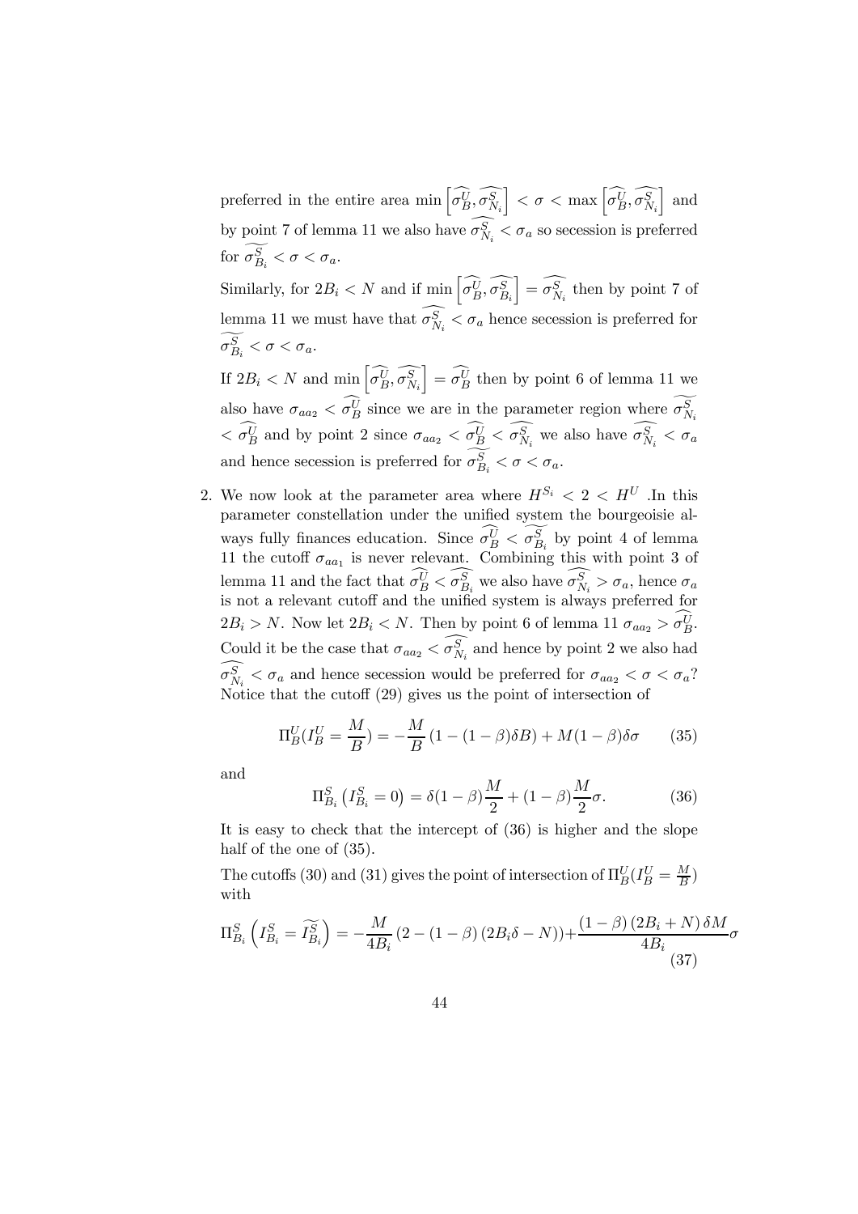preferred in the entire area $\min\left[\widehat{\sigma_B^U}, \widehat{\sigma_{N_i}^S}\right] < \sigma < \max\left[\widehat{\sigma_B^U}, \widehat{\sigma_{N_i}^S}\right]$ and by point 7 of lemma 11 we also have $\widehat{\sigma_{N_i}^S} < \sigma_a$ so secession is preferred for $\widetilde{\sigma_{B_i}^S} < \sigma < \sigma_a$.

Similarly, for $2B_i < N$ and if $\min\left[\widehat{\sigma_B^U}, \widehat{\sigma_{B_i}^S}\right] = \widehat{\sigma_{N_i}^S}$ then by point 7 of lemma 11 we must have that $\widehat{\sigma_{N_i}^S} < \sigma_a$ hence secession is preferred for $\widetilde{\sigma_{B_i}^S} < \sigma < \sigma_a$.

If $2B_i < N$ and $\min\left[\widehat{\sigma_B^U}, \widehat{\sigma_{N_i}^S}\right] = \widehat{\sigma_B^U}$ then by point 6 of lemma 11 we also have $\sigma_{aa_2} < \widehat{\sigma_B^U}$ since we are in the parameter region where $\widetilde{\sigma_{N_i}^S} < \widehat{\sigma_B^U}$ and by point 2 since $\sigma_{aa_2} < \widehat{\sigma_B^U} < \widehat{\sigma_{N_i}^S}$ we also have $\widehat{\sigma_{N_i}^S} < \sigma_a$ and hence secession is preferred for $\widetilde{\sigma_{B_i}^S} < \sigma < \sigma_a$.

2. We now look at the parameter area where $H^{S_i} < 2 < H^U$ .In this parameter constellation under the unified system the bourgeoisie always fully finances education. Since $\widehat{\sigma_B^U} < \widetilde{\sigma_{B_i}^S}$ by point 4 of lemma 11 the cutoff $\sigma_{aa_1}$ is never relevant. Combining this with point 3 of lemma 11 and the fact that $\widehat{\sigma_B^U} < \widehat{\sigma_{B_i}^S}$ we also have $\widehat{\sigma_{N_i}^S} > \sigma_a$, hence $\sigma_a$ is not a relevant cutoff and the unified system is always preferred for $2B_i > N$. Now let $2B_i < N$. Then by point 6 of lemma 11 $\sigma_{aa_2} > \widehat{\sigma_B^U}$. Could it be the case that $\sigma_{aa_2} < \widehat{\sigma_{N_i}^S}$ and hence by point 2 we also had $\widehat{\sigma_{N_i}^S} < \sigma_a$ and hence secession would be preferred for $\sigma_{aa_2} < \sigma < \sigma_a$? Notice that the cutoff (29) gives us the point of intersection of

$$\Pi_B^U(I_B^U = \frac{M}{B}) = -\frac{M}{B}(1-(1-\beta)\delta B) + M(1-\beta)\delta\sigma \qquad (35)$$

and

$$\Pi_{B_i}^S\left(I_{B_i}^S = 0\right) = \delta(1-\beta)\frac{M}{2} + (1-\beta)\frac{M}{2}\sigma. \qquad (36)$$

It is easy to check that the intercept of (36) is higher and the slope half of the one of (35).

The cutoffs (30) and (31) gives the point of intersection of $\Pi_B^U(I_B^U = \frac{M}{B})$ with

$$\Pi_{B_i}^S\left(I_{B_i}^S = \widetilde{I_{B_i}^S}\right) = -\frac{M}{4B_i}\left(2-(1-\beta)\left(2B_i\delta - N\right)\right) + \frac{(1-\beta)\left(2B_i+N\right)\delta M}{4B_i}\sigma \qquad (37)$$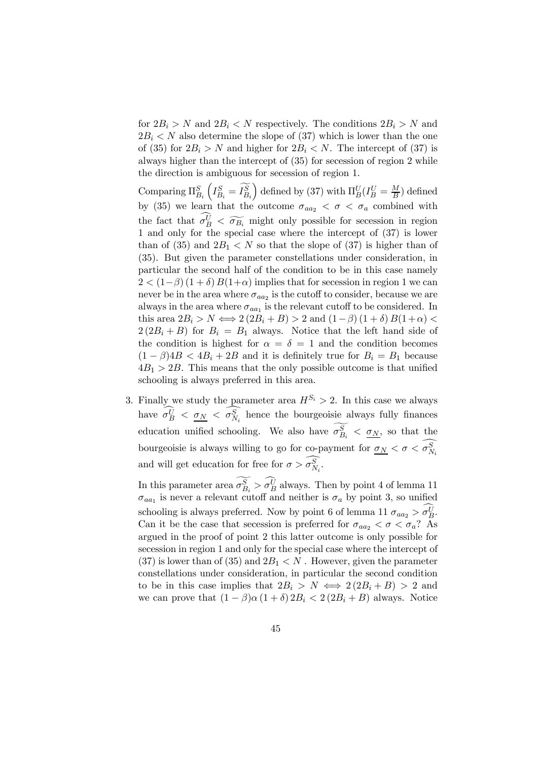for $2B_i > N$ and $2B_i < N$ respectively. The conditions $2B_i > N$ and $2B_i < N$ also determine the slope of (37) which is lower than the one of (35) for $2B_i > N$ and higher for $2B_i < N$. The intercept of (37) is always higher than the intercept of (35) for secession of region 2 while the direction is ambiguous for secession of region 1.

Comparing $\Pi^S_{B_i}\left(I^S_{B_i} = \widetilde{I^S_{B_i}}\right)$ defined by (37) with $\Pi^U_B(I^U_B = \frac{M}{B})$ defined by (35) we learn that the outcome $\sigma_{aa_2} < \sigma < \sigma_a$ combined with the fact that $\widehat{\sigma^U_B} < \widetilde{\sigma_{B_i}}$ might only possible for secession in region 1 and only for the special case where the intercept of (37) is lower than of (35) and $2B_1 < N$ so that the slope of (37) is higher than of (35). But given the parameter constellations under consideration, in particular the second half of the condition to be in this case namely $2 < (1-\beta)(1+\delta)B(1+\alpha)$ implies that for secession in region 1 we can never be in the area where $\sigma_{aa_2}$ is the cutoff to consider, because we are always in the area where $\sigma_{aa_1}$ is the relevant cutoff to be considered. In this area $2B_i > N \iff 2(2B_i + B) > 2$ and $(1-\beta)(1+\delta)B(1+\alpha) < 2(2B_i + B)$ for $B_i = B_1$ always. Notice that the left hand side of the condition is highest for $\alpha = \delta = 1$ and the condition becomes $(1-\beta)4B < 4B_i + 2B$ and it is definitely true for $B_i = B_1$ because $4B_1 > 2B$. This means that the only possible outcome is that unified schooling is always preferred in this area.

3. Finally we study the parameter area $H^{S_i} > 2$. In this case we always have $\widehat{\sigma^U_B} < \underline{\sigma_N} < \widehat{\sigma^S_{N_i}}$ hence the bourgeoisie always fully finances education unified schooling. We also have $\widetilde{\sigma^S_{B_i}} < \underline{\sigma_N}$, so that the bourgeoisie is always willing to go for co-payment for $\underline{\sigma_N} < \sigma < \widehat{\sigma^S_{N_i}}$ and will get education for free for $\sigma > \widehat{\sigma^S_{N_i}}$.

   In this parameter area $\widetilde{\sigma^S_{B_i}} > \widehat{\sigma^U_B}$ always. Then by point 4 of lemma 11 $\sigma_{aa_1}$ is never a relevant cutoff and neither is $\sigma_a$ by point 3, so unified schooling is always preferred. Now by point 6 of lemma 11 $\sigma_{aa_2} > \widehat{\sigma^U_B}$. Can it be the case that secession is preferred for $\sigma_{aa_2} < \sigma < \sigma_a$? As argued in the proof of point 2 this latter outcome is only possible for secession in region 1 and only for the special case where the intercept of (37) is lower than of (35) and $2B_1 < N$ . However, given the parameter constellations under consideration, in particular the second condition to be in this case implies that $2B_i > N \iff 2(2B_i + B) > 2$ and we can prove that $(1-\beta)\alpha(1+\delta)2B_i < 2(2B_i + B)$ always. Notice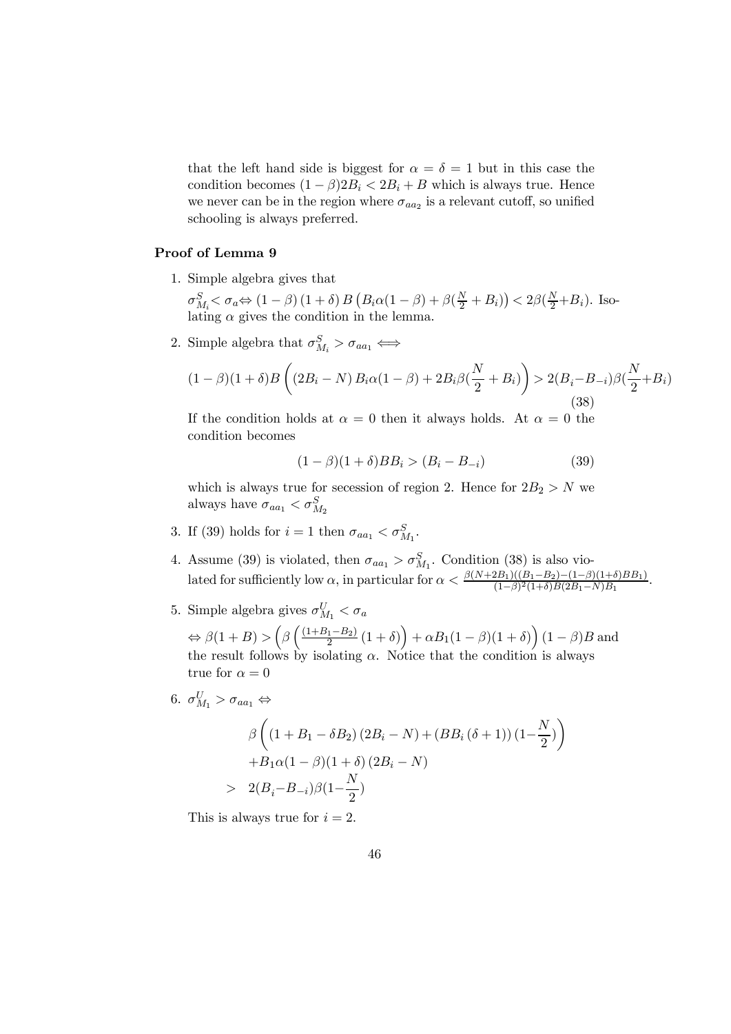that the left hand side is biggest for $\alpha = \delta = 1$ but in this case the condition becomes $(1-\beta)2B_i < 2B_i + B$ which is always true. Hence we never can be in the region where $\sigma_{aa_2}$ is a relevant cutoff, so unified schooling is always preferred.

**Proof of Lemma 9**

1. Simple algebra gives that

   $\sigma^S_{M_i} < \sigma_a \Leftrightarrow (1-\beta)(1+\delta) B \left(B_i \alpha (1-\beta) + \beta(\frac{N}{2} + B_i)\right) < 2\beta(\frac{N}{2} + B_i)$. Isolating $\alpha$ gives the condition in the lemma.

2. Simple algebra that $\sigma^S_{M_i} > \sigma_{aa_1} \Longleftrightarrow$

   $$(1-\beta)(1+\delta)B\left((2B_i - N) B_i \alpha (1-\beta) + 2B_i\beta(\frac{N}{2} + B_i)\right) > 2(B_i - B_{-i})\beta(\frac{N}{2} + B_i) \quad (38)$$

   If the condition holds at $\alpha = 0$ then it always holds. At $\alpha = 0$ the condition becomes

   $$(1-\beta)(1+\delta)BB_i > (B_i - B_{-i}) \quad (39)$$

   which is always true for secession of region 2. Hence for $2B_2 > N$ we always have $\sigma_{aa_1} < \sigma^S_{M_2}$

3. If (39) holds for $i = 1$ then $\sigma_{aa_1} < \sigma^S_{M_1}$.

4. Assume (39) is violated, then $\sigma_{aa_1} > \sigma^S_{M_1}$. Condition (38) is also violated for sufficiently low $\alpha$, in particular for $\alpha < \frac{\beta(N+2B_1)((B_1-B_2)-(1-\beta)(1+\delta)BB_1)}{(1-\beta)^2(1+\delta)B(2B_1-N)B_1}$.

5. Simple algebra gives $\sigma^U_{M_1} < \sigma_a$

   $\Leftrightarrow \beta(1+B) > \left(\beta\left(\frac{(1+B_1-B_2)}{2}(1+\delta)\right) + \alpha B_1(1-\beta)(1+\delta)\right)(1-\beta)B$ and the result follows by isolating $\alpha$. Notice that the condition is always true for $\alpha = 0$

6. $\sigma^U_{M_1} > \sigma_{aa_1} \Leftrightarrow$

   $$\begin{aligned} &\beta\left((1+B_1-\delta B_2)(2B_i - N) + (BB_i(\delta+1))(1 - \frac{N}{2})\right) \\ &+ B_1\alpha(1-\beta)(1+\delta)(2B_i - N) \\ > \;& 2(B_i - B_{-i})\beta(1 - \frac{N}{2}) \end{aligned}$$

   This is always true for $i = 2$.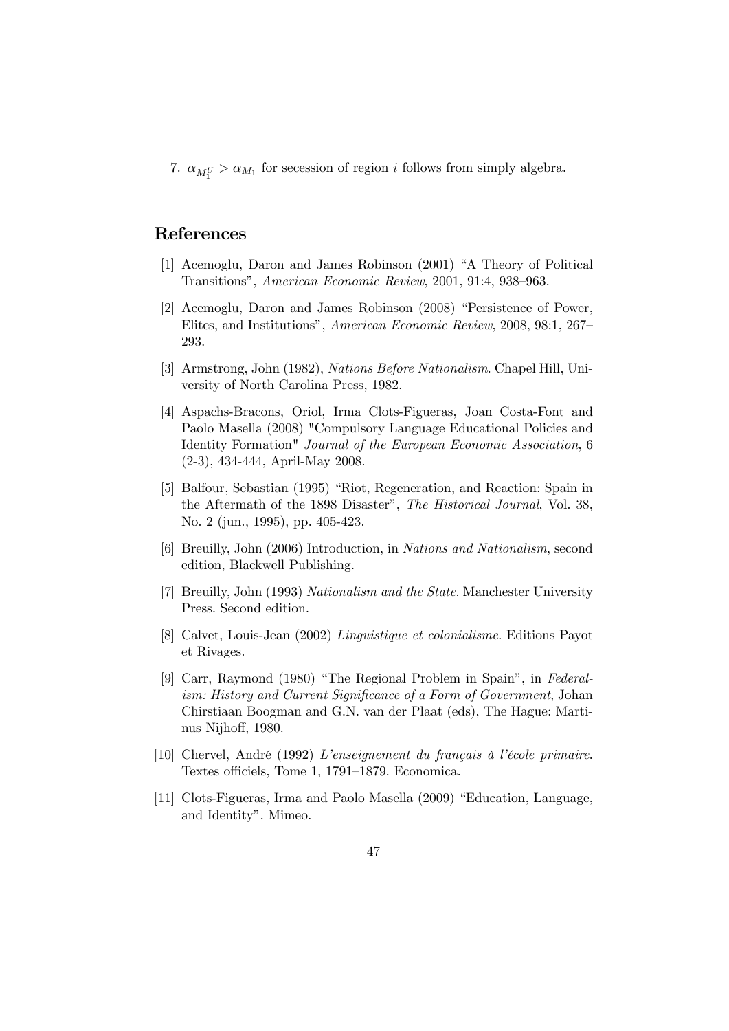7. $\alpha_{M_1^U} > \alpha_{M_1}$ for secession of region $i$ follows from simply algebra.

# References

[1] Acemoglu, Daron and James Robinson (2001) "A Theory of Political Transitions", *American Economic Review*, 2001, 91:4, 938–963.

[2] Acemoglu, Daron and James Robinson (2008) "Persistence of Power, Elites, and Institutions", *American Economic Review*, 2008, 98:1, 267–293.

[3] Armstrong, John (1982), *Nations Before Nationalism*. Chapel Hill, University of North Carolina Press, 1982.

[4] Aspachs-Bracons, Oriol, Irma Clots-Figueras, Joan Costa-Font and Paolo Masella (2008) "Compulsory Language Educational Policies and Identity Formation" *Journal of the European Economic Association*, 6 (2-3), 434-444, April-May 2008.

[5] Balfour, Sebastian (1995) "Riot, Regeneration, and Reaction: Spain in the Aftermath of the 1898 Disaster", *The Historical Journal*, Vol. 38, No. 2 (jun., 1995), pp. 405-423.

[6] Breuilly, John (2006) Introduction, in *Nations and Nationalism*, second edition, Blackwell Publishing.

[7] Breuilly, John (1993) *Nationalism and the State*. Manchester University Press. Second edition.

[8] Calvet, Louis-Jean (2002) *Linguistique et colonialisme*. Editions Payot et Rivages.

[9] Carr, Raymond (1980) "The Regional Problem in Spain", in *Federalism: History and Current Significance of a Form of Government*, Johan Chirstiaan Boogman and G.N. van der Plaat (eds), The Hague: Martinus Nijhoff, 1980.

[10] Chervel, André (1992) *L'enseignement du français à l'école primaire*. Textes officiels, Tome 1, 1791–1879. Economica.

[11] Clots-Figueras, Irma and Paolo Masella (2009) "Education, Language, and Identity". Mimeo.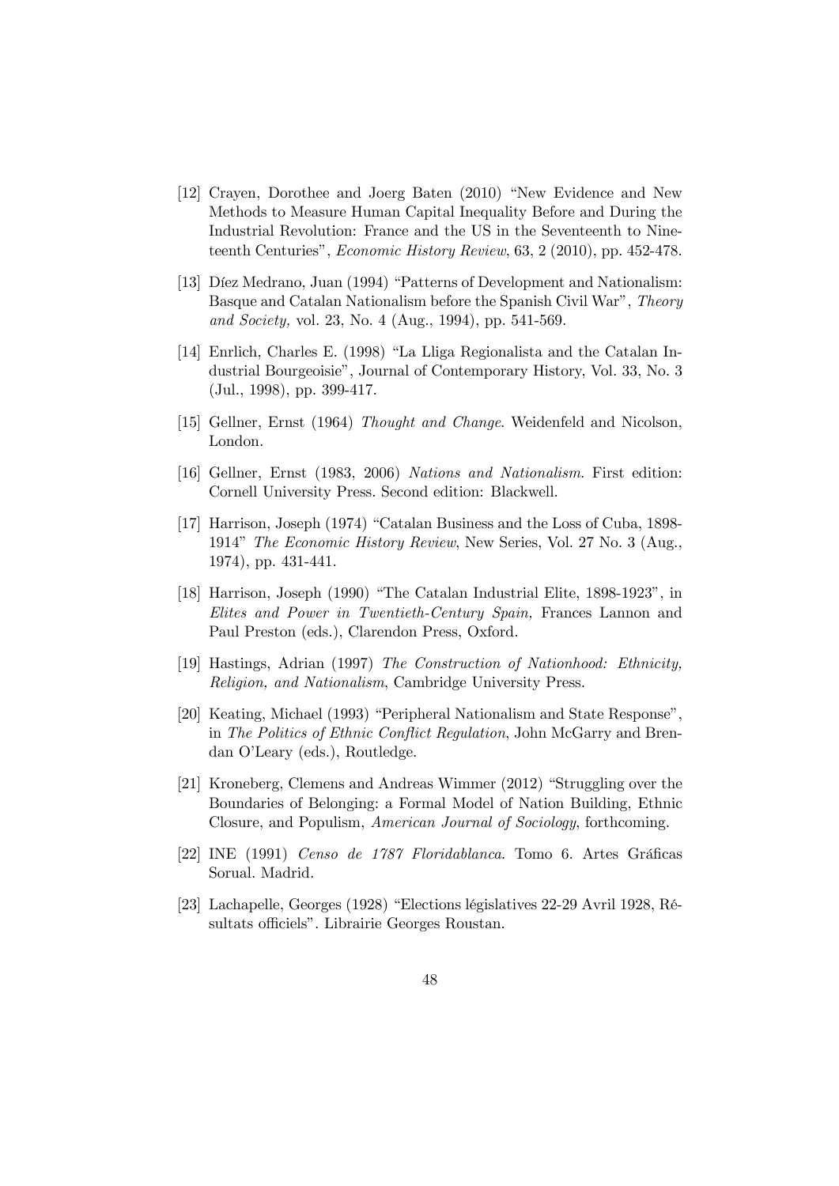[12] Crayen, Dorothee and Joerg Baten (2010) "New Evidence and New Methods to Measure Human Capital Inequality Before and During the Industrial Revolution: France and the US in the Seventeenth to Nineteenth Centuries", *Economic History Review*, 63, 2 (2010), pp. 452-478.

[13] Díez Medrano, Juan (1994) "Patterns of Development and Nationalism: Basque and Catalan Nationalism before the Spanish Civil War", *Theory and Society,* vol. 23, No. 4 (Aug., 1994), pp. 541-569.

[14] Enrlich, Charles E. (1998) "La Lliga Regionalista and the Catalan Industrial Bourgeoisie", Journal of Contemporary History, Vol. 33, No. 3 (Jul., 1998), pp. 399-417.

[15] Gellner, Ernst (1964) *Thought and Change*. Weidenfeld and Nicolson, London.

[16] Gellner, Ernst (1983, 2006) *Nations and Nationalism*. First edition: Cornell University Press. Second edition: Blackwell.

[17] Harrison, Joseph (1974) "Catalan Business and the Loss of Cuba, 1898-1914" *The Economic History Review*, New Series, Vol. 27 No. 3 (Aug., 1974), pp. 431-441.

[18] Harrison, Joseph (1990) "The Catalan Industrial Elite, 1898-1923", in *Elites and Power in Twentieth-Century Spain,* Frances Lannon and Paul Preston (eds.), Clarendon Press, Oxford.

[19] Hastings, Adrian (1997) *The Construction of Nationhood: Ethnicity, Religion, and Nationalism*, Cambridge University Press.

[20] Keating, Michael (1993) "Peripheral Nationalism and State Response", in *The Politics of Ethnic Conflict Regulation*, John McGarry and Brendan O'Leary (eds.), Routledge.

[21] Kroneberg, Clemens and Andreas Wimmer (2012) "Struggling over the Boundaries of Belonging: a Formal Model of Nation Building, Ethnic Closure, and Populism, *American Journal of Sociology*, forthcoming.

[22] INE (1991) *Censo de 1787 Floridablanca*. Tomo 6. Artes Gráficas Sorual. Madrid.

[23] Lachapelle, Georges (1928) "Elections législatives 22-29 Avril 1928, Résultats officiels". Librairie Georges Roustan.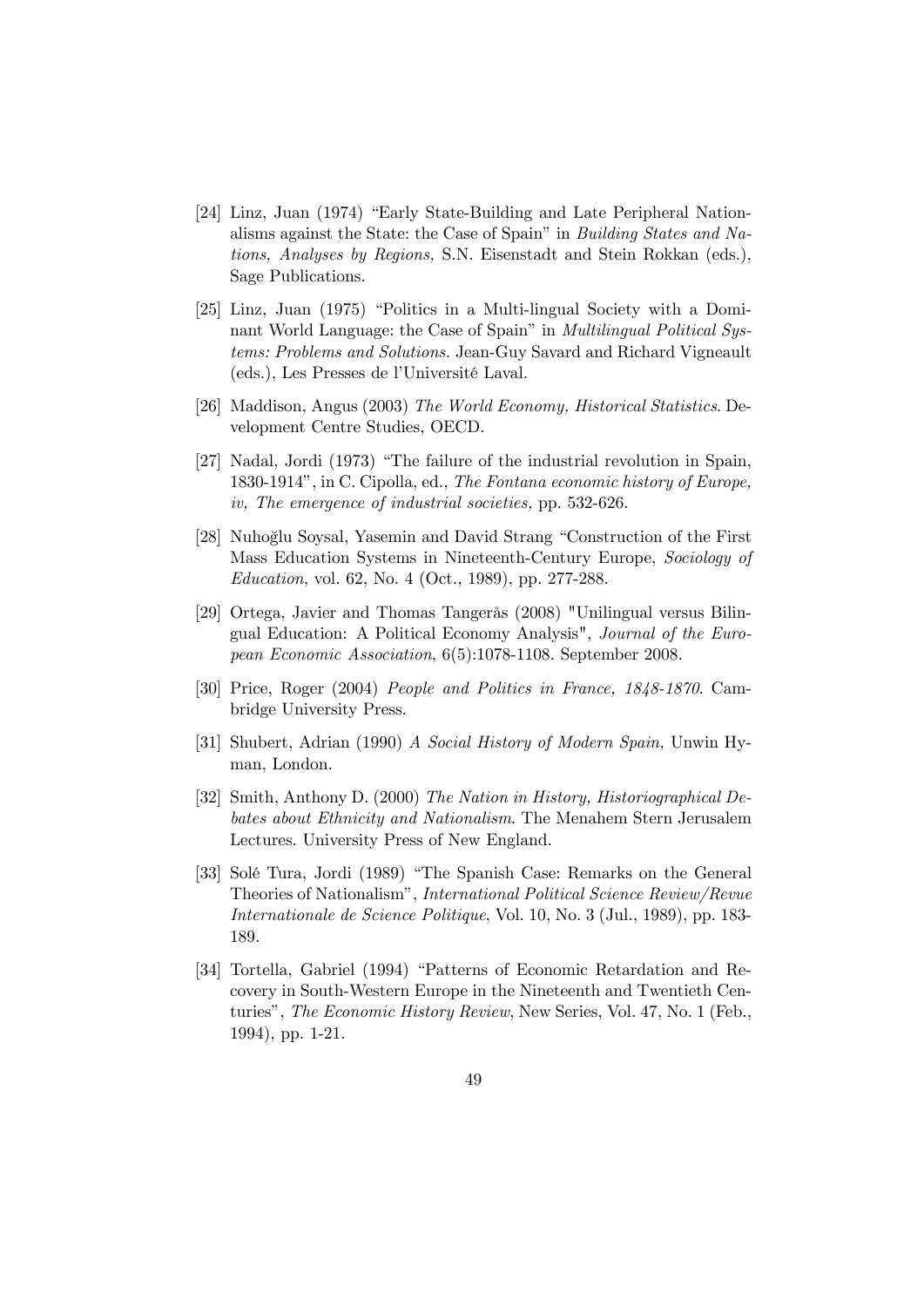[24] Linz, Juan (1974) "Early State-Building and Late Peripheral Nationalisms against the State: the Case of Spain" in *Building States and Nations, Analyses by Regions,* S.N. Eisenstadt and Stein Rokkan (eds.), Sage Publications.

[25] Linz, Juan (1975) "Politics in a Multi-lingual Society with a Dominant World Language: the Case of Spain" in *Multilingual Political Systems: Problems and Solutions.* Jean-Guy Savard and Richard Vigneault (eds.), Les Presses de l'Université Laval.

[26] Maddison, Angus (2003) *The World Economy, Historical Statistics*. Development Centre Studies, OECD.

[27] Nadal, Jordi (1973) "The failure of the industrial revolution in Spain, 1830-1914", in C. Cipolla, ed., *The Fontana economic history of Europe, iv, The emergence of industrial societies,* pp. 532-626.

[28] Nuhoğlu Soysal, Yasemin and David Strang "Construction of the First Mass Education Systems in Nineteenth-Century Europe, *Sociology of Education*, vol. 62, No. 4 (Oct., 1989), pp. 277-288.

[29] Ortega, Javier and Thomas Tangerås (2008) "Unilingual versus Bilingual Education: A Political Economy Analysis", *Journal of the European Economic Association*, 6(5):1078-1108. September 2008.

[30] Price, Roger (2004) *People and Politics in France, 1848-1870*. Cambridge University Press.

[31] Shubert, Adrian (1990) *A Social History of Modern Spain,* Unwin Hyman, London.

[32] Smith, Anthony D. (2000) *The Nation in History, Historiographical Debates about Ethnicity and Nationalism*. The Menahem Stern Jerusalem Lectures. University Press of New England.

[33] Solé Tura, Jordi (1989) "The Spanish Case: Remarks on the General Theories of Nationalism", *International Political Science Review/Revue Internationale de Science Politique*, Vol. 10, No. 3 (Jul., 1989), pp. 183-189.

[34] Tortella, Gabriel (1994) "Patterns of Economic Retardation and Recovery in South-Western Europe in the Nineteenth and Twentieth Centuries", *The Economic History Review*, New Series, Vol. 47, No. 1 (Feb., 1994), pp. 1-21.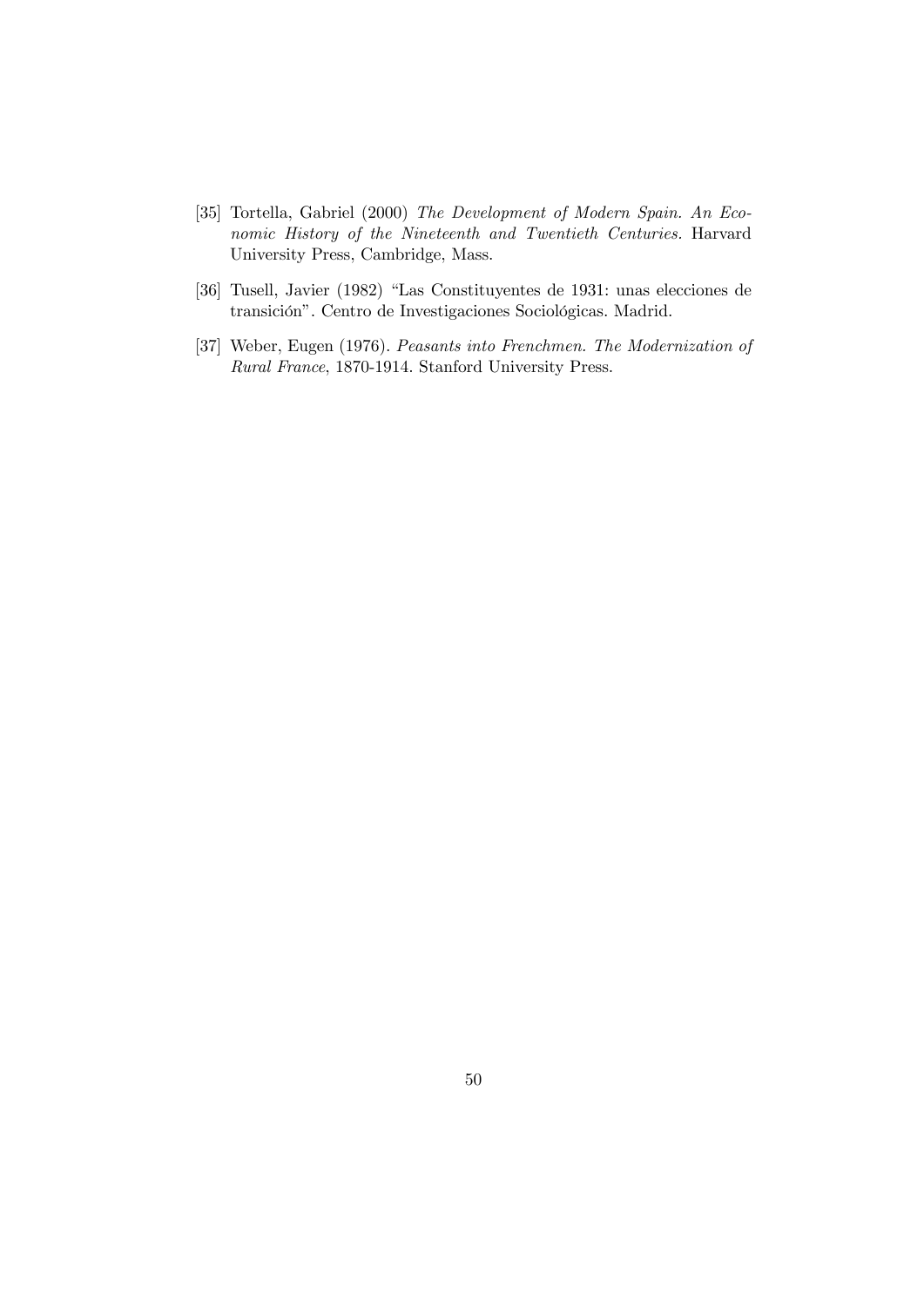[35] Tortella, Gabriel (2000) *The Development of Modern Spain. An Economic History of the Nineteenth and Twentieth Centuries.* Harvard University Press, Cambridge, Mass.

[36] Tusell, Javier (1982) "Las Constituyentes de 1931: unas elecciones de transición". Centro de Investigaciones Sociológicas. Madrid.

[37] Weber, Eugen (1976). *Peasants into Frenchmen. The Modernization of Rural France*, 1870-1914. Stanford University Press.